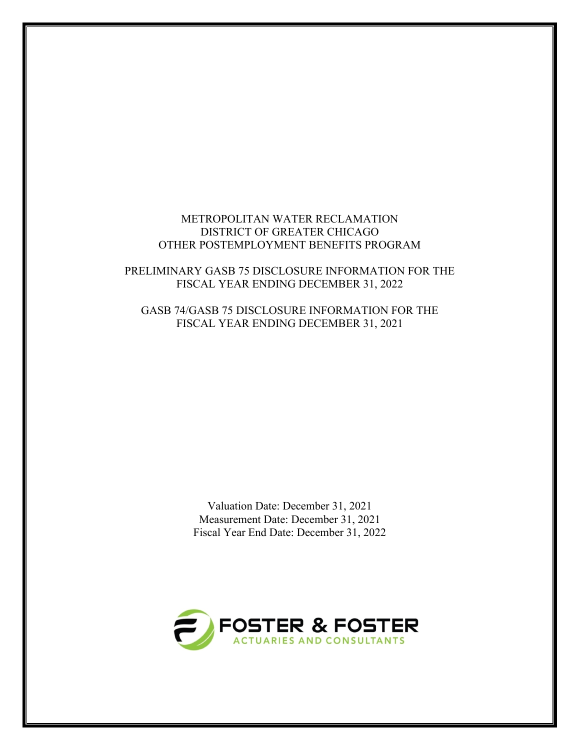# METROPOLITAN WATER RECLAMATION DISTRICT OF GREATER CHICAGO OTHER POSTEMPLOYMENT BENEFITS PROGRAM

## PRELIMINARY GASB 75 DISCLOSURE INFORMATION FOR THE FISCAL YEAR ENDING DECEMBER 31, 2022

## GASB 74/GASB 75 DISCLOSURE INFORMATION FOR THE FISCAL YEAR ENDING DECEMBER 31, 2021

Valuation Date: December 31, 2021
Measurement Date: December 31, 2021
Fiscal Year End Date: December 31, 2022

FOSTER & FOSTER
ACTUARIES AND CONSULTANTS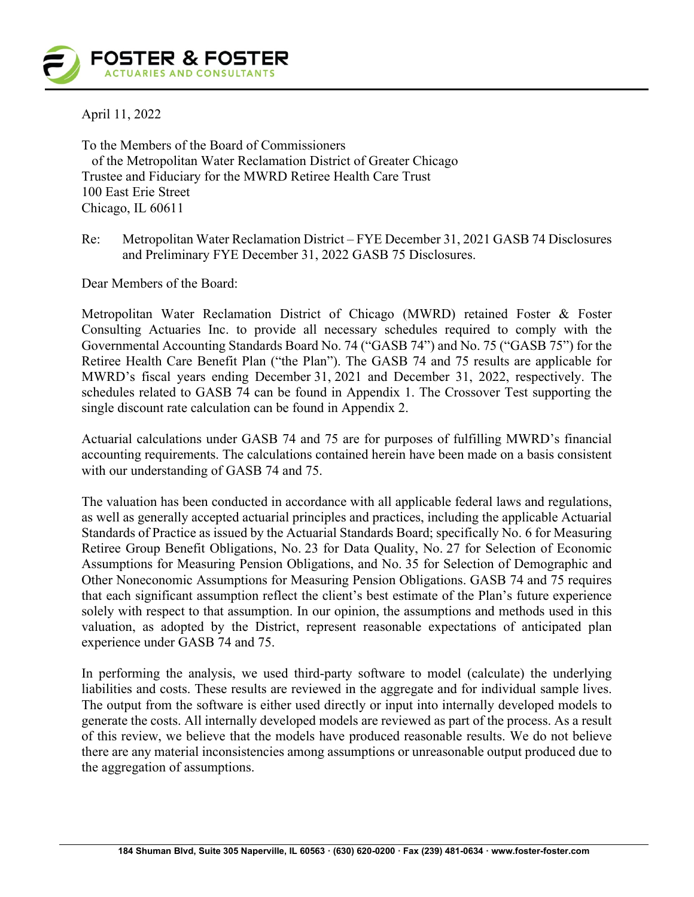April 11, 2022

To the Members of the Board of Commissioners
of the Metropolitan Water Reclamation District of Greater Chicago
Trustee and Fiduciary for the MWRD Retiree Health Care Trust
100 East Erie Street
Chicago, IL 60611

Re: Metropolitan Water Reclamation District – FYE December 31, 2021 GASB 74 Disclosures and Preliminary FYE December 31, 2022 GASB 75 Disclosures.

Dear Members of the Board:

Metropolitan Water Reclamation District of Chicago (MWRD) retained Foster & Foster Consulting Actuaries Inc. to provide all necessary schedules required to comply with the Governmental Accounting Standards Board No. 74 ("GASB 74") and No. 75 ("GASB 75") for the Retiree Health Care Benefit Plan ("the Plan"). The GASB 74 and 75 results are applicable for MWRD's fiscal years ending December 31, 2021 and December 31, 2022, respectively. The schedules related to GASB 74 can be found in Appendix 1. The Crossover Test supporting the single discount rate calculation can be found in Appendix 2.

Actuarial calculations under GASB 74 and 75 are for purposes of fulfilling MWRD's financial accounting requirements. The calculations contained herein have been made on a basis consistent with our understanding of GASB 74 and 75.

The valuation has been conducted in accordance with all applicable federal laws and regulations, as well as generally accepted actuarial principles and practices, including the applicable Actuarial Standards of Practice as issued by the Actuarial Standards Board; specifically No. 6 for Measuring Retiree Group Benefit Obligations, No. 23 for Data Quality, No. 27 for Selection of Economic Assumptions for Measuring Pension Obligations, and No. 35 for Selection of Demographic and Other Noneconomic Assumptions for Measuring Pension Obligations. GASB 74 and 75 requires that each significant assumption reflect the client's best estimate of the Plan's future experience solely with respect to that assumption. In our opinion, the assumptions and methods used in this valuation, as adopted by the District, represent reasonable expectations of anticipated plan experience under GASB 74 and 75.

In performing the analysis, we used third-party software to model (calculate) the underlying liabilities and costs. These results are reviewed in the aggregate and for individual sample lives. The output from the software is either used directly or input into internally developed models to generate the costs. All internally developed models are reviewed as part of the process. As a result of this review, we believe that the models have produced reasonable results. We do not believe there are any material inconsistencies among assumptions or unreasonable output produced due to the aggregation of assumptions.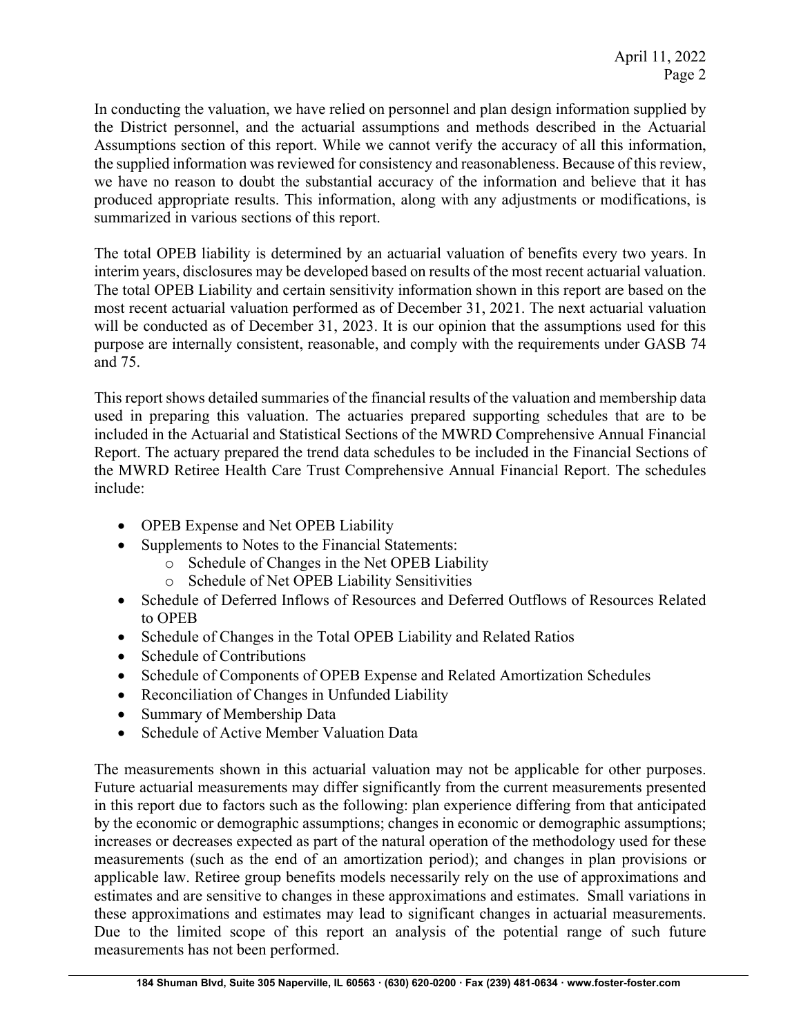In conducting the valuation, we have relied on personnel and plan design information supplied by the District personnel, and the actuarial assumptions and methods described in the Actuarial Assumptions section of this report. While we cannot verify the accuracy of all this information, the supplied information was reviewed for consistency and reasonableness. Because of this review, we have no reason to doubt the substantial accuracy of the information and believe that it has produced appropriate results. This information, along with any adjustments or modifications, is summarized in various sections of this report.

The total OPEB liability is determined by an actuarial valuation of benefits every two years. In interim years, disclosures may be developed based on results of the most recent actuarial valuation. The total OPEB Liability and certain sensitivity information shown in this report are based on the most recent actuarial valuation performed as of December 31, 2021. The next actuarial valuation will be conducted as of December 31, 2023. It is our opinion that the assumptions used for this purpose are internally consistent, reasonable, and comply with the requirements under GASB 74 and 75.

This report shows detailed summaries of the financial results of the valuation and membership data used in preparing this valuation. The actuaries prepared supporting schedules that are to be included in the Actuarial and Statistical Sections of the MWRD Comprehensive Annual Financial Report. The actuary prepared the trend data schedules to be included in the Financial Sections of the MWRD Retiree Health Care Trust Comprehensive Annual Financial Report. The schedules include:

- OPEB Expense and Net OPEB Liability
- Supplements to Notes to the Financial Statements:
  - Schedule of Changes in the Net OPEB Liability
  - Schedule of Net OPEB Liability Sensitivities
- Schedule of Deferred Inflows of Resources and Deferred Outflows of Resources Related to OPEB
- Schedule of Changes in the Total OPEB Liability and Related Ratios
- Schedule of Contributions
- Schedule of Components of OPEB Expense and Related Amortization Schedules
- Reconciliation of Changes in Unfunded Liability
- Summary of Membership Data
- Schedule of Active Member Valuation Data

The measurements shown in this actuarial valuation may not be applicable for other purposes. Future actuarial measurements may differ significantly from the current measurements presented in this report due to factors such as the following: plan experience differing from that anticipated by the economic or demographic assumptions; changes in economic or demographic assumptions; increases or decreases expected as part of the natural operation of the methodology used for these measurements (such as the end of an amortization period); and changes in plan provisions or applicable law. Retiree group benefits models necessarily rely on the use of approximations and estimates and are sensitive to changes in these approximations and estimates. Small variations in these approximations and estimates may lead to significant changes in actuarial measurements. Due to the limited scope of this report an analysis of the potential range of such future measurements has not been performed.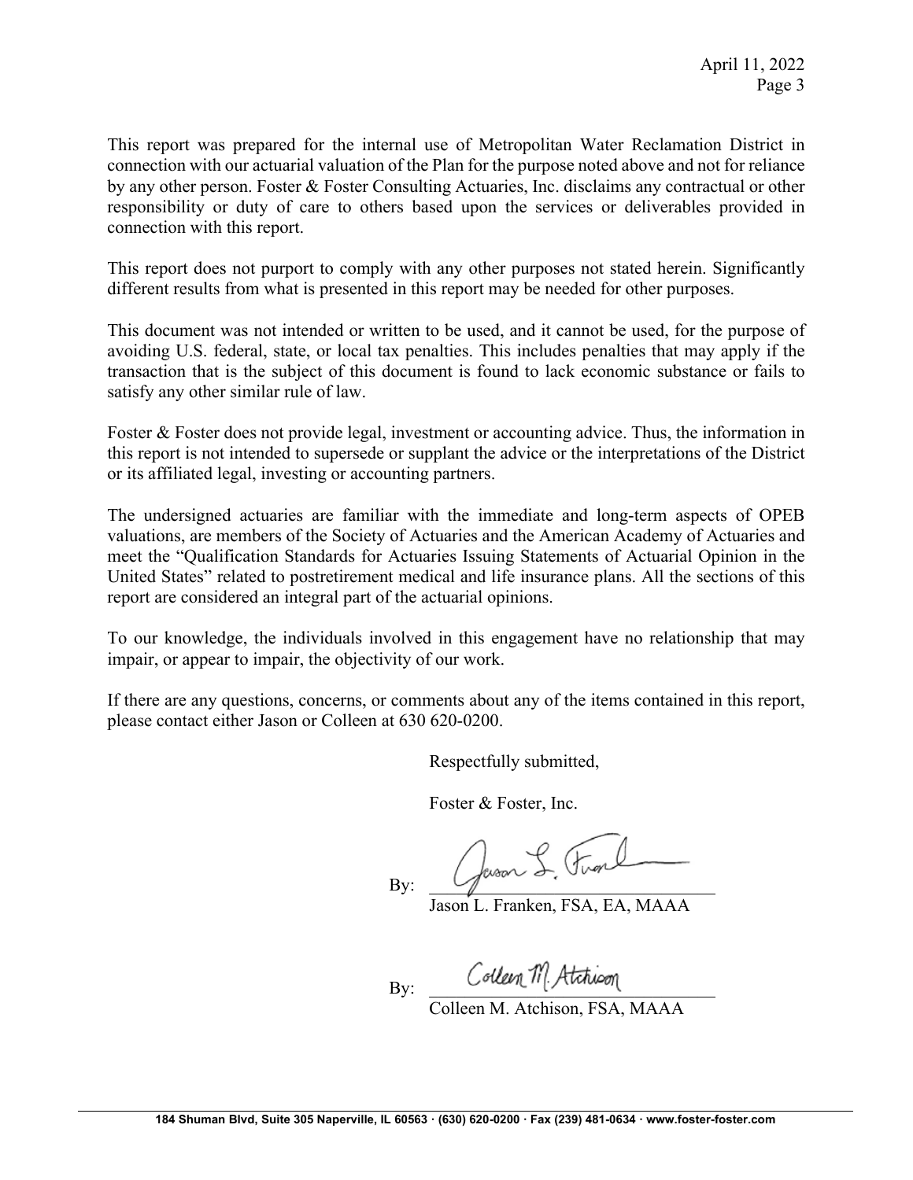This report was prepared for the internal use of Metropolitan Water Reclamation District in connection with our actuarial valuation of the Plan for the purpose noted above and not for reliance by any other person. Foster & Foster Consulting Actuaries, Inc. disclaims any contractual or other responsibility or duty of care to others based upon the services or deliverables provided in connection with this report.

This report does not purport to comply with any other purposes not stated herein. Significantly different results from what is presented in this report may be needed for other purposes.

This document was not intended or written to be used, and it cannot be used, for the purpose of avoiding U.S. federal, state, or local tax penalties. This includes penalties that may apply if the transaction that is the subject of this document is found to lack economic substance or fails to satisfy any other similar rule of law.

Foster & Foster does not provide legal, investment or accounting advice. Thus, the information in this report is not intended to supersede or supplant the advice or the interpretations of the District or its affiliated legal, investing or accounting partners.

The undersigned actuaries are familiar with the immediate and long-term aspects of OPEB valuations, are members of the Society of Actuaries and the American Academy of Actuaries and meet the "Qualification Standards for Actuaries Issuing Statements of Actuarial Opinion in the United States" related to postretirement medical and life insurance plans. All the sections of this report are considered an integral part of the actuarial opinions.

To our knowledge, the individuals involved in this engagement have no relationship that may impair, or appear to impair, the objectivity of our work.

If there are any questions, concerns, or comments about any of the items contained in this report, please contact either Jason or Colleen at 630 620-0200.

Respectfully submitted,

Foster & Foster, Inc.

By: ______________________________
Jason L. Franken, FSA, EA, MAAA

By: ______________________________
Colleen M. Atchison, FSA, MAAA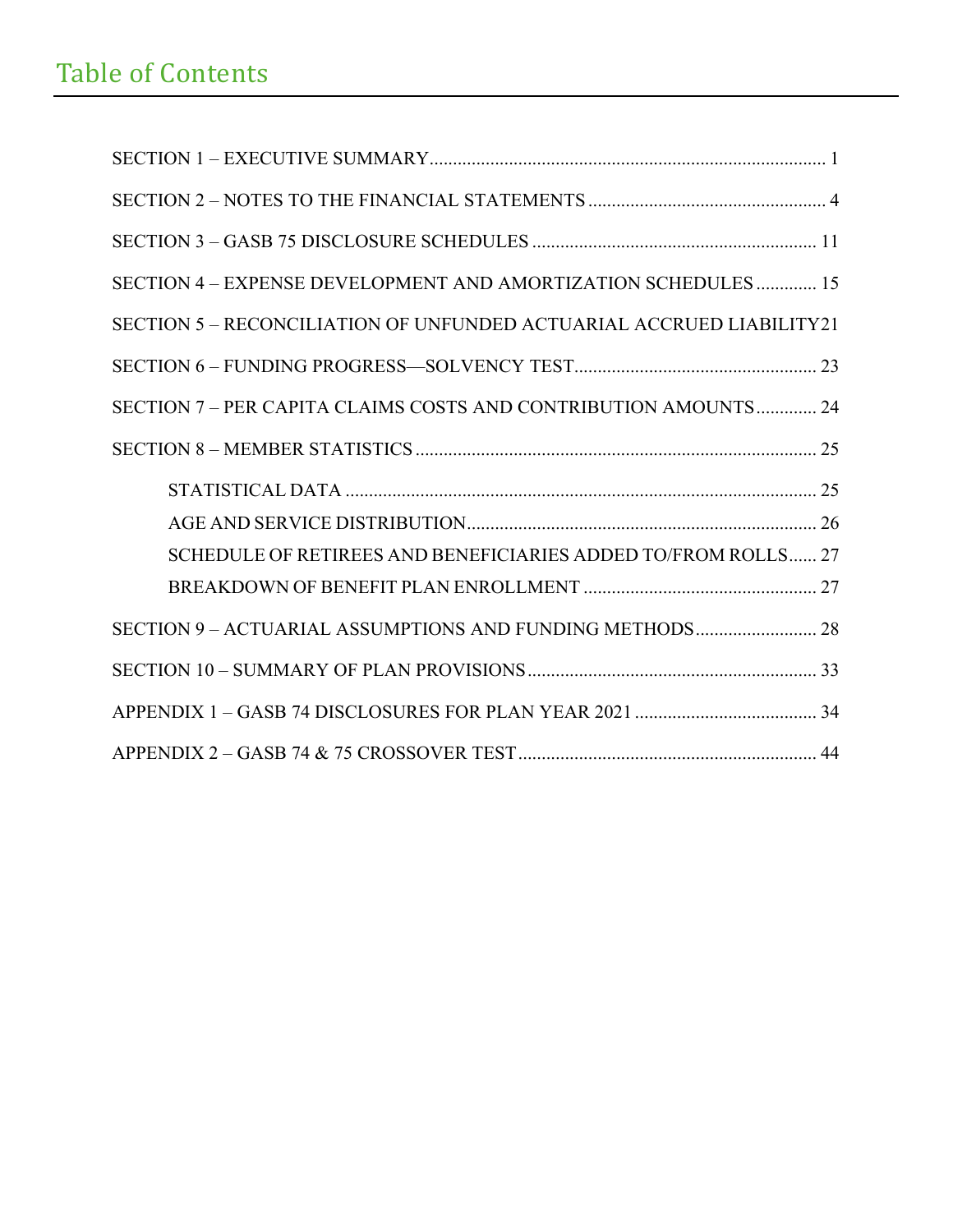# Table of Contents

SECTION 1 – EXECUTIVE SUMMARY ..................................................................................... 1

SECTION 2 – NOTES TO THE FINANCIAL STATEMENTS ................................................... 4

SECTION 3 – GASB 75 DISCLOSURE SCHEDULES ............................................................ 11

SECTION 4 – EXPENSE DEVELOPMENT AND AMORTIZATION SCHEDULES ............. 15

SECTION 5 – RECONCILIATION OF UNFUNDED ACTUARIAL ACCRUED LIABILITY 21

SECTION 6 – FUNDING PROGRESS—SOLVENCY TEST .................................................... 23

SECTION 7 – PER CAPITA CLAIMS COSTS AND CONTRIBUTION AMOUNTS ............. 24

SECTION 8 – MEMBER STATISTICS ...................................................................................... 25

- STATISTICAL DATA ..................................................................................................... 25
- AGE AND SERVICE DISTRIBUTION ........................................................................... 26
- SCHEDULE OF RETIREES AND BENEFICIARIES ADDED TO/FROM ROLLS ...... 27
- BREAKDOWN OF BENEFIT PLAN ENROLLMENT .................................................. 27

SECTION 9 – ACTUARIAL ASSUMPTIONS AND FUNDING METHODS .......................... 28

SECTION 10 – SUMMARY OF PLAN PROVISIONS .............................................................. 33

APPENDIX 1 – GASB 74 DISCLOSURES FOR PLAN YEAR 2021 ....................................... 34

APPENDIX 2 – GASB 74 & 75 CROSSOVER TEST ................................................................ 44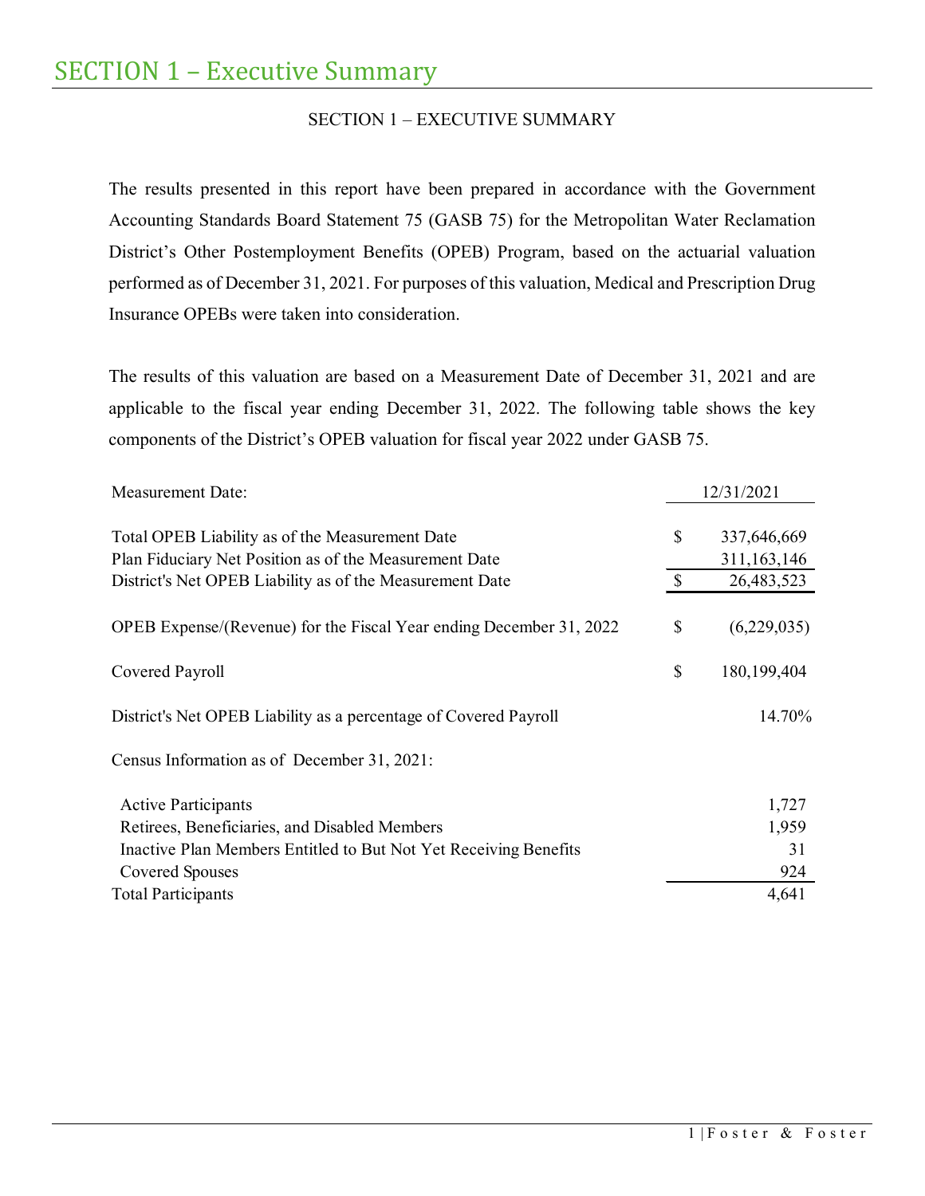# SECTION 1 – Executive Summary

SECTION 1 – EXECUTIVE SUMMARY

The results presented in this report have been prepared in accordance with the Government Accounting Standards Board Statement 75 (GASB 75) for the Metropolitan Water Reclamation District's Other Postemployment Benefits (OPEB) Program, based on the actuarial valuation performed as of December 31, 2021. For purposes of this valuation, Medical and Prescription Drug Insurance OPEBs were taken into consideration.

The results of this valuation are based on a Measurement Date of December 31, 2021 and are applicable to the fiscal year ending December 31, 2022. The following table shows the key components of the District's OPEB valuation for fiscal year 2022 under GASB 75.

| Measurement Date: | | 12/31/2021 |
|---|---|---|
| Total OPEB Liability as of the Measurement Date | $ | 337,646,669 |
| Plan Fiduciary Net Position as of the Measurement Date | | 311,163,146 |
| District's Net OPEB Liability as of the Measurement Date | $ | 26,483,523 |
| OPEB Expense/(Revenue) for the Fiscal Year ending December 31, 2022 | $ | (6,229,035) |
| Covered Payroll | $ | 180,199,404 |
| District's Net OPEB Liability as a percentage of Covered Payroll | | 14.70% |
| Census Information as of December 31, 2021: | | |
| Active Participants | | 1,727 |
| Retirees, Beneficiaries, and Disabled Members | | 1,959 |
| Inactive Plan Members Entitled to But Not Yet Receiving Benefits | | 31 |
| Covered Spouses | | 924 |
| Total Participants | | 4,641 |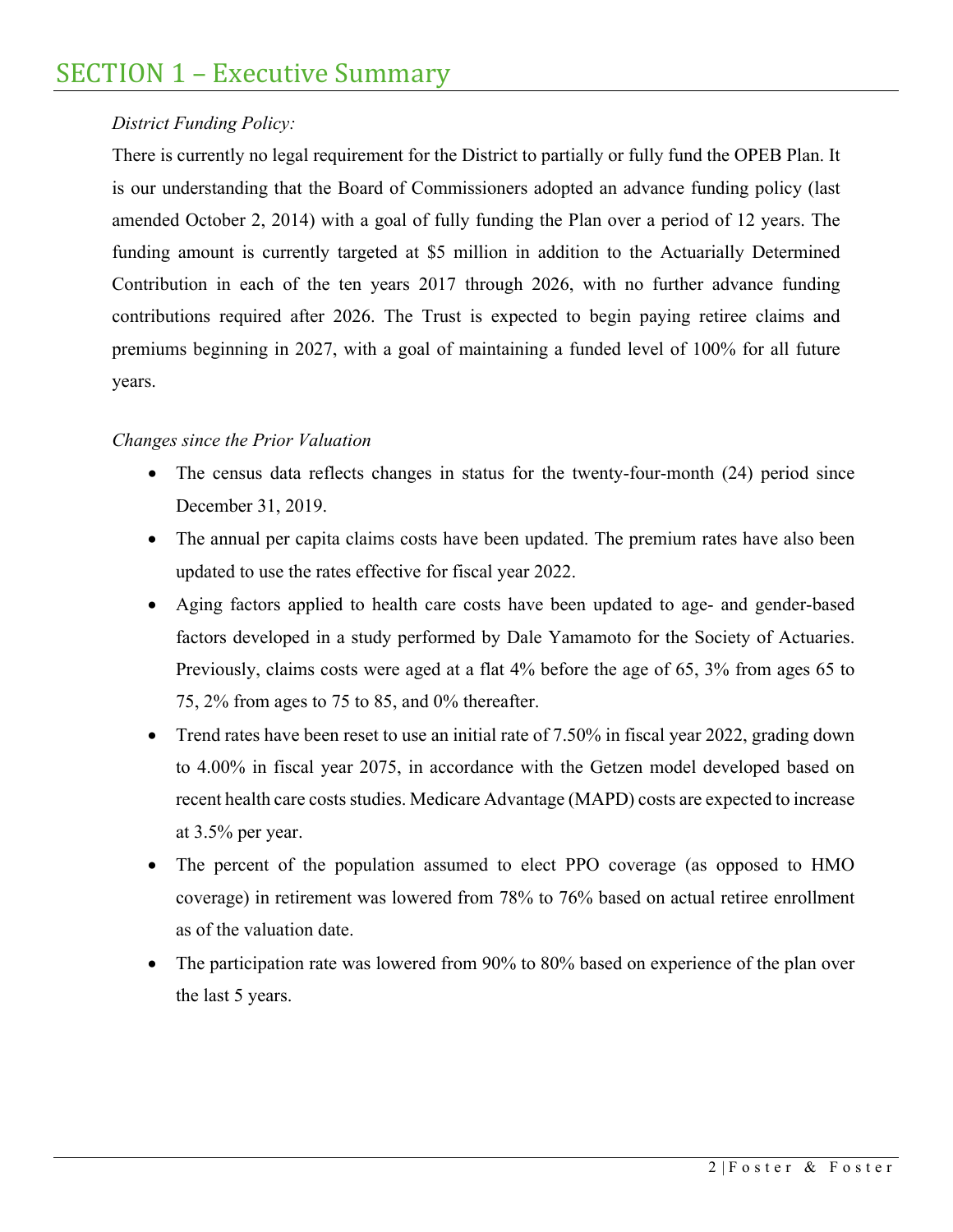# SECTION 1 – Executive Summary

*District Funding Policy:*

There is currently no legal requirement for the District to partially or fully fund the OPEB Plan. It is our understanding that the Board of Commissioners adopted an advance funding policy (last amended October 2, 2014) with a goal of fully funding the Plan over a period of 12 years. The funding amount is currently targeted at $5 million in addition to the Actuarially Determined Contribution in each of the ten years 2017 through 2026, with no further advance funding contributions required after 2026. The Trust is expected to begin paying retiree claims and premiums beginning in 2027, with a goal of maintaining a funded level of 100% for all future years.

*Changes since the Prior Valuation*

- The census data reflects changes in status for the twenty-four-month (24) period since December 31, 2019.
- The annual per capita claims costs have been updated. The premium rates have also been updated to use the rates effective for fiscal year 2022.
- Aging factors applied to health care costs have been updated to age- and gender-based factors developed in a study performed by Dale Yamamoto for the Society of Actuaries. Previously, claims costs were aged at a flat 4% before the age of 65, 3% from ages 65 to 75, 2% from ages to 75 to 85, and 0% thereafter.
- Trend rates have been reset to use an initial rate of 7.50% in fiscal year 2022, grading down to 4.00% in fiscal year 2075, in accordance with the Getzen model developed based on recent health care costs studies. Medicare Advantage (MAPD) costs are expected to increase at 3.5% per year.
- The percent of the population assumed to elect PPO coverage (as opposed to HMO coverage) in retirement was lowered from 78% to 76% based on actual retiree enrollment as of the valuation date.
- The participation rate was lowered from 90% to 80% based on experience of the plan over the last 5 years.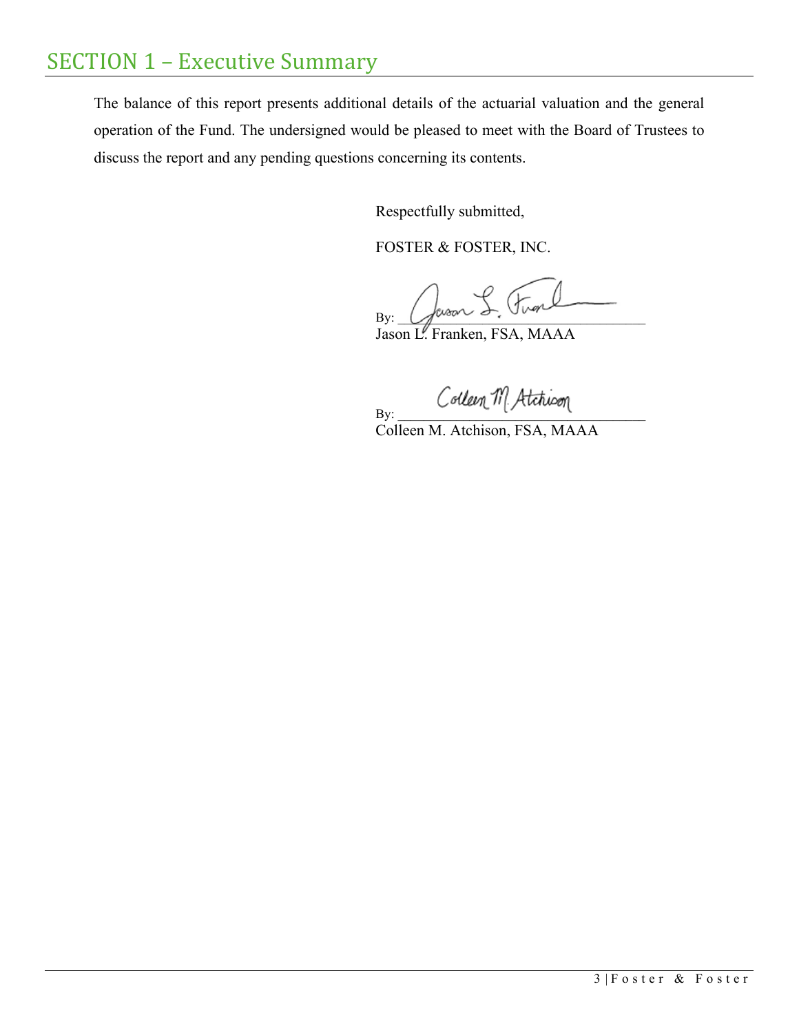# SECTION 1 – Executive Summary

The balance of this report presents additional details of the actuarial valuation and the general operation of the Fund. The undersigned would be pleased to meet with the Board of Trustees to discuss the report and any pending questions concerning its contents.

Respectfully submitted,

FOSTER & FOSTER, INC.

By: ___________________________
Jason L. Franken, FSA, MAAA

By: ___________________________
Colleen M. Atchison, FSA, MAAA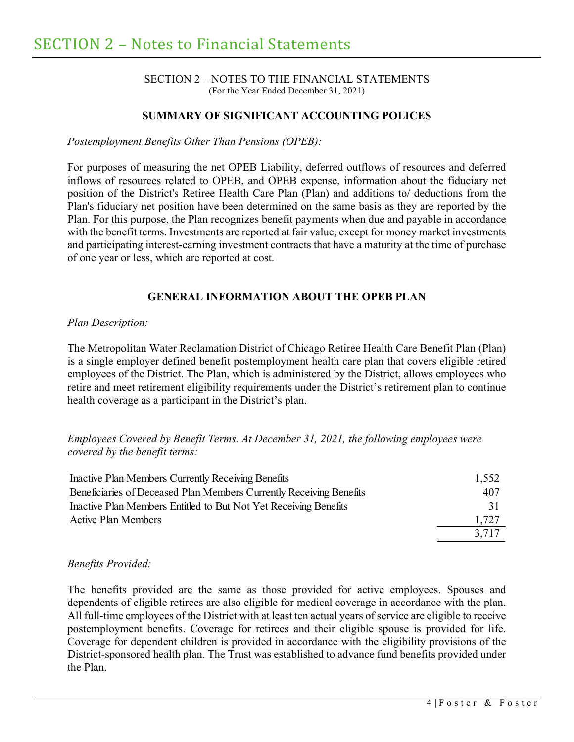# SECTION 2 – Notes to Financial Statements

SECTION 2 – NOTES TO THE FINANCIAL STATEMENTS
(For the Year Ended December 31, 2021)

## SUMMARY OF SIGNIFICANT ACCOUNTING POLICES

*Postemployment Benefits Other Than Pensions (OPEB):*

For purposes of measuring the net OPEB Liability, deferred outflows of resources and deferred inflows of resources related to OPEB, and OPEB expense, information about the fiduciary net position of the District's Retiree Health Care Plan (Plan) and additions to/ deductions from the Plan's fiduciary net position have been determined on the same basis as they are reported by the Plan. For this purpose, the Plan recognizes benefit payments when due and payable in accordance with the benefit terms. Investments are reported at fair value, except for money market investments and participating interest-earning investment contracts that have a maturity at the time of purchase of one year or less, which are reported at cost.

## GENERAL INFORMATION ABOUT THE OPEB PLAN

*Plan Description:*

The Metropolitan Water Reclamation District of Chicago Retiree Health Care Benefit Plan (Plan) is a single employer defined benefit postemployment health care plan that covers eligible retired employees of the District. The Plan, which is administered by the District, allows employees who retire and meet retirement eligibility requirements under the District's retirement plan to continue health coverage as a participant in the District's plan.

*Employees Covered by Benefit Terms. At December 31, 2021, the following employees were covered by the benefit terms:*

| | |
|---|---:|
| Inactive Plan Members Currently Receiving Benefits | 1,552 |
| Beneficiaries of Deceased Plan Members Currently Receiving Benefits | 407 |
| Inactive Plan Members Entitled to But Not Yet Receiving Benefits | 31 |
| Active Plan Members | 1,727 |
| | 3,717 |

*Benefits Provided:*

The benefits provided are the same as those provided for active employees. Spouses and dependents of eligible retirees are also eligible for medical coverage in accordance with the plan. All full-time employees of the District with at least ten actual years of service are eligible to receive postemployment benefits. Coverage for retirees and their eligible spouse is provided for life. Coverage for dependent children is provided in accordance with the eligibility provisions of the District-sponsored health plan. The Trust was established to advance fund benefits provided under the Plan.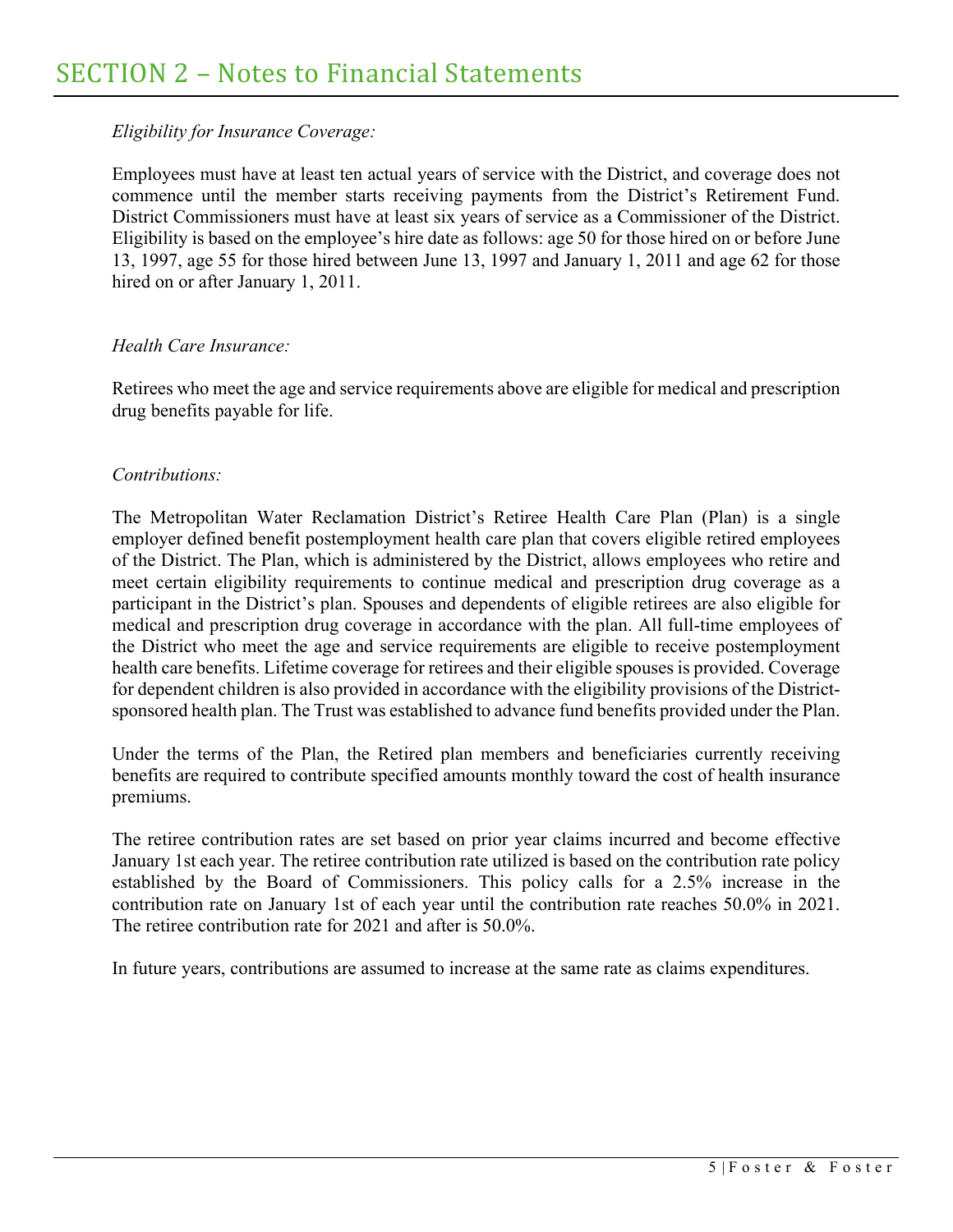# SECTION 2 – Notes to Financial Statements

*Eligibility for Insurance Coverage:*

Employees must have at least ten actual years of service with the District, and coverage does not commence until the member starts receiving payments from the District's Retirement Fund. District Commissioners must have at least six years of service as a Commissioner of the District. Eligibility is based on the employee's hire date as follows: age 50 for those hired on or before June 13, 1997, age 55 for those hired between June 13, 1997 and January 1, 2011 and age 62 for those hired on or after January 1, 2011.

*Health Care Insurance:*

Retirees who meet the age and service requirements above are eligible for medical and prescription drug benefits payable for life.

*Contributions:*

The Metropolitan Water Reclamation District's Retiree Health Care Plan (Plan) is a single employer defined benefit postemployment health care plan that covers eligible retired employees of the District. The Plan, which is administered by the District, allows employees who retire and meet certain eligibility requirements to continue medical and prescription drug coverage as a participant in the District's plan. Spouses and dependents of eligible retirees are also eligible for medical and prescription drug coverage in accordance with the plan. All full-time employees of the District who meet the age and service requirements are eligible to receive postemployment health care benefits. Lifetime coverage for retirees and their eligible spouses is provided. Coverage for dependent children is also provided in accordance with the eligibility provisions of the District-sponsored health plan. The Trust was established to advance fund benefits provided under the Plan.

Under the terms of the Plan, the Retired plan members and beneficiaries currently receiving benefits are required to contribute specified amounts monthly toward the cost of health insurance premiums.

The retiree contribution rates are set based on prior year claims incurred and become effective January 1st each year. The retiree contribution rate utilized is based on the contribution rate policy established by the Board of Commissioners. This policy calls for a 2.5% increase in the contribution rate on January 1st of each year until the contribution rate reaches 50.0% in 2021. The retiree contribution rate for 2021 and after is 50.0%.

In future years, contributions are assumed to increase at the same rate as claims expenditures.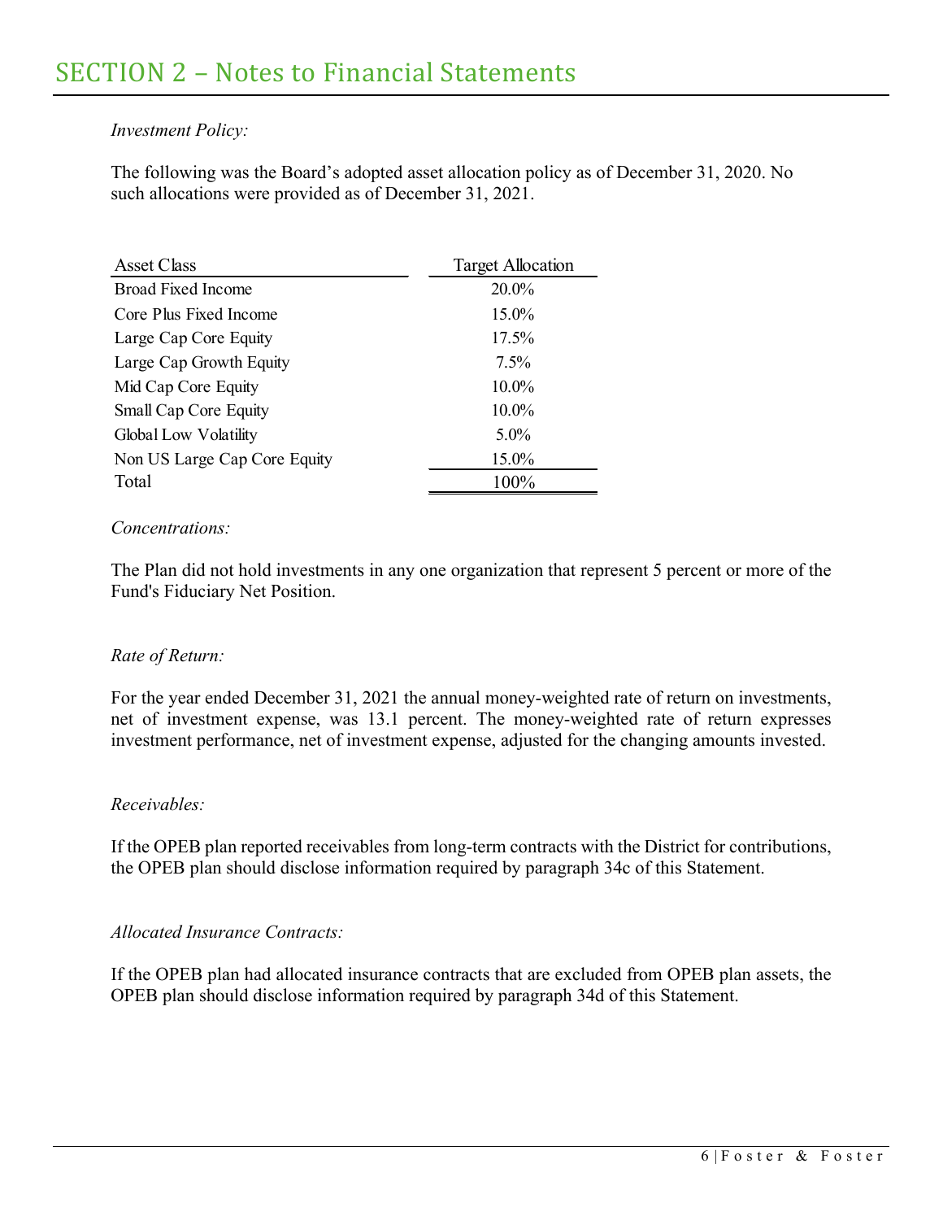# SECTION 2 – Notes to Financial Statements

*Investment Policy:*

The following was the Board's adopted asset allocation policy as of December 31, 2020. No such allocations were provided as of December 31, 2021.

| Asset Class | Target Allocation |
|---|---|
| Broad Fixed Income | 20.0% |
| Core Plus Fixed Income | 15.0% |
| Large Cap Core Equity | 17.5% |
| Large Cap Growth Equity | 7.5% |
| Mid Cap Core Equity | 10.0% |
| Small Cap Core Equity | 10.0% |
| Global Low Volatility | 5.0% |
| Non US Large Cap Core Equity | 15.0% |
| Total | 100% |

*Concentrations:*

The Plan did not hold investments in any one organization that represent 5 percent or more of the Fund's Fiduciary Net Position.

*Rate of Return:*

For the year ended December 31, 2021 the annual money-weighted rate of return on investments, net of investment expense, was 13.1 percent. The money-weighted rate of return expresses investment performance, net of investment expense, adjusted for the changing amounts invested.

*Receivables:*

If the OPEB plan reported receivables from long-term contracts with the District for contributions, the OPEB plan should disclose information required by paragraph 34c of this Statement.

*Allocated Insurance Contracts:*

If the OPEB plan had allocated insurance contracts that are excluded from OPEB plan assets, the OPEB plan should disclose information required by paragraph 34d of this Statement.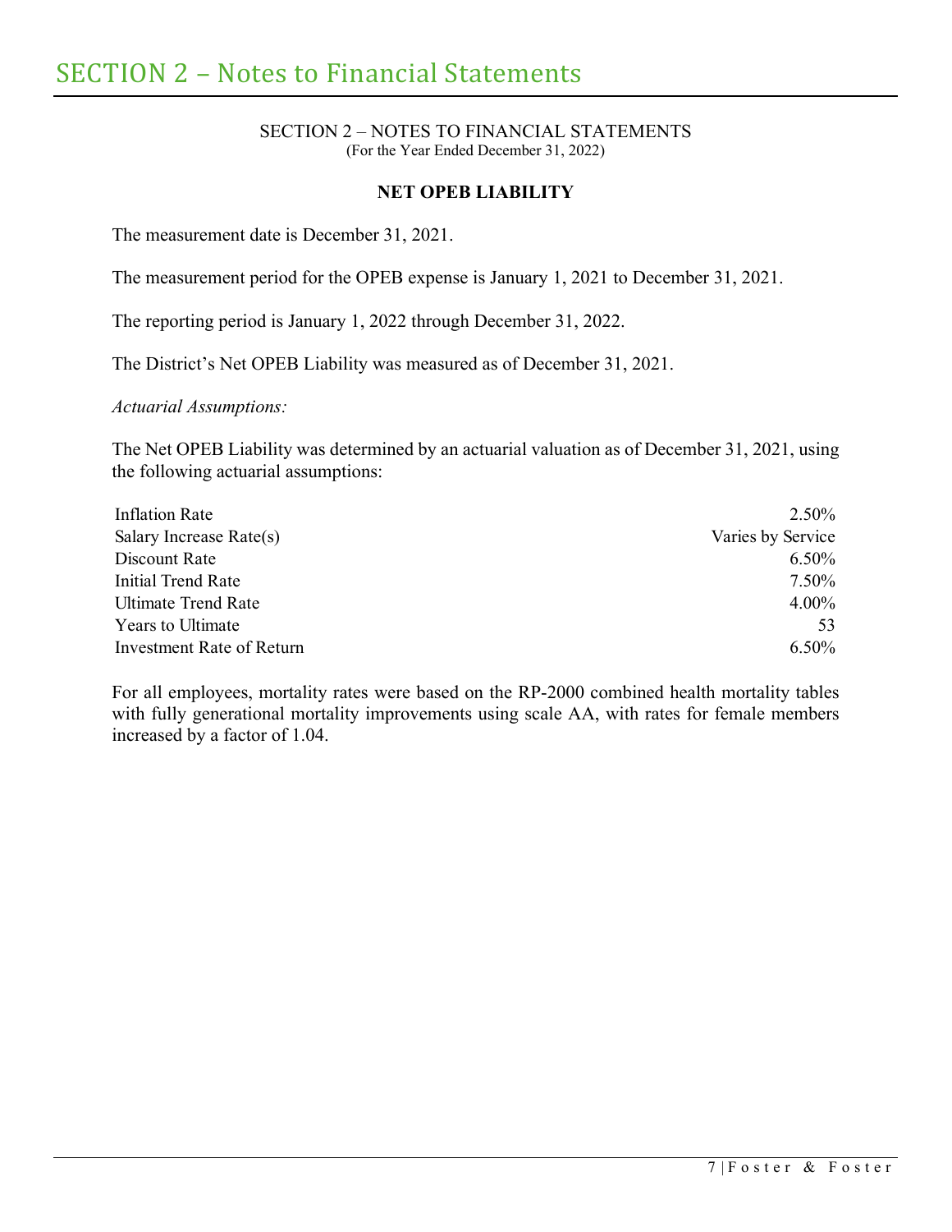# SECTION 2 – Notes to Financial Statements

SECTION 2 – NOTES TO FINANCIAL STATEMENTS
(For the Year Ended December 31, 2022)

**NET OPEB LIABILITY**

The measurement date is December 31, 2021.

The measurement period for the OPEB expense is January 1, 2021 to December 31, 2021.

The reporting period is January 1, 2022 through December 31, 2022.

The District's Net OPEB Liability was measured as of December 31, 2021.

*Actuarial Assumptions:*

The Net OPEB Liability was determined by an actuarial valuation as of December 31, 2021, using the following actuarial assumptions:

| | |
|---|---|
| Inflation Rate | 2.50% |
| Salary Increase Rate(s) | Varies by Service |
| Discount Rate | 6.50% |
| Initial Trend Rate | 7.50% |
| Ultimate Trend Rate | 4.00% |
| Years to Ultimate | 53 |
| Investment Rate of Return | 6.50% |

For all employees, mortality rates were based on the RP-2000 combined health mortality tables with fully generational mortality improvements using scale AA, with rates for female members increased by a factor of 1.04.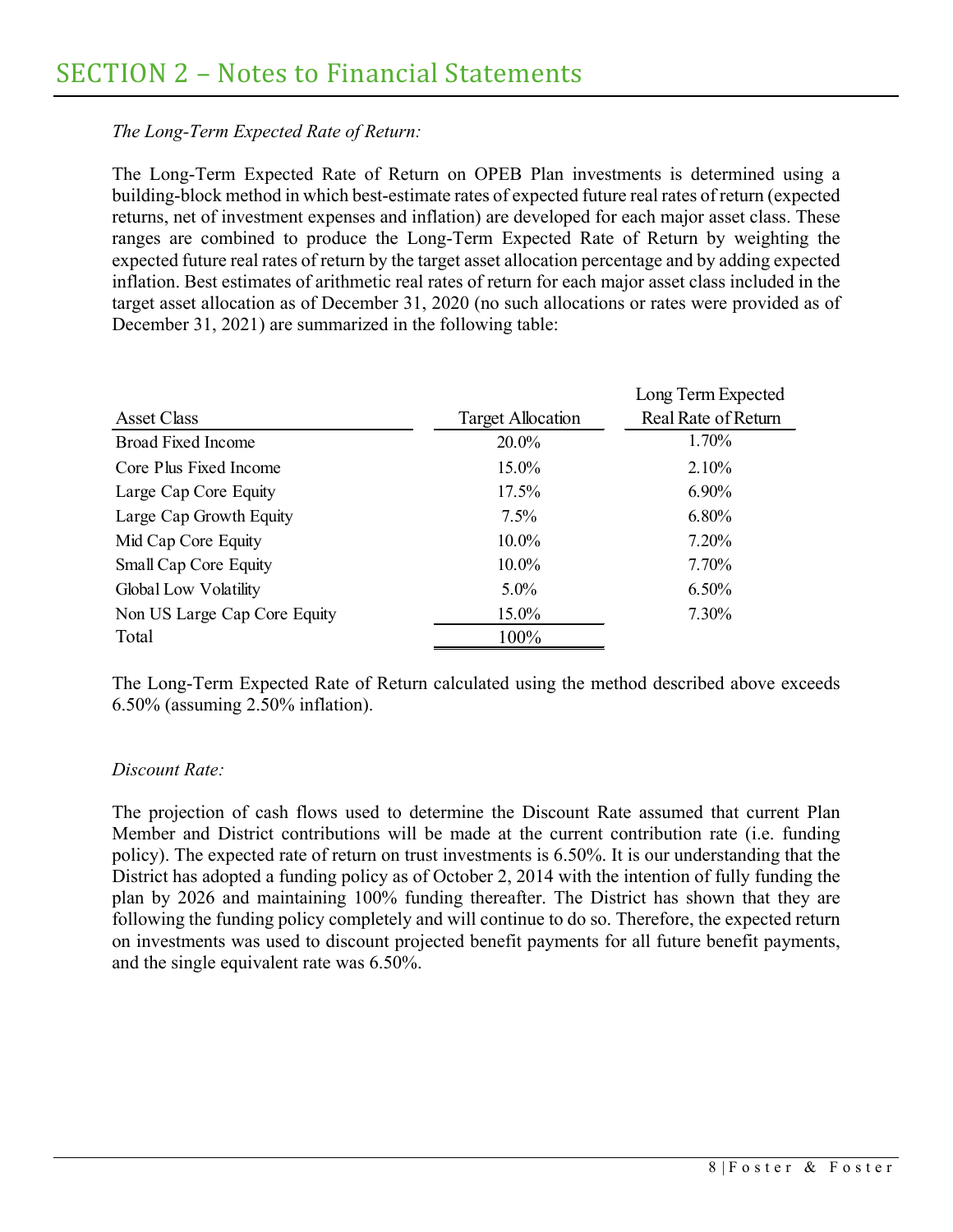# SECTION 2 – Notes to Financial Statements

*The Long-Term Expected Rate of Return:*

The Long-Term Expected Rate of Return on OPEB Plan investments is determined using a building-block method in which best-estimate rates of expected future real rates of return (expected returns, net of investment expenses and inflation) are developed for each major asset class. These ranges are combined to produce the Long-Term Expected Rate of Return by weighting the expected future real rates of return by the target asset allocation percentage and by adding expected inflation. Best estimates of arithmetic real rates of return for each major asset class included in the target asset allocation as of December 31, 2020 (no such allocations or rates were provided as of December 31, 2021) are summarized in the following table:

| Asset Class | Target Allocation | Long Term Expected Real Rate of Return |
|---|---|---|
| Broad Fixed Income | 20.0% | 1.70% |
| Core Plus Fixed Income | 15.0% | 2.10% |
| Large Cap Core Equity | 17.5% | 6.90% |
| Large Cap Growth Equity | 7.5% | 6.80% |
| Mid Cap Core Equity | 10.0% | 7.20% |
| Small Cap Core Equity | 10.0% | 7.70% |
| Global Low Volatility | 5.0% | 6.50% |
| Non US Large Cap Core Equity | 15.0% | 7.30% |
| Total | 100% | |

The Long-Term Expected Rate of Return calculated using the method described above exceeds 6.50% (assuming 2.50% inflation).

*Discount Rate:*

The projection of cash flows used to determine the Discount Rate assumed that current Plan Member and District contributions will be made at the current contribution rate (i.e. funding policy). The expected rate of return on trust investments is 6.50%. It is our understanding that the District has adopted a funding policy as of October 2, 2014 with the intention of fully funding the plan by 2026 and maintaining 100% funding thereafter. The District has shown that they are following the funding policy completely and will continue to do so. Therefore, the expected return on investments was used to discount projected benefit payments for all future benefit payments, and the single equivalent rate was 6.50%.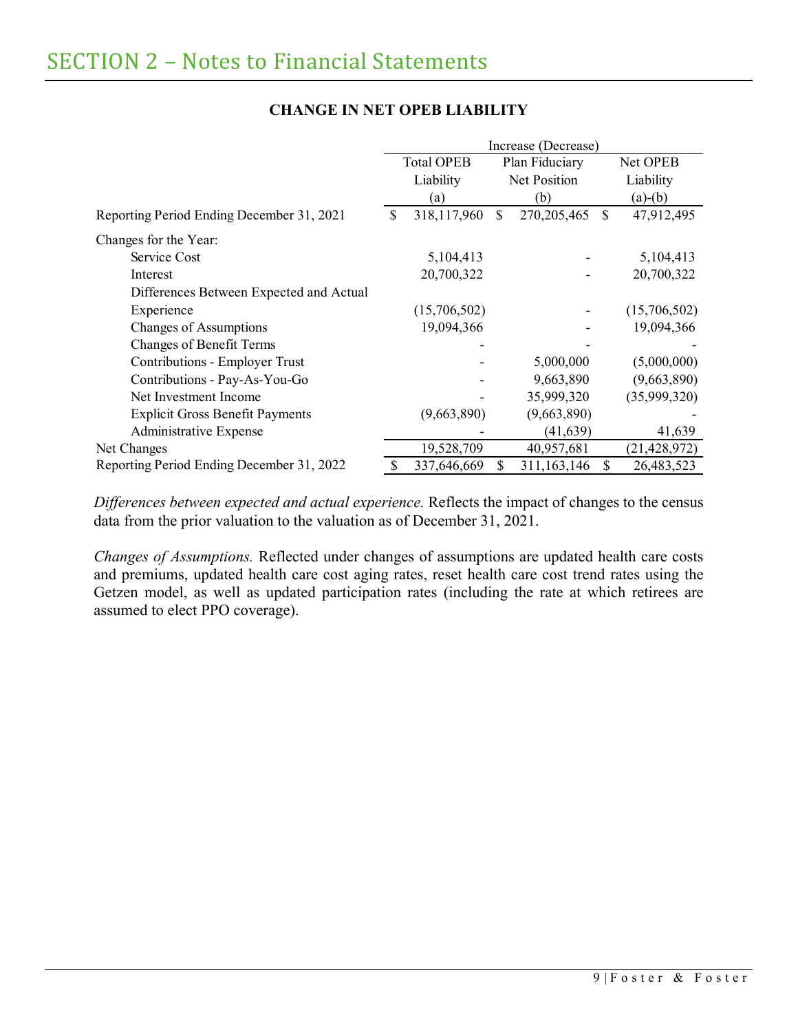# SECTION 2 – Notes to Financial Statements

**CHANGE IN NET OPEB LIABILITY**

| | Increase (Decrease) | | |
|---|---|---|---|
| | Total OPEB Liability (a) | Plan Fiduciary Net Position (b) | Net OPEB Liability (a)-(b) |
| Reporting Period Ending December 31, 2021 | $ 318,117,960 | $ 270,205,465 | $ 47,912,495 |
| Changes for the Year: | | | |
| Service Cost | 5,104,413 | - | 5,104,413 |
| Interest | 20,700,322 | - | 20,700,322 |
| Differences Between Expected and Actual Experience | (15,706,502) | - | (15,706,502) |
| Changes of Assumptions | 19,094,366 | - | 19,094,366 |
| Changes of Benefit Terms | - | - | - |
| Contributions - Employer Trust | - | 5,000,000 | (5,000,000) |
| Contributions - Pay-As-You-Go | - | 9,663,890 | (9,663,890) |
| Net Investment Income | - | 35,999,320 | (35,999,320) |
| Explicit Gross Benefit Payments | (9,663,890) | (9,663,890) | - |
| Administrative Expense | - | (41,639) | 41,639 |
| Net Changes | 19,528,709 | 40,957,681 | (21,428,972) |
| Reporting Period Ending December 31, 2022 | $ 337,646,669 | $ 311,163,146 | $ 26,483,523 |

*Differences between expected and actual experience.* Reflects the impact of changes to the census data from the prior valuation to the valuation as of December 31, 2021.

*Changes of Assumptions.* Reflected under changes of assumptions are updated health care costs and premiums, updated health care cost aging rates, reset health care cost trend rates using the Getzen model, as well as updated participation rates (including the rate at which retirees are assumed to elect PPO coverage).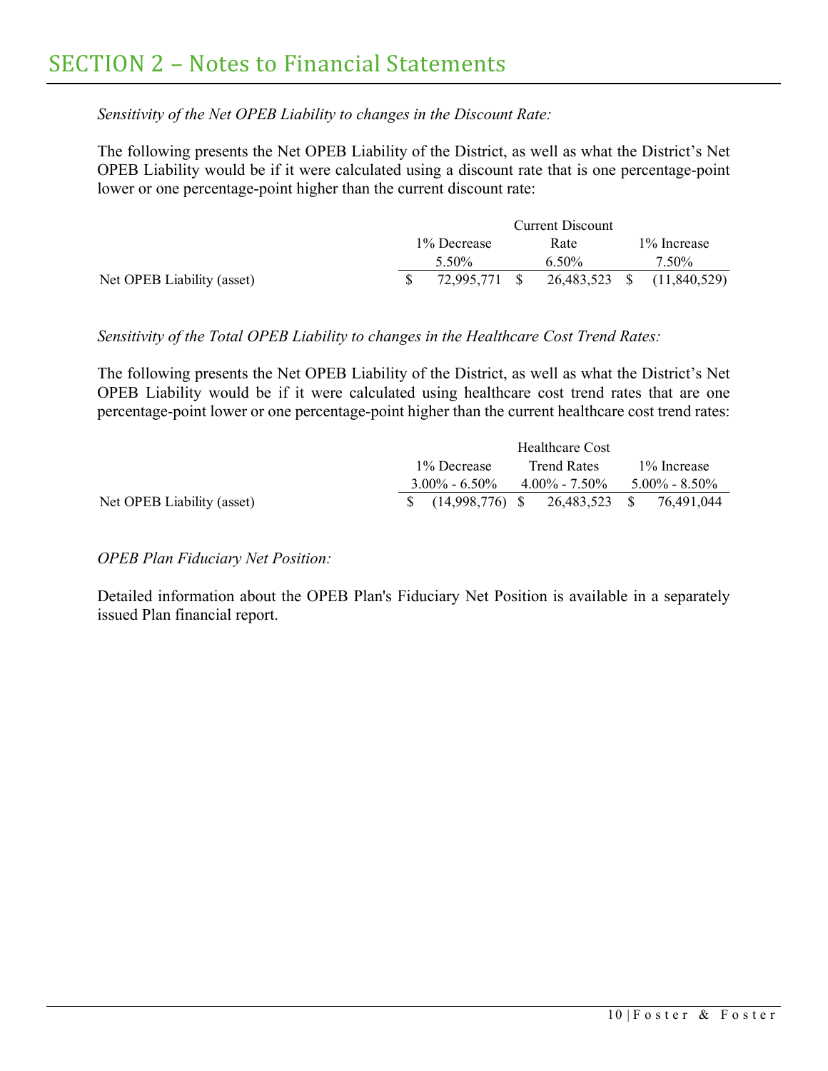## SECTION 2 – Notes to Financial Statements

*Sensitivity of the Net OPEB Liability to changes in the Discount Rate:*

The following presents the Net OPEB Liability of the District, as well as what the District's Net OPEB Liability would be if it were calculated using a discount rate that is one percentage-point lower or one percentage-point higher than the current discount rate:

| | 1% Decrease | Current Discount Rate | 1% Increase |
|---|---|---|---|
| | 5.50% | 6.50% | 7.50% |
| Net OPEB Liability (asset) | $ 72,995,771 | $ 26,483,523 | $ (11,840,529) |

*Sensitivity of the Total OPEB Liability to changes in the Healthcare Cost Trend Rates:*

The following presents the Net OPEB Liability of the District, as well as what the District's Net OPEB Liability would be if it were calculated using healthcare cost trend rates that are one percentage-point lower or one percentage-point higher than the current healthcare cost trend rates:

| | 1% Decrease | Healthcare Cost Trend Rates | 1% Increase |
|---|---|---|---|
| | 3.00% - 6.50% | 4.00% - 7.50% | 5.00% - 8.50% |
| Net OPEB Liability (asset) | $ (14,998,776) | $ 26,483,523 | $ 76,491,044 |

*OPEB Plan Fiduciary Net Position:*

Detailed information about the OPEB Plan's Fiduciary Net Position is available in a separately issued Plan financial report.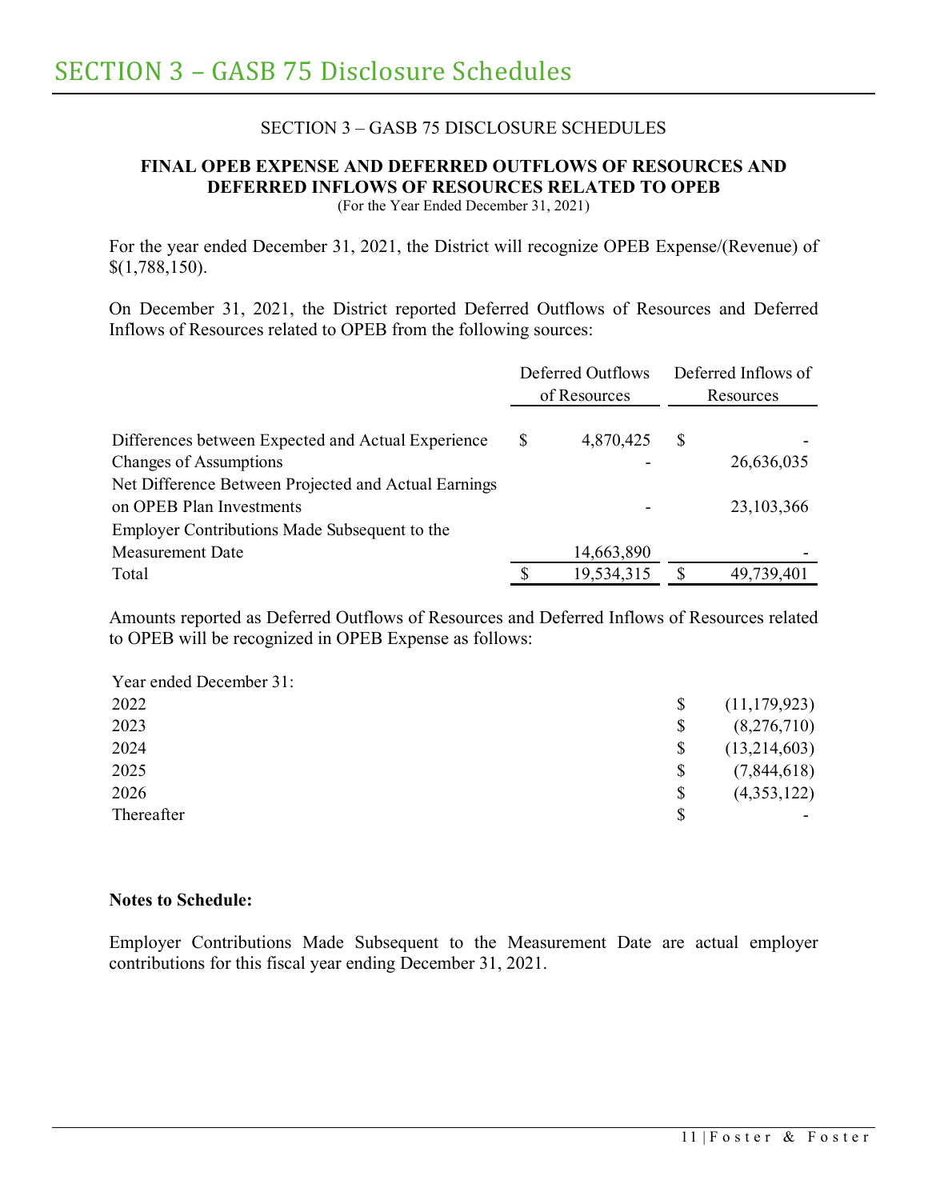# SECTION 3 – GASB 75 Disclosure Schedules

SECTION 3 – GASB 75 DISCLOSURE SCHEDULES

**FINAL OPEB EXPENSE AND DEFERRED OUTFLOWS OF RESOURCES AND DEFERRED INFLOWS OF RESOURCES RELATED TO OPEB**

(For the Year Ended December 31, 2021)

For the year ended December 31, 2021, the District will recognize OPEB Expense/(Revenue) of $(1,788,150).

On December 31, 2021, the District reported Deferred Outflows of Resources and Deferred Inflows of Resources related to OPEB from the following sources:

| | Deferred Outflows of Resources | Deferred Inflows of Resources |
|---|---|---|
| Differences between Expected and Actual Experience | $ 4,870,425 | $ - |
| Changes of Assumptions | - | 26,636,035 |
| Net Difference Between Projected and Actual Earnings on OPEB Plan Investments | - | 23,103,366 |
| Employer Contributions Made Subsequent to the Measurement Date | 14,663,890 | - |
| Total | $ 19,534,315 | $ 49,739,401 |

Amounts reported as Deferred Outflows of Resources and Deferred Inflows of Resources related to OPEB will be recognized in OPEB Expense as follows:

| Year ended December 31: | |
|---|---|
| 2022 | $ (11,179,923) |
| 2023 | $ (8,276,710) |
| 2024 | $ (13,214,603) |
| 2025 | $ (7,844,618) |
| 2026 | $ (4,353,122) |
| Thereafter | $ - |

**Notes to Schedule:**

Employer Contributions Made Subsequent to the Measurement Date are actual employer contributions for this fiscal year ending December 31, 2021.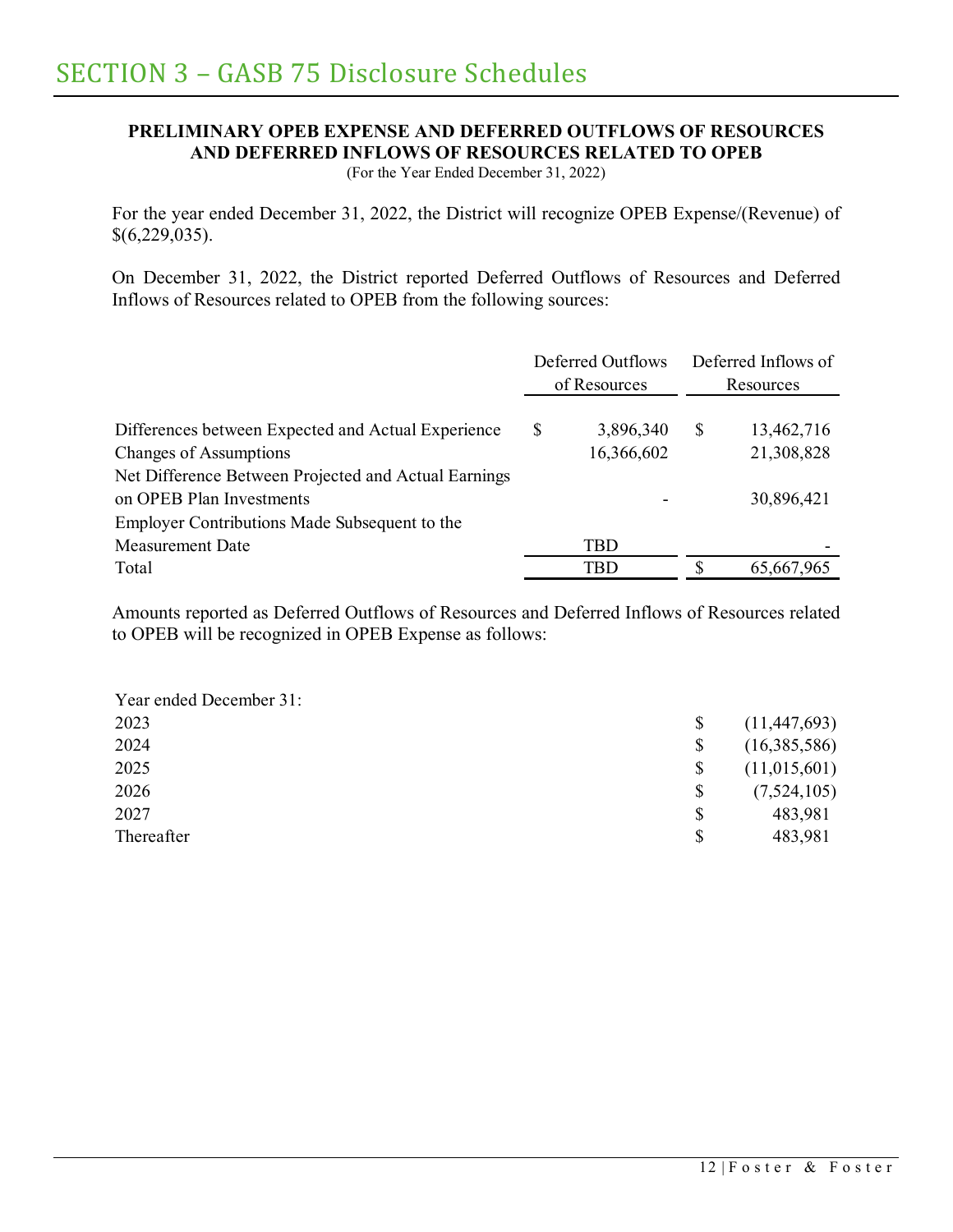# SECTION 3 – GASB 75 Disclosure Schedules

**PRELIMINARY OPEB EXPENSE AND DEFERRED OUTFLOWS OF RESOURCES AND DEFERRED INFLOWS OF RESOURCES RELATED TO OPEB**

(For the Year Ended December 31, 2022)

For the year ended December 31, 2022, the District will recognize OPEB Expense/(Revenue) of $(6,229,035).

On December 31, 2022, the District reported Deferred Outflows of Resources and Deferred Inflows of Resources related to OPEB from the following sources:

| | Deferred Outflows of Resources | Deferred Inflows of Resources |
|---|---|---|
| Differences between Expected and Actual Experience | $ 3,896,340 | $ 13,462,716 |
| Changes of Assumptions | 16,366,602 | 21,308,828 |
| Net Difference Between Projected and Actual Earnings on OPEB Plan Investments | - | 30,896,421 |
| Employer Contributions Made Subsequent to the Measurement Date | TBD | - |
| Total | TBD | $ 65,667,965 |

Amounts reported as Deferred Outflows of Resources and Deferred Inflows of Resources related to OPEB will be recognized in OPEB Expense as follows:

| Year ended December 31: | |
|---|---|
| 2023 | $ (11,447,693) |
| 2024 | $ (16,385,586) |
| 2025 | $ (11,015,601) |
| 2026 | $ (7,524,105) |
| 2027 | $ 483,981 |
| Thereafter | $ 483,981 |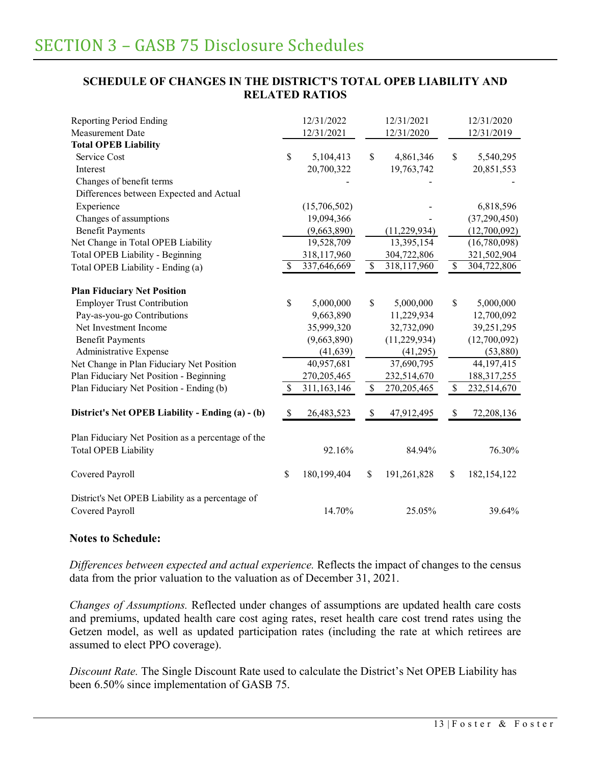# SECTION 3 – GASB 75 Disclosure Schedules

## SCHEDULE OF CHANGES IN THE DISTRICT'S TOTAL OPEB LIABILITY AND RELATED RATIOS

| Reporting Period Ending | 12/31/2022 | 12/31/2021 | 12/31/2020 |
|---|---|---|---|
| Measurement Date | 12/31/2021 | 12/31/2020 | 12/31/2019 |
| **Total OPEB Liability** | | | |
| Service Cost | $ 5,104,413 | $ 4,861,346 | $ 5,540,295 |
| Interest | 20,700,322 | 19,763,742 | 20,851,553 |
| Changes of benefit terms | - | - | - |
| Differences between Expected and Actual Experience | (15,706,502) | - | 6,818,596 |
| Changes of assumptions | 19,094,366 | - | (37,290,450) |
| Benefit Payments | (9,663,890) | (11,229,934) | (12,700,092) |
| Net Change in Total OPEB Liability | 19,528,709 | 13,395,154 | (16,780,098) |
| Total OPEB Liability - Beginning | 318,117,960 | 304,722,806 | 321,502,904 |
| Total OPEB Liability - Ending (a) | $ 337,646,669 | $ 318,117,960 | $ 304,722,806 |
| | | | |
| **Plan Fiduciary Net Position** | | | |
| Employer Trust Contribution | $ 5,000,000 | $ 5,000,000 | $ 5,000,000 |
| Pay-as-you-go Contributions | 9,663,890 | 11,229,934 | 12,700,092 |
| Net Investment Income | 35,999,320 | 32,732,090 | 39,251,295 |
| Benefit Payments | (9,663,890) | (11,229,934) | (12,700,092) |
| Administrative Expense | (41,639) | (41,295) | (53,880) |
| Net Change in Plan Fiduciary Net Position | 40,957,681 | 37,690,795 | 44,197,415 |
| Plan Fiduciary Net Position - Beginning | 270,205,465 | 232,514,670 | 188,317,255 |
| Plan Fiduciary Net Position - Ending (b) | $ 311,163,146 | $ 270,205,465 | $ 232,514,670 |
| | | | |
| **District's Net OPEB Liability - Ending (a) - (b)** | $ 26,483,523 | $ 47,912,495 | $ 72,208,136 |
| | | | |
| Plan Fiduciary Net Position as a percentage of the Total OPEB Liability | 92.16% | 84.94% | 76.30% |
| | | | |
| Covered Payroll | $ 180,199,404 | $ 191,261,828 | $ 182,154,122 |
| | | | |
| District's Net OPEB Liability as a percentage of Covered Payroll | 14.70% | 25.05% | 39.64% |

**Notes to Schedule:**

*Differences between expected and actual experience.* Reflects the impact of changes to the census data from the prior valuation to the valuation as of December 31, 2021.

*Changes of Assumptions.* Reflected under changes of assumptions are updated health care costs and premiums, updated health care cost aging rates, reset health care cost trend rates using the Getzen model, as well as updated participation rates (including the rate at which retirees are assumed to elect PPO coverage).

*Discount Rate.* The Single Discount Rate used to calculate the District's Net OPEB Liability has been 6.50% since implementation of GASB 75.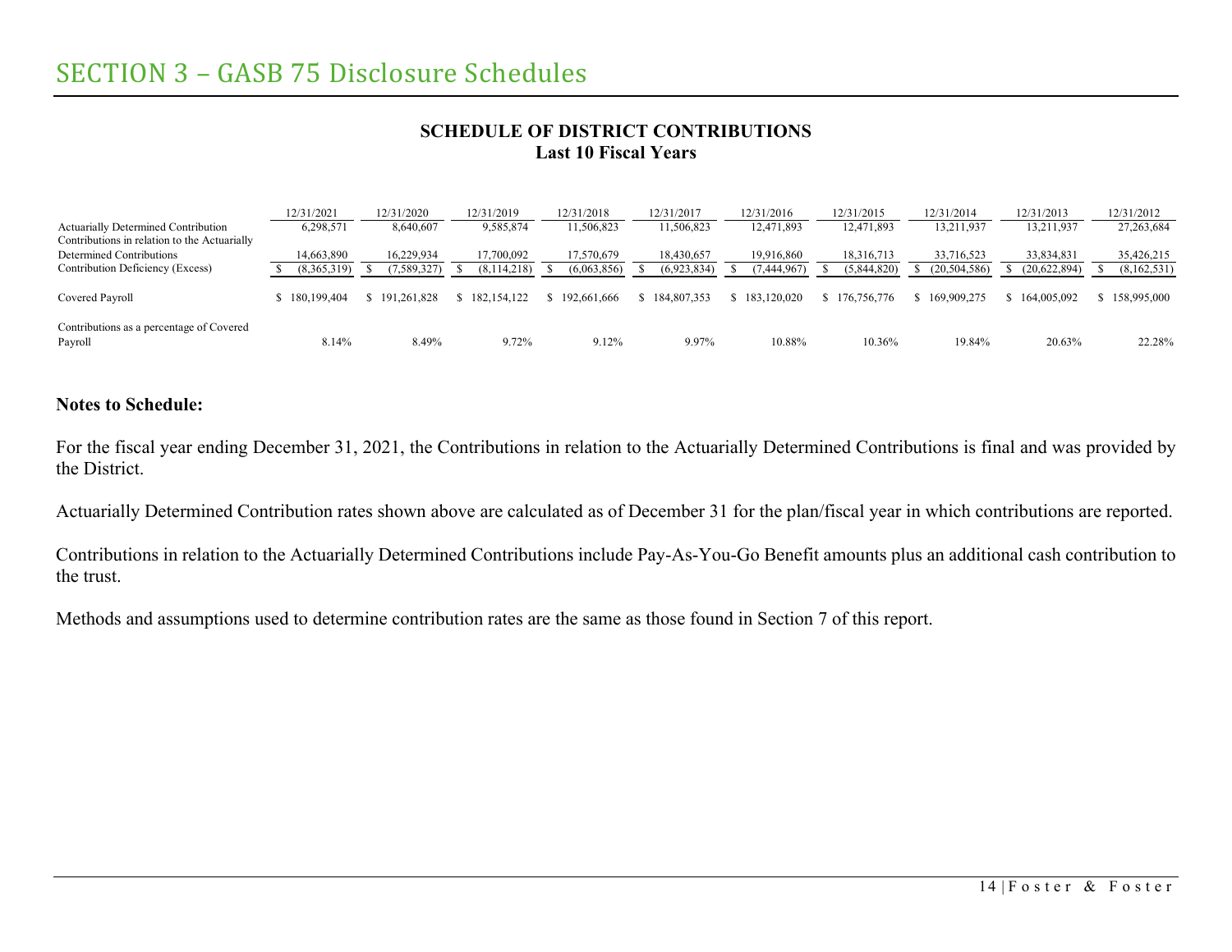# SECTION 3 – GASB 75 Disclosure Schedules

## SCHEDULE OF DISTRICT CONTRIBUTIONS
### Last 10 Fiscal Years

| | 12/31/2021 | 12/31/2020 | 12/31/2019 | 12/31/2018 | 12/31/2017 | 12/31/2016 | 12/31/2015 | 12/31/2014 | 12/31/2013 | 12/31/2012 |
|---|---|---|---|---|---|---|---|---|---|---|
| Actuarially Determined Contribution | 6,298,571 | 8,640,607 | 9,585,874 | 11,506,823 | 11,506,823 | 12,471,893 | 12,471,893 | 13,211,937 | 13,211,937 | 27,263,684 |
| Contributions in relation to the Actuarially Determined Contributions | 14,663,890 | 16,229,934 | 17,700,092 | 17,570,679 | 18,430,657 | 19,916,860 | 18,316,713 | 33,716,523 | 33,834,831 | 35,426,215 |
| Contribution Deficiency (Excess) | $ (8,365,319) | $ (7,589,327) | $ (8,114,218) | $ (6,063,856) | $ (6,923,834) | $ (7,444,967) | $ (5,844,820) | $ (20,504,586) | $ (20,622,894) | $ (8,162,531) |
| Covered Payroll | $ 180,199,404 | $ 191,261,828 | $ 182,154,122 | $ 192,661,666 | $ 184,807,353 | $ 183,120,020 | $ 176,756,776 | $ 169,909,275 | $ 164,005,092 | $ 158,995,000 |
| Contributions as a percentage of Covered Payroll | 8.14% | 8.49% | 9.72% | 9.12% | 9.97% | 10.88% | 10.36% | 19.84% | 20.63% | 22.28% |

**Notes to Schedule:**

For the fiscal year ending December 31, 2021, the Contributions in relation to the Actuarially Determined Contributions is final and was provided by the District.

Actuarially Determined Contribution rates shown above are calculated as of December 31 for the plan/fiscal year in which contributions are reported.

Contributions in relation to the Actuarially Determined Contributions include Pay-As-You-Go Benefit amounts plus an additional cash contribution to the trust.

Methods and assumptions used to determine contribution rates are the same as those found in Section 7 of this report.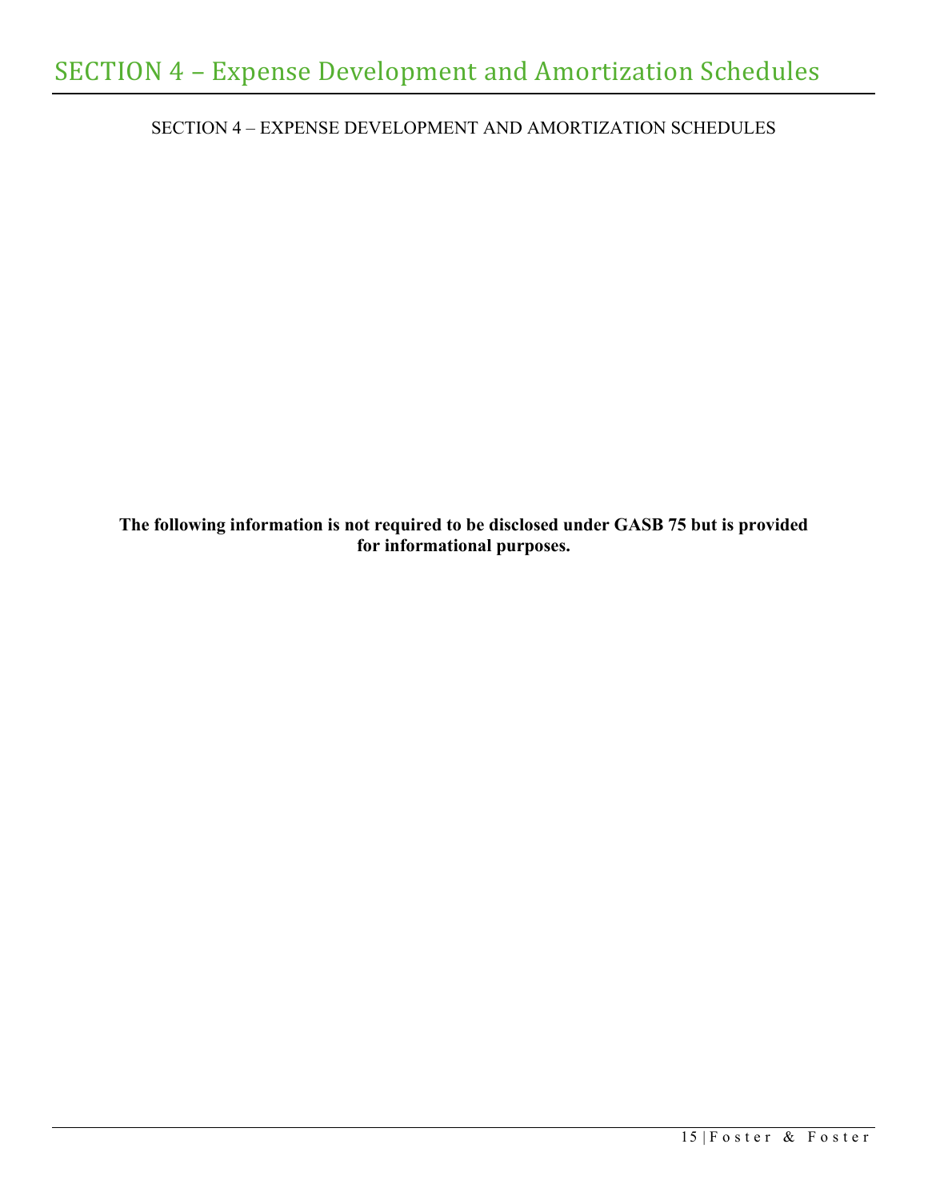# SECTION 4 – Expense Development and Amortization Schedules

SECTION 4 – EXPENSE DEVELOPMENT AND AMORTIZATION SCHEDULES

**The following information is not required to be disclosed under GASB 75 but is provided for informational purposes.**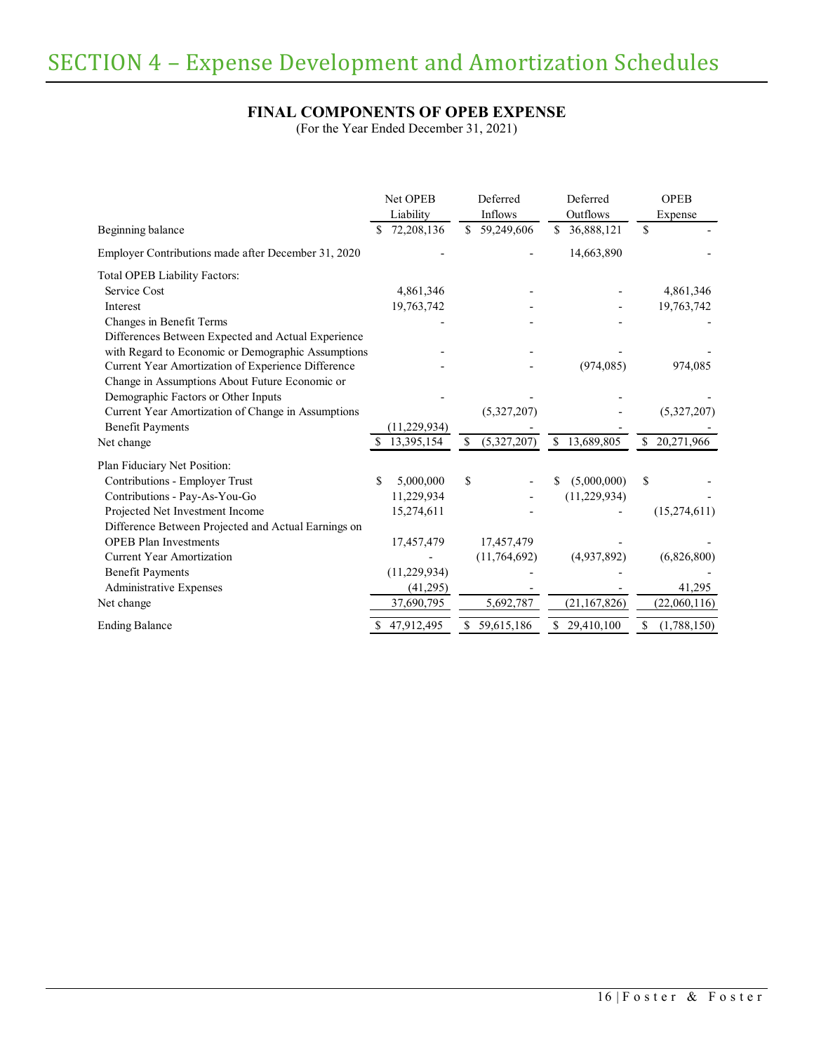# SECTION 4 – Expense Development and Amortization Schedules

## FINAL COMPONENTS OF OPEB EXPENSE

(For the Year Ended December 31, 2021)

| | Net OPEB Liability | Deferred Inflows | Deferred Outflows | OPEB Expense |
|---|---|---|---|---|
| Beginning balance | $ 72,208,136 | $ 59,249,606 | $ 36,888,121 | $ - |
| Employer Contributions made after December 31, 2020 | - | - | 14,663,890 | - |
| Total OPEB Liability Factors: | | | | |
| Service Cost | 4,861,346 | - | - | 4,861,346 |
| Interest | 19,763,742 | - | - | 19,763,742 |
| Changes in Benefit Terms | - | - | - | - |
| Differences Between Expected and Actual Experience with Regard to Economic or Demographic Assumptions | - | - | - | - |
| Current Year Amortization of Experience Difference | - | - | (974,085) | 974,085 |
| Change in Assumptions About Future Economic or Demographic Factors or Other Inputs | - | - | - | - |
| Current Year Amortization of Change in Assumptions | | (5,327,207) | - | (5,327,207) |
| Benefit Payments | (11,229,934) | - | - | - |
| Net change | $ 13,395,154 | $ (5,327,207) | $ 13,689,805 | $ 20,271,966 |
| Plan Fiduciary Net Position: | | | | |
| Contributions - Employer Trust | $ 5,000,000 | $ - | $ (5,000,000) | $ - |
| Contributions - Pay-As-You-Go | 11,229,934 | - | (11,229,934) | - |
| Projected Net Investment Income | 15,274,611 | - | - | (15,274,611) |
| Difference Between Projected and Actual Earnings on OPEB Plan Investments | 17,457,479 | 17,457,479 | - | - |
| Current Year Amortization | - | (11,764,692) | (4,937,892) | (6,826,800) |
| Benefit Payments | (11,229,934) | - | - | - |
| Administrative Expenses | (41,295) | - | - | 41,295 |
| Net change | 37,690,795 | 5,692,787 | (21,167,826) | (22,060,116) |
| Ending Balance | $ 47,912,495 | $ 59,615,186 | $ 29,410,100 | $ (1,788,150) |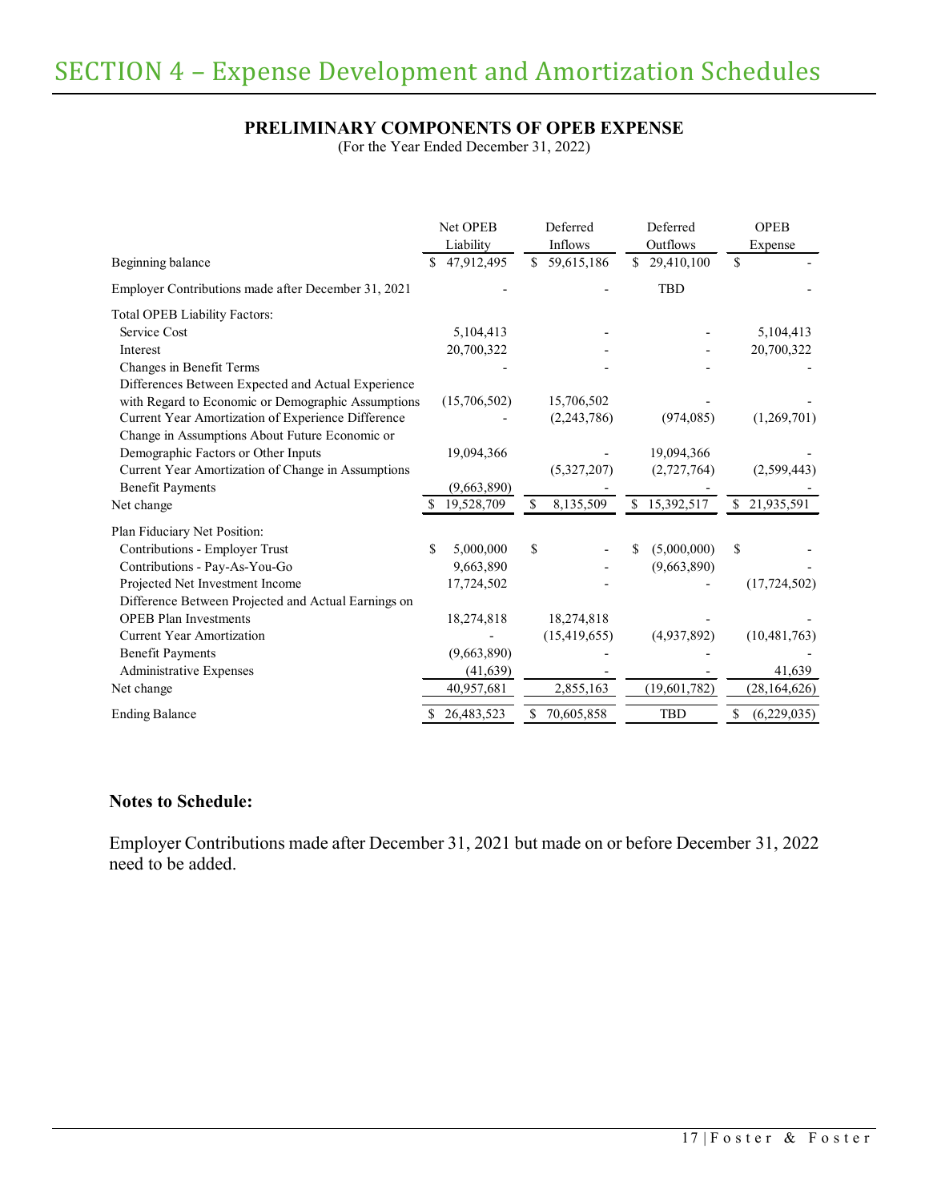# SECTION 4 – Expense Development and Amortization Schedules

## PRELIMINARY COMPONENTS OF OPEB EXPENSE

(For the Year Ended December 31, 2022)

| | Net OPEB Liability | Deferred Inflows | Deferred Outflows | OPEB Expense |
|---|---|---|---|---|
| Beginning balance | $ 47,912,495 | $ 59,615,186 | $ 29,410,100 | $ - |
| Employer Contributions made after December 31, 2021 | - | - | TBD | - |
| Total OPEB Liability Factors: | | | | |
| Service Cost | 5,104,413 | - | - | 5,104,413 |
| Interest | 20,700,322 | - | - | 20,700,322 |
| Changes in Benefit Terms | - | - | - | - |
| Differences Between Expected and Actual Experience with Regard to Economic or Demographic Assumptions | (15,706,502) | 15,706,502 | - | - |
| Current Year Amortization of Experience Difference | - | (2,243,786) | (974,085) | (1,269,701) |
| Change in Assumptions About Future Economic or Demographic Factors or Other Inputs | 19,094,366 | - | 19,094,366 | - |
| Current Year Amortization of Change in Assumptions | | (5,327,207) | (2,727,764) | (2,599,443) |
| Benefit Payments | (9,663,890) | - | - | - |
| Net change | $ 19,528,709 | $ 8,135,509 | $ 15,392,517 | $ 21,935,591 |
| Plan Fiduciary Net Position: | | | | |
| Contributions - Employer Trust | $ 5,000,000 | $ - | $ (5,000,000) | $ - |
| Contributions - Pay-As-You-Go | 9,663,890 | - | (9,663,890) | - |
| Projected Net Investment Income | 17,724,502 | - | - | (17,724,502) |
| Difference Between Projected and Actual Earnings on OPEB Plan Investments | 18,274,818 | 18,274,818 | - | - |
| Current Year Amortization | - | (15,419,655) | (4,937,892) | (10,481,763) |
| Benefit Payments | (9,663,890) | - | - | - |
| Administrative Expenses | (41,639) | - | - | 41,639 |
| Net change | 40,957,681 | 2,855,163 | (19,601,782) | (28,164,626) |
| Ending Balance | $ 26,483,523 | $ 70,605,858 | TBD | $ (6,229,035) |

**Notes to Schedule:**

Employer Contributions made after December 31, 2021 but made on or before December 31, 2022 need to be added.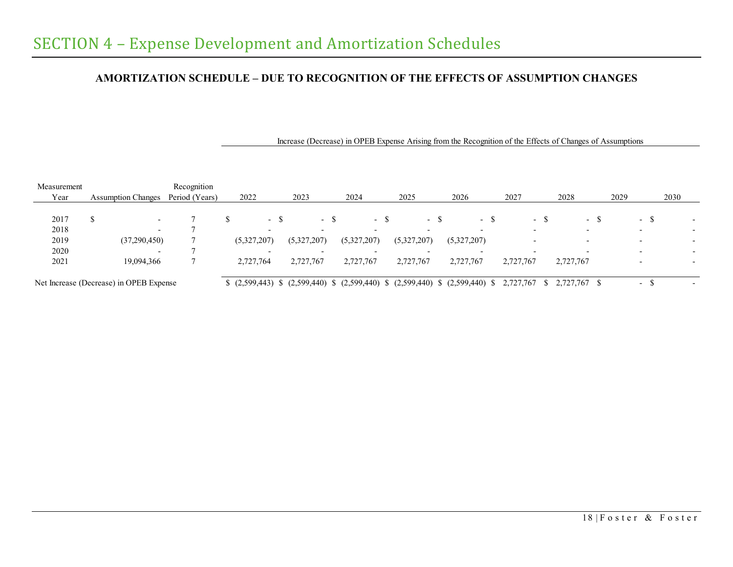# SECTION 4 – Expense Development and Amortization Schedules

## AMORTIZATION SCHEDULE – DUE TO RECOGNITION OF THE EFFECTS OF ASSUMPTION CHANGES

| | | | Increase (Decrease) in OPEB Expense Arising from the Recognition of the Effects of Changes of Assumptions | | | | | | | | |
|---|---|---|---|---|---|---|---|---|---|---|---|
| Measurement Year | Assumption Changes | Recognition Period (Years) | 2022 | 2023 | 2024 | 2025 | 2026 | 2027 | 2028 | 2029 | 2030 |
| 2017 | $ - | 7 | $ - | $ - | $ - | $ - | $ - | $ - | $ - | $ - | $ - |
| 2018 | - | 7 | - | - | - | - | - | - | - | - | - |
| 2019 | (37,290,450) | 7 | (5,327,207) | (5,327,207) | (5,327,207) | (5,327,207) | (5,327,207) | - | - | - | - |
| 2020 | - | 7 | - | - | - | - | - | - | - | - | - |
| 2021 | 19,094,366 | 7 | 2,727,764 | 2,727,767 | 2,727,767 | 2,727,767 | 2,727,767 | 2,727,767 | 2,727,767 | - | - |
| Net Increase (Decrease) in OPEB Expense | | | $ (2,599,443) | $ (2,599,440) | $ (2,599,440) | $ (2,599,440) | $ (2,599,440) | $ 2,727,767 | $ 2,727,767 | $ - | $ - |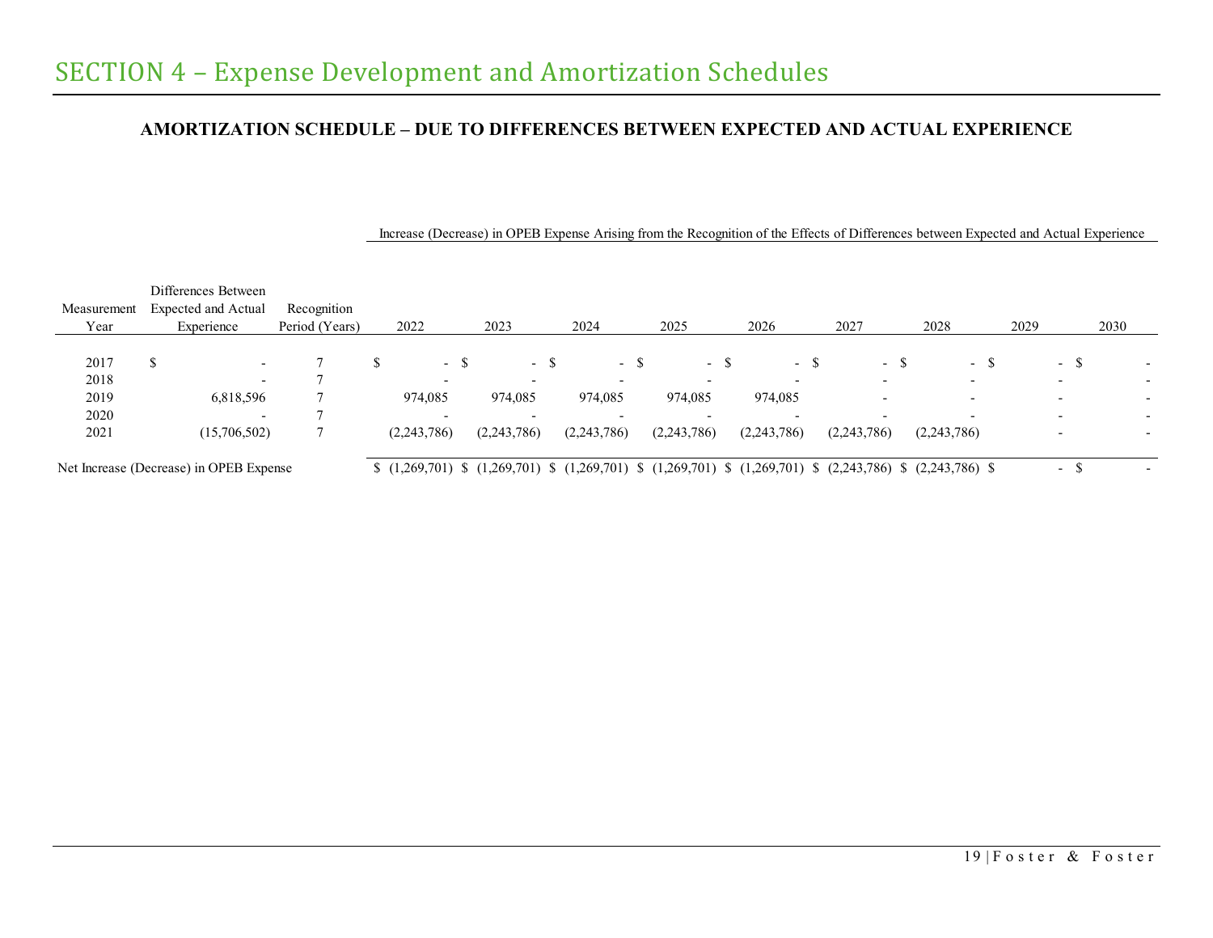# SECTION 4 – Expense Development and Amortization Schedules

**AMORTIZATION SCHEDULE – DUE TO DIFFERENCES BETWEEN EXPECTED AND ACTUAL EXPERIENCE**

| Measurement Year | Differences Between Expected and Actual Experience | Recognition Period (Years) | Increase (Decrease) in OPEB Expense Arising from the Recognition of the Effects of Differences between Expected and Actual Experience | | | | | | | | |
|---|---|---|---|---|---|---|---|---|---|---|---|
| | | | 2022 | 2023 | 2024 | 2025 | 2026 | 2027 | 2028 | 2029 | 2030 |
| 2017 | $ - | 7 | $ - | $ - | $ - | $ - | $ - | $ - | $ - | $ - | $ - |
| 2018 | - | 7 | - | - | - | - | - | - | - | - | - |
| 2019 | 6,818,596 | 7 | 974,085 | 974,085 | 974,085 | 974,085 | 974,085 | - | - | - | - |
| 2020 | - | 7 | - | - | - | - | - | - | - | - | - |
| 2021 | (15,706,502) | 7 | (2,243,786) | (2,243,786) | (2,243,786) | (2,243,786) | (2,243,786) | (2,243,786) | (2,243,786) | - | - |
| Net Increase (Decrease) in OPEB Expense | | | $ (1,269,701) | $ (1,269,701) | $ (1,269,701) | $ (1,269,701) | $ (1,269,701) | $ (2,243,786) | $ (2,243,786) | $ - | $ - |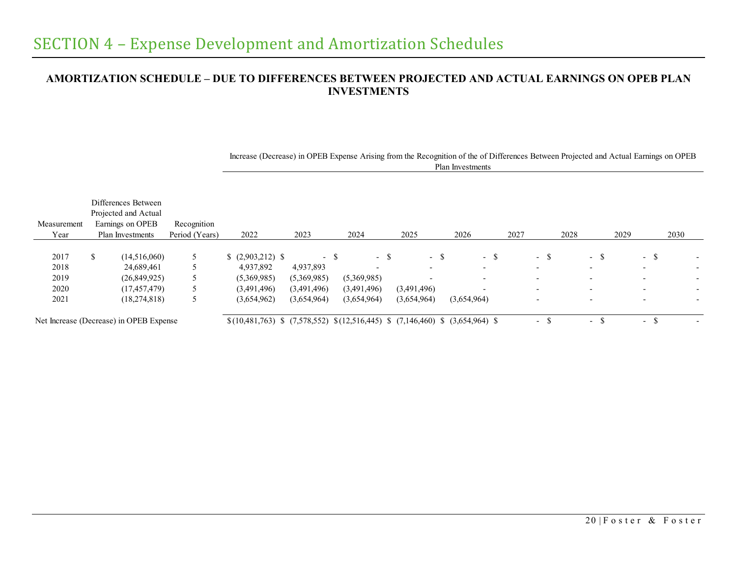# SECTION 4 – Expense Development and Amortization Schedules

## AMORTIZATION SCHEDULE – DUE TO DIFFERENCES BETWEEN PROJECTED AND ACTUAL EARNINGS ON OPEB PLAN INVESTMENTS

| | | | Increase (Decrease) in OPEB Expense Arising from the Recognition of the of Differences Between Projected and Actual Earnings on OPEB Plan Investments | | | | | | | | |
|---|---|---|---|---|---|---|---|---|---|---|---|
| Measurement Year | Differences Between Projected and Actual Earnings on OPEB Plan Investments | Recognition Period (Years) | 2022 | 2023 | 2024 | 2025 | 2026 | 2027 | 2028 | 2029 | 2030 |
| 2017 | $ (14,516,060) | 5 | $ (2,903,212) | $ - | $ - | $ - | $ - | $ - | $ - | $ - | $ - |
| 2018 | 24,689,461 | 5 | 4,937,892 | 4,937,893 | - | - | - | - | - | - | - |
| 2019 | (26,849,925) | 5 | (5,369,985) | (5,369,985) | (5,369,985) | - | - | - | - | - | - |
| 2020 | (17,457,479) | 5 | (3,491,496) | (3,491,496) | (3,491,496) | (3,491,496) | - | - | - | - | - |
| 2021 | (18,274,818) | 5 | (3,654,962) | (3,654,964) | (3,654,964) | (3,654,964) | (3,654,964) | - | - | - | - |
| Net Increase (Decrease) in OPEB Expense | | | $ (10,481,763) | $ (7,578,552) | $ (12,516,445) | $ (7,146,460) | $ (3,654,964) | $ - | $ - | $ - | $ - |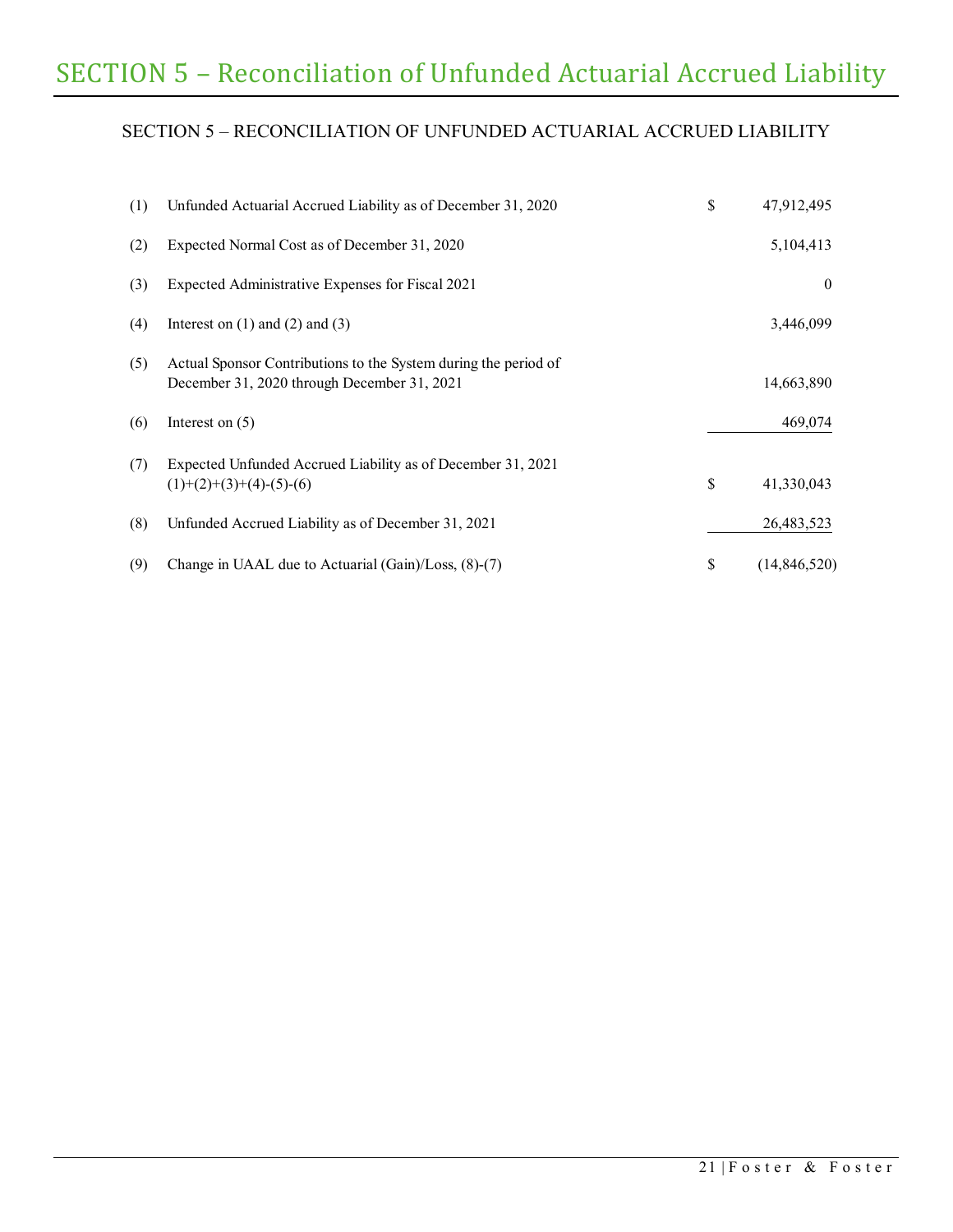# SECTION 5 – Reconciliation of Unfunded Actuarial Accrued Liability

## SECTION 5 – RECONCILIATION OF UNFUNDED ACTUARIAL ACCRUED LIABILITY

| | | | |
|---|---|---|---|
| (1) | Unfunded Actuarial Accrued Liability as of December 31, 2020 | $ | 47,912,495 |
| (2) | Expected Normal Cost as of December 31, 2020 | | 5,104,413 |
| (3) | Expected Administrative Expenses for Fiscal 2021 | | 0 |
| (4) | Interest on (1) and (2) and (3) | | 3,446,099 |
| (5) | Actual Sponsor Contributions to the System during the period of December 31, 2020 through December 31, 2021 | | 14,663,890 |
| (6) | Interest on (5) | | 469,074 |
| (7) | Expected Unfunded Accrued Liability as of December 31, 2021 (1)+(2)+(3)+(4)-(5)-(6) | $ | 41,330,043 |
| (8) | Unfunded Accrued Liability as of December 31, 2021 | | 26,483,523 |
| (9) | Change in UAAL due to Actuarial (Gain)/Loss, (8)-(7) | $ | (14,846,520) |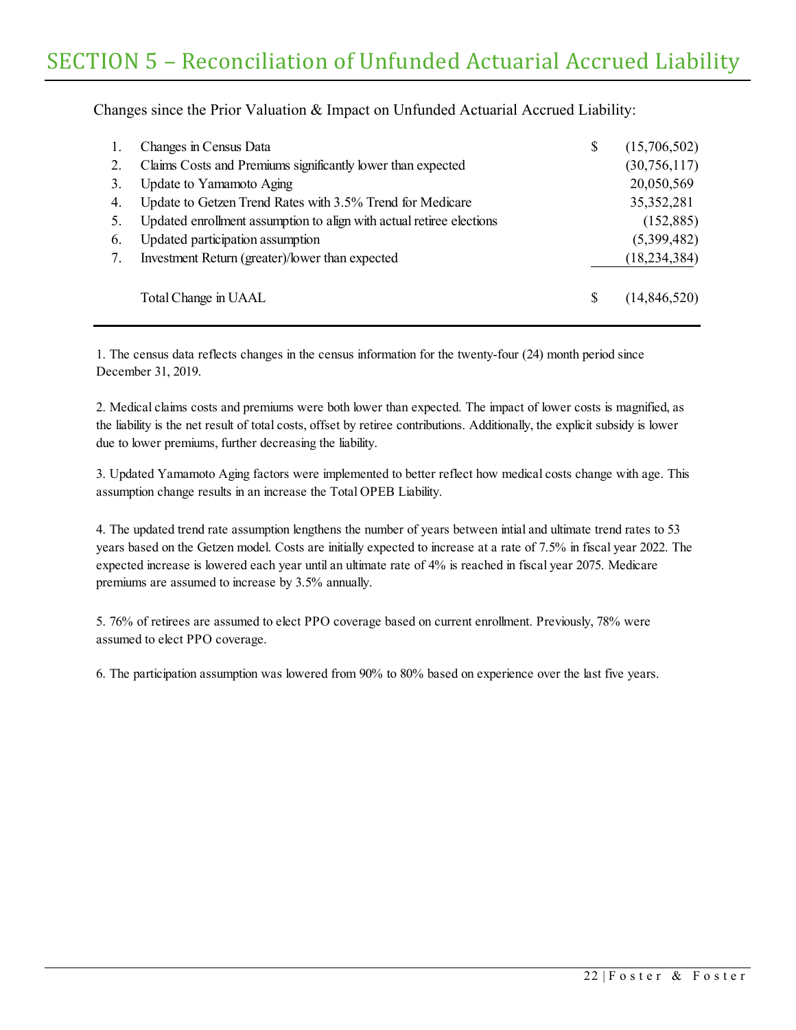# SECTION 5 – Reconciliation of Unfunded Actuarial Accrued Liability

Changes since the Prior Valuation & Impact on Unfunded Actuarial Accrued Liability:

| | | | |
|---|---|---|---|
| 1. | Changes in Census Data | $ | (15,706,502) |
| 2. | Claims Costs and Premiums significantly lower than expected | | (30,756,117) |
| 3. | Update to Yamamoto Aging | | 20,050,569 |
| 4. | Update to Getzen Trend Rates with 3.5% Trend for Medicare | | 35,352,281 |
| 5. | Updated enrollment assumption to align with actual retiree elections | | (152,885) |
| 6. | Updated participation assumption | | (5,399,482) |
| 7. | Investment Return (greater)/lower than expected | | (18,234,384) |
| | Total Change in UAAL | $ | (14,846,520) |

1. The census data reflects changes in the census information for the twenty-four (24) month period since December 31, 2019.

2. Medical claims costs and premiums were both lower than expected. The impact of lower costs is magnified, as the liability is the net result of total costs, offset by retiree contributions. Additionally, the explicit subsidy is lower due to lower premiums, further decreasing the liability.

3. Updated Yamamoto Aging factors were implemented to better reflect how medical costs change with age. This assumption change results in an increase the Total OPEB Liability.

4. The updated trend rate assumption lengthens the number of years between intial and ultimate trend rates to 53 years based on the Getzen model. Costs are initially expected to increase at a rate of 7.5% in fiscal year 2022. The expected increase is lowered each year until an ultimate rate of 4% is reached in fiscal year 2075. Medicare premiums are assumed to increase by 3.5% annually.

5. 76% of retirees are assumed to elect PPO coverage based on current enrollment. Previously, 78% were assumed to elect PPO coverage.

6. The participation assumption was lowered from 90% to 80% based on experience over the last five years.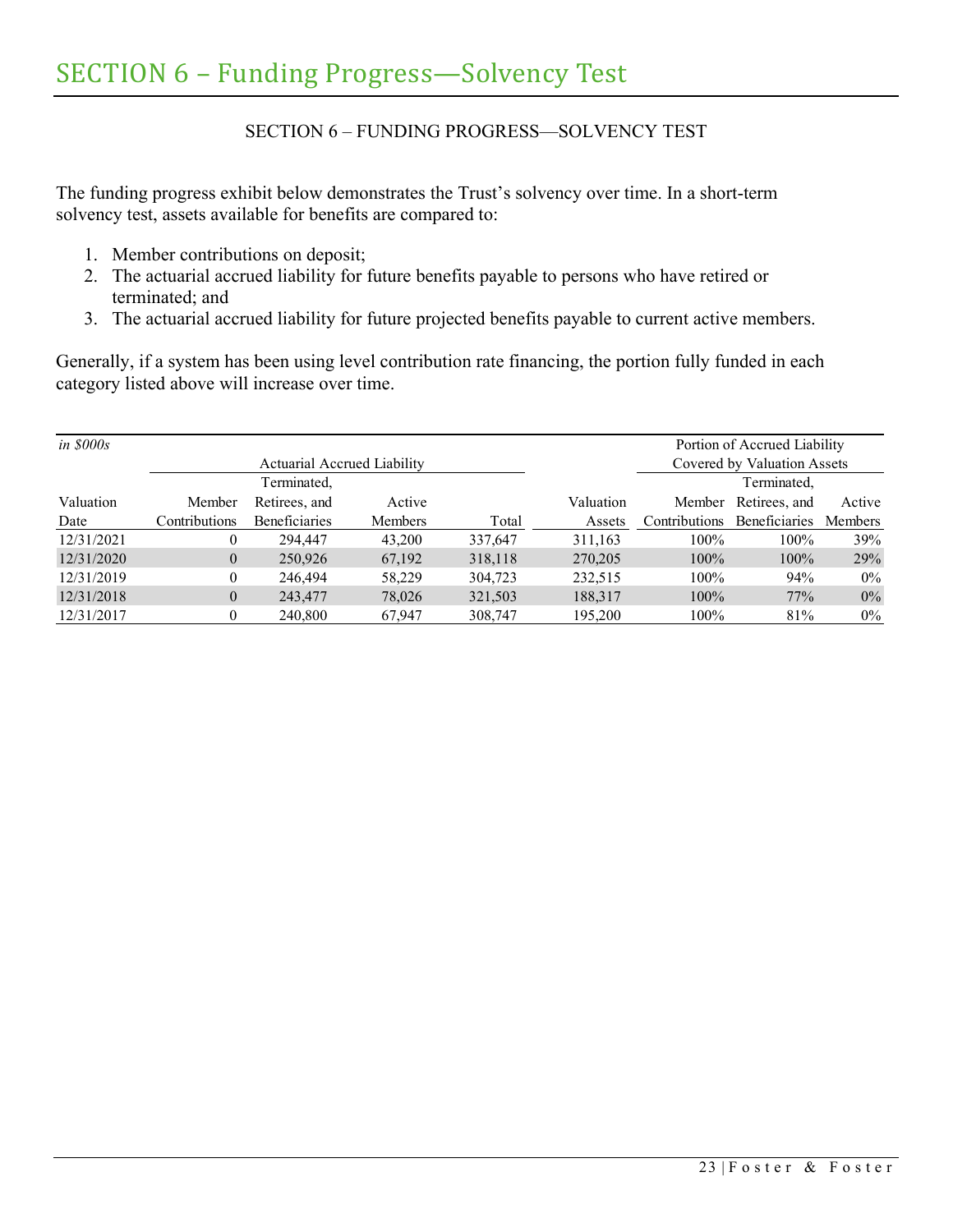# SECTION 6 – Funding Progress—Solvency Test

SECTION 6 – FUNDING PROGRESS—SOLVENCY TEST

The funding progress exhibit below demonstrates the Trust's solvency over time. In a short-term solvency test, assets available for benefits are compared to:

1. Member contributions on deposit;
2. The actuarial accrued liability for future benefits payable to persons who have retired or terminated; and
3. The actuarial accrued liability for future projected benefits payable to current active members.

Generally, if a system has been using level contribution rate financing, the portion fully funded in each category listed above will increase over time.

| *in $000s* | Actuarial Accrued Liability | | | | | Portion of Accrued Liability Covered by Valuation Assets | | |
|---|---|---|---|---|---|---|---|---|
| Valuation Date | Member Contributions | Terminated, Retirees, and Beneficiaries | Active Members | Total | Valuation Assets | Member Contributions | Terminated, Retirees, and Beneficiaries | Active Members |
| 12/31/2021 | 0 | 294,447 | 43,200 | 337,647 | 311,163 | 100% | 100% | 39% |
| 12/31/2020 | 0 | 250,926 | 67,192 | 318,118 | 270,205 | 100% | 100% | 29% |
| 12/31/2019 | 0 | 246,494 | 58,229 | 304,723 | 232,515 | 100% | 94% | 0% |
| 12/31/2018 | 0 | 243,477 | 78,026 | 321,503 | 188,317 | 100% | 77% | 0% |
| 12/31/2017 | 0 | 240,800 | 67,947 | 308,747 | 195,200 | 100% | 81% | 0% |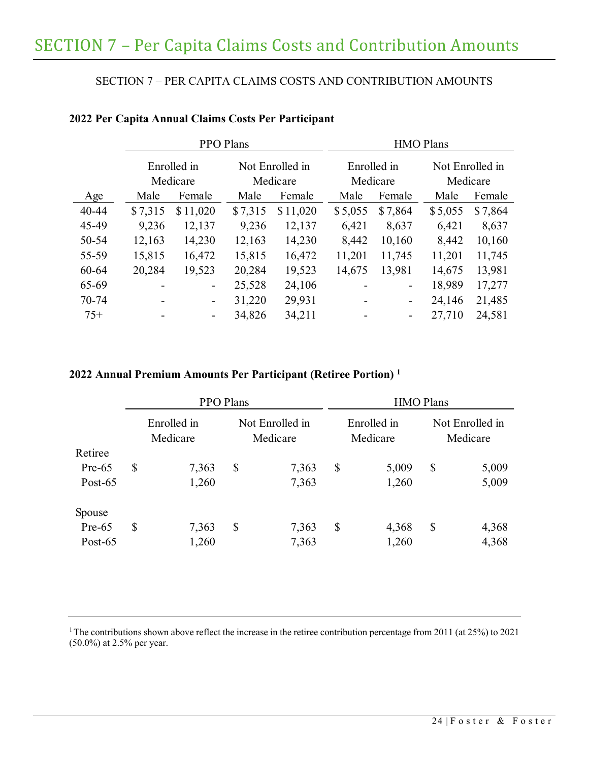# SECTION 7 – Per Capita Claims Costs and Contribution Amounts

SECTION 7 – PER CAPITA CLAIMS COSTS AND CONTRIBUTION AMOUNTS

**2022 Per Capita Annual Claims Costs Per Participant**

| | PPO Plans | | | | HMO Plans | | | |
|---|---|---|---|---|---|---|---|---|
| | Enrolled in Medicare | | Not Enrolled in Medicare | | Enrolled in Medicare | | Not Enrolled in Medicare | |
| Age | Male | Female | Male | Female | Male | Female | Male | Female |
| 40-44 | $ 7,315 | $ 11,020 | $ 7,315 | $ 11,020 | $ 5,055 | $ 7,864 | $ 5,055 | $ 7,864 |
| 45-49 | 9,236 | 12,137 | 9,236 | 12,137 | 6,421 | 8,637 | 6,421 | 8,637 |
| 50-54 | 12,163 | 14,230 | 12,163 | 14,230 | 8,442 | 10,160 | 8,442 | 10,160 |
| 55-59 | 15,815 | 16,472 | 15,815 | 16,472 | 11,201 | 11,745 | 11,201 | 11,745 |
| 60-64 | 20,284 | 19,523 | 20,284 | 19,523 | 14,675 | 13,981 | 14,675 | 13,981 |
| 65-69 | - | - | 25,528 | 24,106 | - | - | 18,989 | 17,277 |
| 70-74 | - | - | 31,220 | 29,931 | - | - | 24,146 | 21,485 |
| 75+ | - | - | 34,826 | 34,211 | - | - | 27,710 | 24,581 |

**2022 Annual Premium Amounts Per Participant (Retiree Portion) [1]**

| | PPO Plans | | HMO Plans | |
|---|---|---|---|---|
| | Enrolled in Medicare | Not Enrolled in Medicare | Enrolled in Medicare | Not Enrolled in Medicare |
| Retiree | | | | |
| Pre-65 | $ 7,363 | $ 7,363 | $ 5,009 | $ 5,009 |
| Post-65 | 1,260 | 7,363 | 1,260 | 5,009 |
| Spouse | | | | |
| Pre-65 | $ 7,363 | $ 7,363 | $ 4,368 | $ 4,368 |
| Post-65 | 1,260 | 7,363 | 1,260 | 4,368 |

[1] The contributions shown above reflect the increase in the retiree contribution percentage from 2011 (at 25%) to 2021 (50.0%) at 2.5% per year.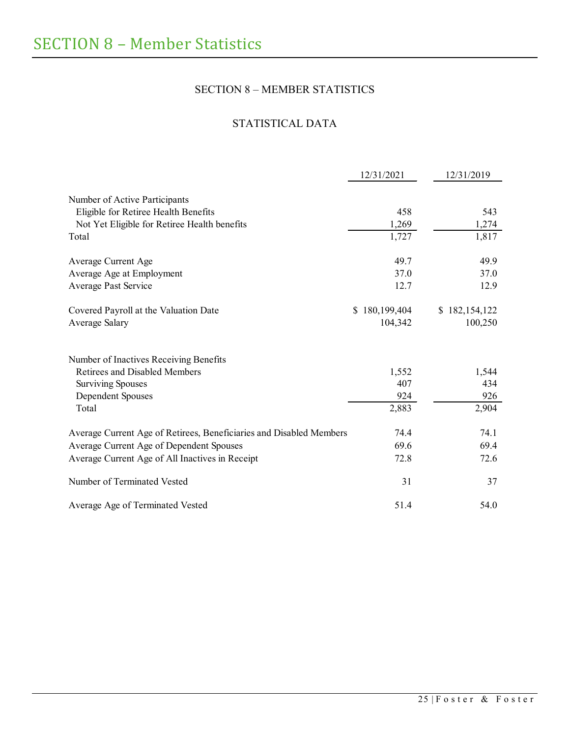# SECTION 8 – Member Statistics

## SECTION 8 – MEMBER STATISTICS

### STATISTICAL DATA

| | 12/31/2021 | 12/31/2019 |
|---|---|---|
| Number of Active Participants | | |
| Eligible for Retiree Health Benefits | 458 | 543 |
| Not Yet Eligible for Retiree Health benefits | 1,269 | 1,274 |
| Total | 1,727 | 1,817 |
| | | |
| Average Current Age | 49.7 | 49.9 |
| Average Age at Employment | 37.0 | 37.0 |
| Average Past Service | 12.7 | 12.9 |
| | | |
| Covered Payroll at the Valuation Date | $ 180,199,404 | $ 182,154,122 |
| Average Salary | 104,342 | 100,250 |
| | | |
| Number of Inactives Receiving Benefits | | |
| Retirees and Disabled Members | 1,552 | 1,544 |
| Surviving Spouses | 407 | 434 |
| Dependent Spouses | 924 | 926 |
| Total | 2,883 | 2,904 |
| | | |
| Average Current Age of Retirees, Beneficiaries and Disabled Members | 74.4 | 74.1 |
| Average Current Age of Dependent Spouses | 69.6 | 69.4 |
| Average Current Age of All Inactives in Receipt | 72.8 | 72.6 |
| | | |
| Number of Terminated Vested | 31 | 37 |
| | | |
| Average Age of Terminated Vested | 51.4 | 54.0 |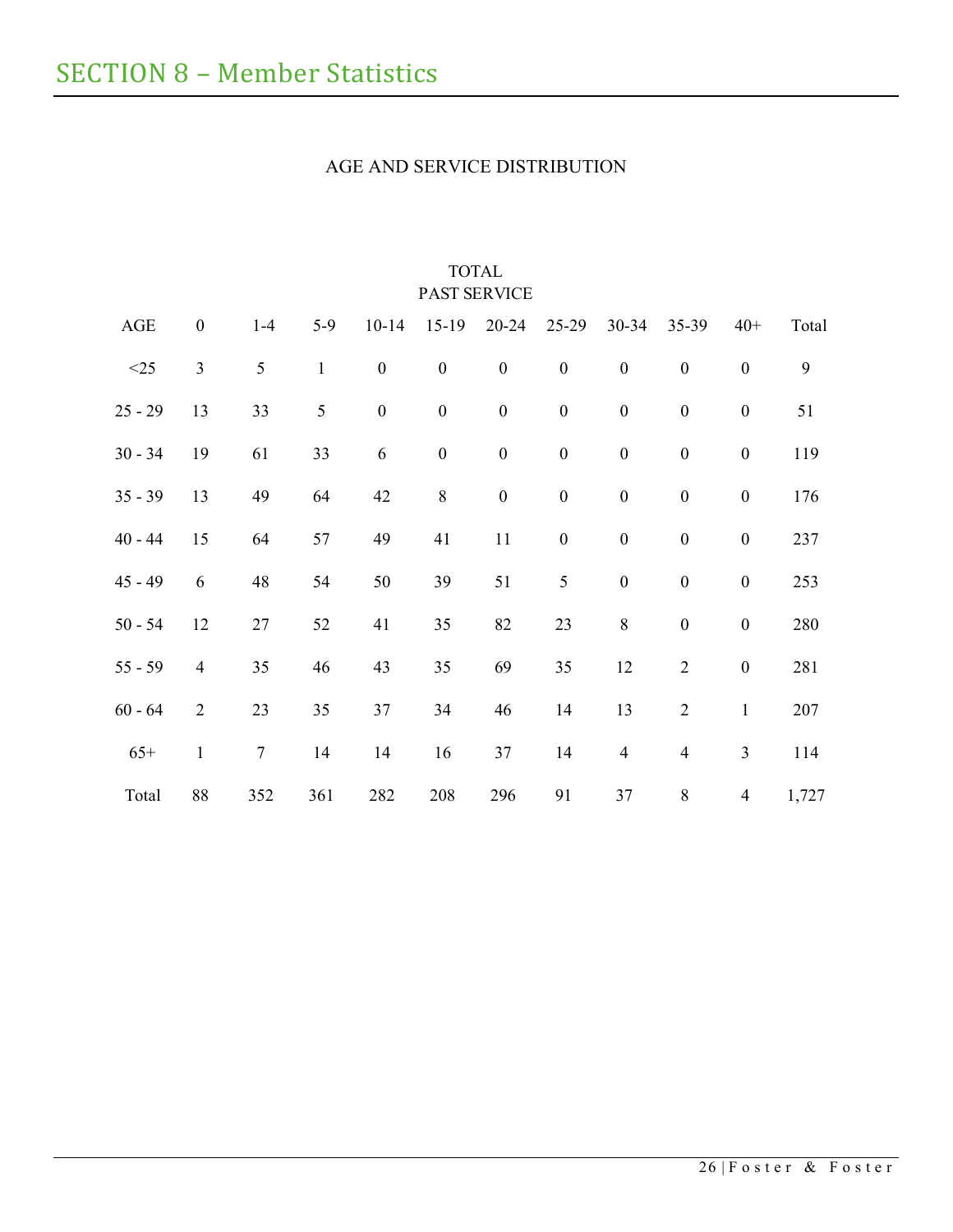# SECTION 8 – Member Statistics

AGE AND SERVICE DISTRIBUTION

TOTAL
PAST SERVICE

| AGE | 0 | 1-4 | 5-9 | 10-14 | 15-19 | 20-24 | 25-29 | 30-34 | 35-39 | 40+ | Total |
|---|---|---|---|---|---|---|---|---|---|---|---|
| <25 | 3 | 5 | 1 | 0 | 0 | 0 | 0 | 0 | 0 | 0 | 9 |
| 25 - 29 | 13 | 33 | 5 | 0 | 0 | 0 | 0 | 0 | 0 | 0 | 51 |
| 30 - 34 | 19 | 61 | 33 | 6 | 0 | 0 | 0 | 0 | 0 | 0 | 119 |
| 35 - 39 | 13 | 49 | 64 | 42 | 8 | 0 | 0 | 0 | 0 | 0 | 176 |
| 40 - 44 | 15 | 64 | 57 | 49 | 41 | 11 | 0 | 0 | 0 | 0 | 237 |
| 45 - 49 | 6 | 48 | 54 | 50 | 39 | 51 | 5 | 0 | 0 | 0 | 253 |
| 50 - 54 | 12 | 27 | 52 | 41 | 35 | 82 | 23 | 8 | 0 | 0 | 280 |
| 55 - 59 | 4 | 35 | 46 | 43 | 35 | 69 | 35 | 12 | 2 | 0 | 281 |
| 60 - 64 | 2 | 23 | 35 | 37 | 34 | 46 | 14 | 13 | 2 | 1 | 207 |
| 65+ | 1 | 7 | 14 | 14 | 16 | 37 | 14 | 4 | 4 | 3 | 114 |
| Total | 88 | 352 | 361 | 282 | 208 | 296 | 91 | 37 | 8 | 4 | 1,727 |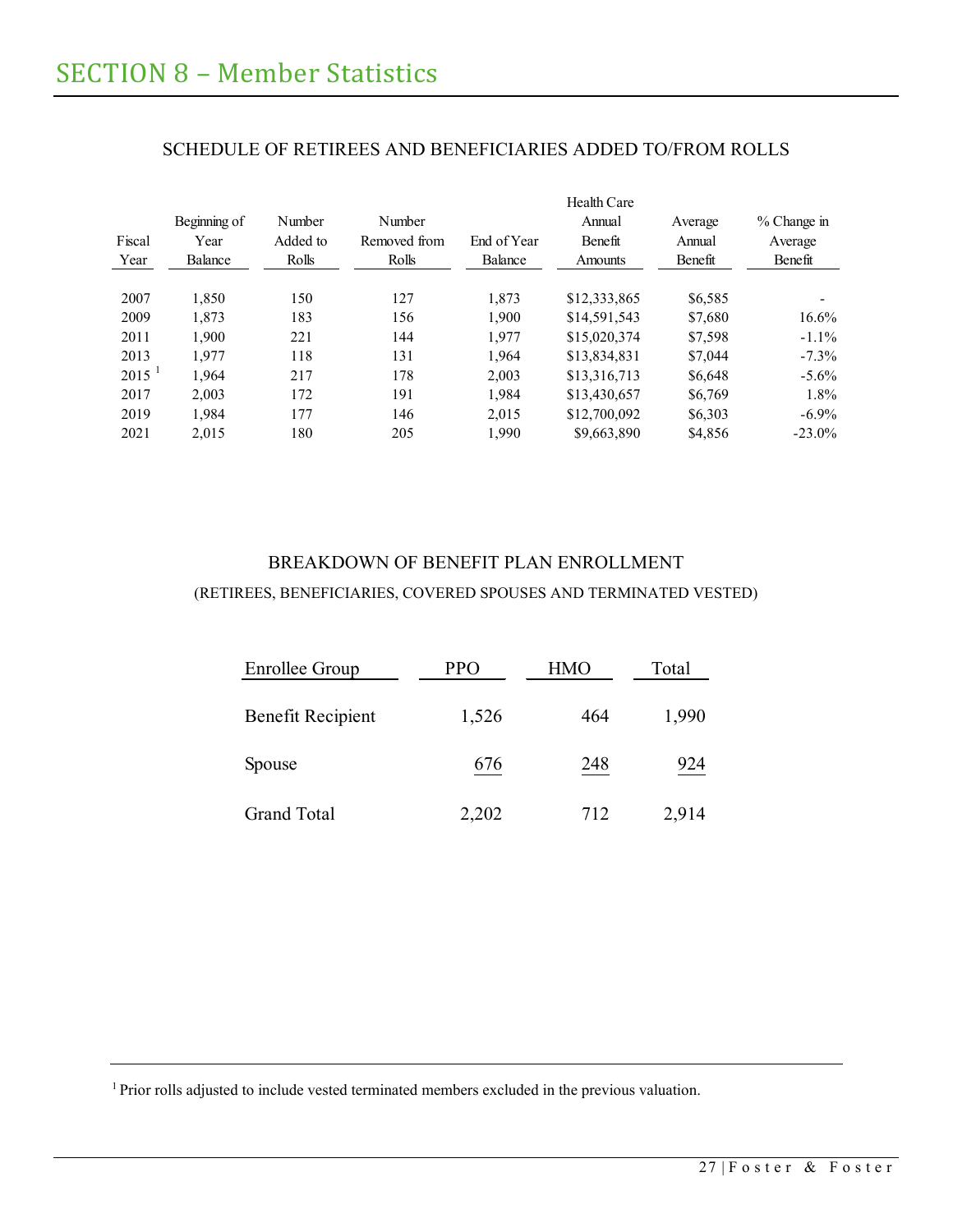# SECTION 8 – Member Statistics

## SCHEDULE OF RETIREES AND BENEFICIARIES ADDED TO/FROM ROLLS

| Fiscal Year | Beginning of Year Balance | Number Added to Rolls | Number Removed from Rolls | End of Year Balance | Health Care Annual Benefit Amounts | Average Annual Benefit | % Change in Average Benefit |
|---|---|---|---|---|---|---|---|
| 2007 | 1,850 | 150 | 127 | 1,873 | $12,333,865 | $6,585 | - |
| 2009 | 1,873 | 183 | 156 | 1,900 | $14,591,543 | $7,680 | 16.6% |
| 2011 | 1,900 | 221 | 144 | 1,977 | $15,020,374 | $7,598 | -1.1% |
| 2013 | 1,977 | 118 | 131 | 1,964 | $13,834,831 | $7,044 | -7.3% |
| 2015 [1] | 1,964 | 217 | 178 | 2,003 | $13,316,713 | $6,648 | -5.6% |
| 2017 | 2,003 | 172 | 191 | 1,984 | $13,430,657 | $6,769 | 1.8% |
| 2019 | 1,984 | 177 | 146 | 2,015 | $12,700,092 | $6,303 | -6.9% |
| 2021 | 2,015 | 180 | 205 | 1,990 | $9,663,890 | $4,856 | -23.0% |

## BREAKDOWN OF BENEFIT PLAN ENROLLMENT

(RETIREES, BENEFICIARIES, COVERED SPOUSES AND TERMINATED VESTED)

| Enrollee Group | PPO | HMO | Total |
|---|---|---|---|
| Benefit Recipient | 1,526 | 464 | 1,990 |
| Spouse | 676 | 248 | 924 |
| Grand Total | 2,202 | 712 | 2,914 |

[1] Prior rolls adjusted to include vested terminated members excluded in the previous valuation.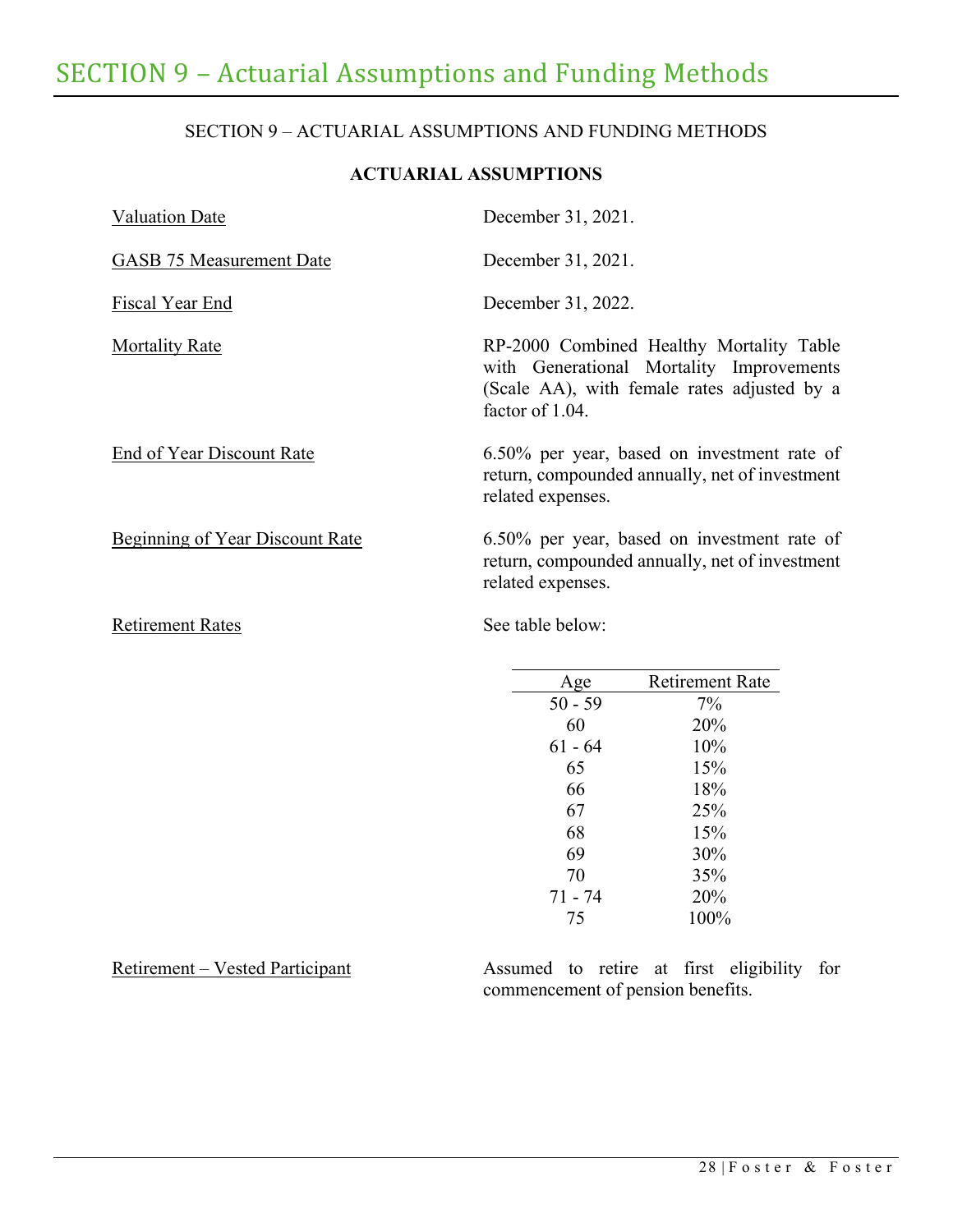# SECTION 9 – Actuarial Assumptions and Funding Methods

SECTION 9 – ACTUARIAL ASSUMPTIONS AND FUNDING METHODS

**ACTUARIAL ASSUMPTIONS**

Valuation Date — December 31, 2021.

GASB 75 Measurement Date — December 31, 2021.

Fiscal Year End — December 31, 2022.

Mortality Rate — RP-2000 Combined Healthy Mortality Table with Generational Mortality Improvements (Scale AA), with female rates adjusted by a factor of 1.04.

End of Year Discount Rate — 6.50% per year, based on investment rate of return, compounded annually, net of investment related expenses.

Beginning of Year Discount Rate — 6.50% per year, based on investment rate of return, compounded annually, net of investment related expenses.

Retirement Rates — See table below:

| Age | Retirement Rate |
|---|---|
| 50 - 59 | 7% |
| 60 | 20% |
| 61 - 64 | 10% |
| 65 | 15% |
| 66 | 18% |
| 67 | 25% |
| 68 | 15% |
| 69 | 30% |
| 70 | 35% |
| 71 - 74 | 20% |
| 75 | 100% |

Retirement – Vested Participant — Assumed to retire at first eligibility for commencement of pension benefits.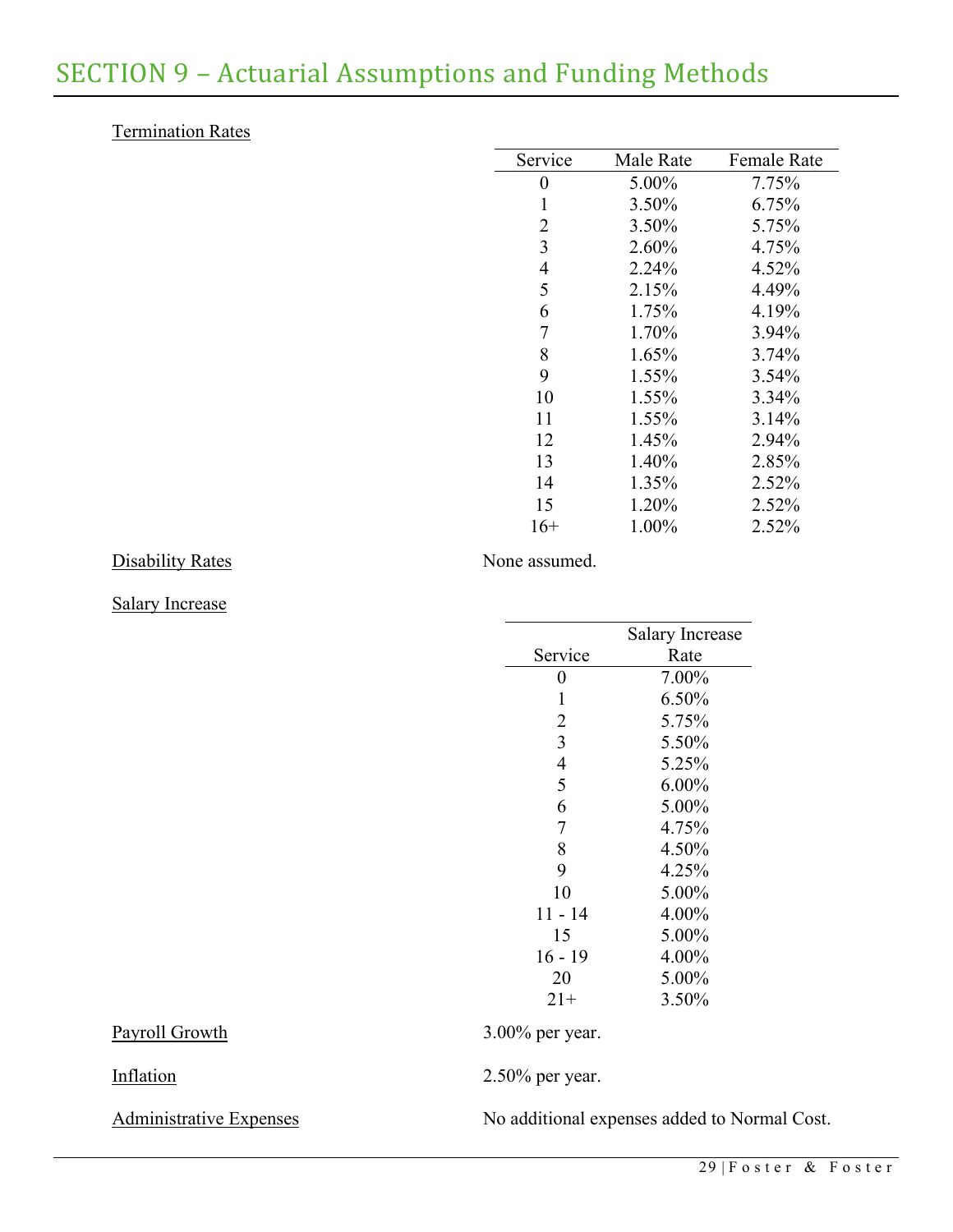# SECTION 9 – Actuarial Assumptions and Funding Methods

Termination Rates

| Service | Male Rate | Female Rate |
|---|---|---|
| 0 | 5.00% | 7.75% |
| 1 | 3.50% | 6.75% |
| 2 | 3.50% | 5.75% |
| 3 | 2.60% | 4.75% |
| 4 | 2.24% | 4.52% |
| 5 | 2.15% | 4.49% |
| 6 | 1.75% | 4.19% |
| 7 | 1.70% | 3.94% |
| 8 | 1.65% | 3.74% |
| 9 | 1.55% | 3.54% |
| 10 | 1.55% | 3.34% |
| 11 | 1.55% | 3.14% |
| 12 | 1.45% | 2.94% |
| 13 | 1.40% | 2.85% |
| 14 | 1.35% | 2.52% |
| 15 | 1.20% | 2.52% |
| 16+ | 1.00% | 2.52% |

Disability Rates

None assumed.

Salary Increase

| Service | Salary Increase Rate |
|---|---|
| 0 | 7.00% |
| 1 | 6.50% |
| 2 | 5.75% |
| 3 | 5.50% |
| 4 | 5.25% |
| 5 | 6.00% |
| 6 | 5.00% |
| 7 | 4.75% |
| 8 | 4.50% |
| 9 | 4.25% |
| 10 | 5.00% |
| 11 - 14 | 4.00% |
| 15 | 5.00% |
| 16 - 19 | 4.00% |
| 20 | 5.00% |
| 21+ | 3.50% |

Payroll Growth

3.00% per year.

Inflation

2.50% per year.

Administrative Expenses

No additional expenses added to Normal Cost.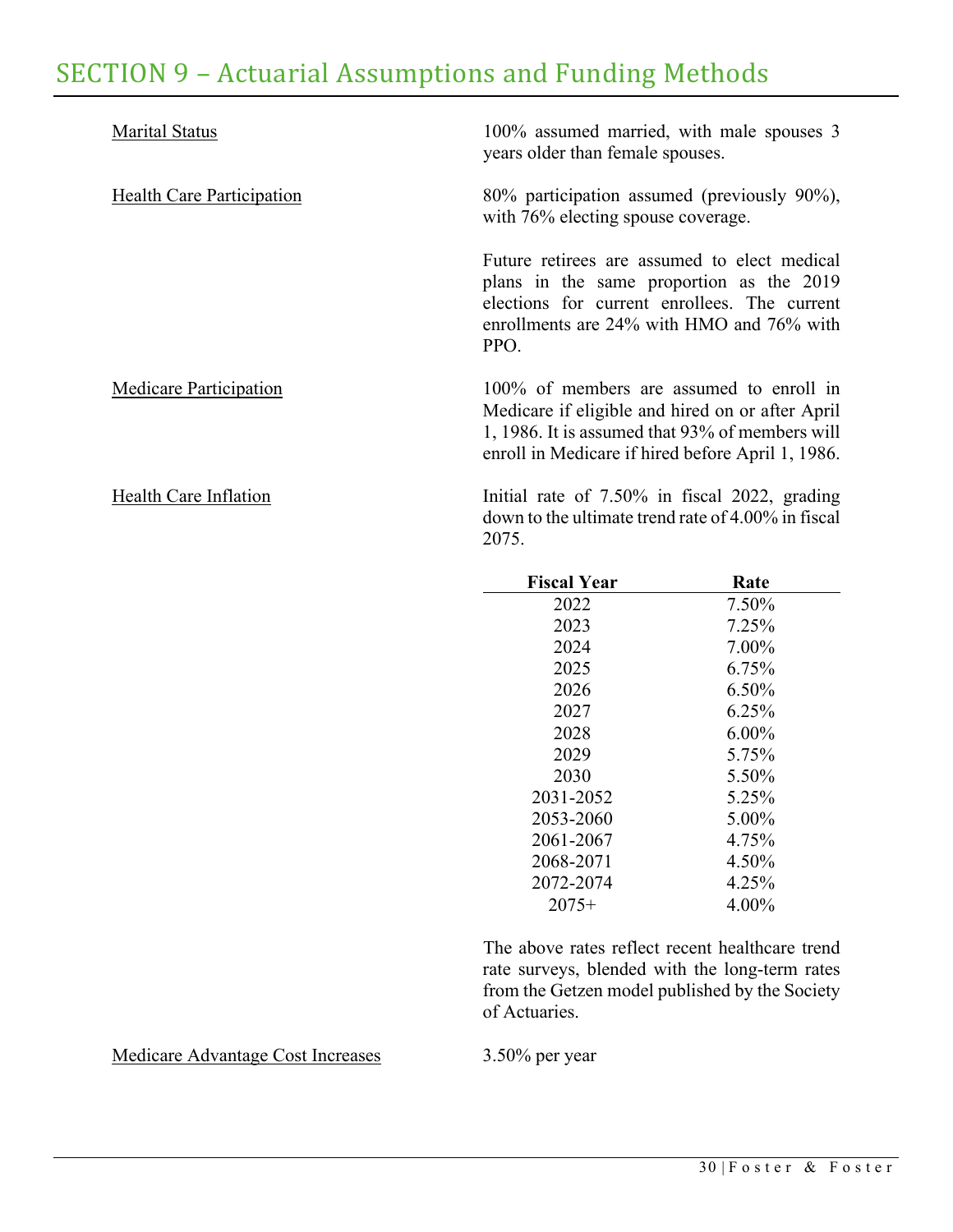# SECTION 9 – Actuarial Assumptions and Funding Methods

Marital Status

100% assumed married, with male spouses 3 years older than female spouses.

Health Care Participation

80% participation assumed (previously 90%), with 76% electing spouse coverage.

Future retirees are assumed to elect medical plans in the same proportion as the 2019 elections for current enrollees. The current enrollments are 24% with HMO and 76% with PPO.

Medicare Participation

100% of members are assumed to enroll in Medicare if eligible and hired on or after April 1, 1986. It is assumed that 93% of members will enroll in Medicare if hired before April 1, 1986.

Health Care Inflation

Initial rate of 7.50% in fiscal 2022, grading down to the ultimate trend rate of 4.00% in fiscal 2075.

| Fiscal Year | Rate |
|---|---|
| 2022 | 7.50% |
| 2023 | 7.25% |
| 2024 | 7.00% |
| 2025 | 6.75% |
| 2026 | 6.50% |
| 2027 | 6.25% |
| 2028 | 6.00% |
| 2029 | 5.75% |
| 2030 | 5.50% |
| 2031-2052 | 5.25% |
| 2053-2060 | 5.00% |
| 2061-2067 | 4.75% |
| 2068-2071 | 4.50% |
| 2072-2074 | 4.25% |
| 2075+ | 4.00% |

The above rates reflect recent healthcare trend rate surveys, blended with the long-term rates from the Getzen model published by the Society of Actuaries.

Medicare Advantage Cost Increases

3.50% per year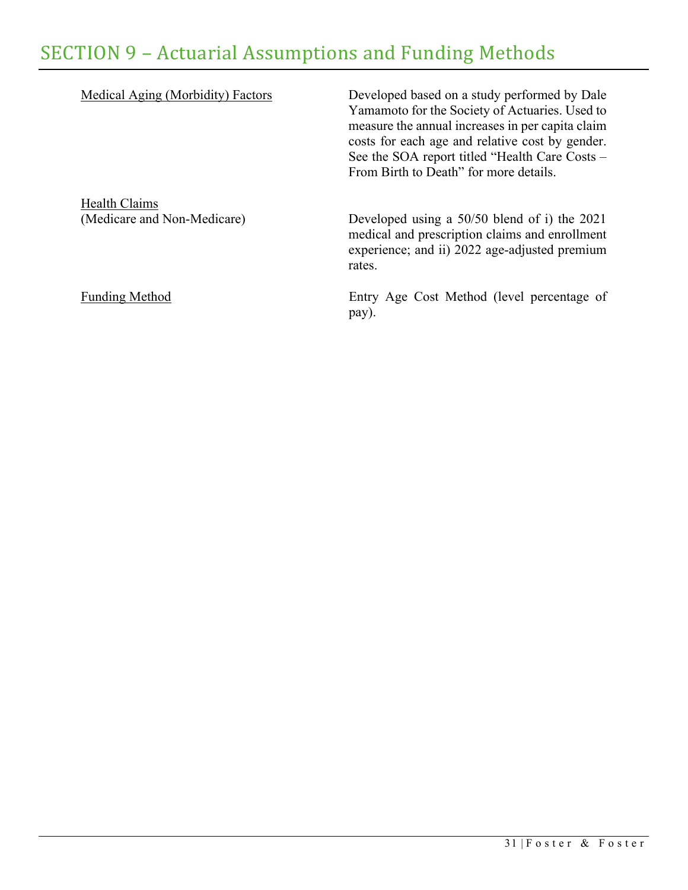# SECTION 9 – Actuarial Assumptions and Funding Methods

| | |
|---|---|
| Medical Aging (Morbidity) Factors | Developed based on a study performed by Dale Yamamoto for the Society of Actuaries. Used to measure the annual increases in per capita claim costs for each age and relative cost by gender. See the SOA report titled "Health Care Costs – From Birth to Death" for more details. |
| Health Claims (Medicare and Non-Medicare) | Developed using a 50/50 blend of i) the 2021 medical and prescription claims and enrollment experience; and ii) 2022 age-adjusted premium rates. |
| Funding Method | Entry Age Cost Method (level percentage of pay). |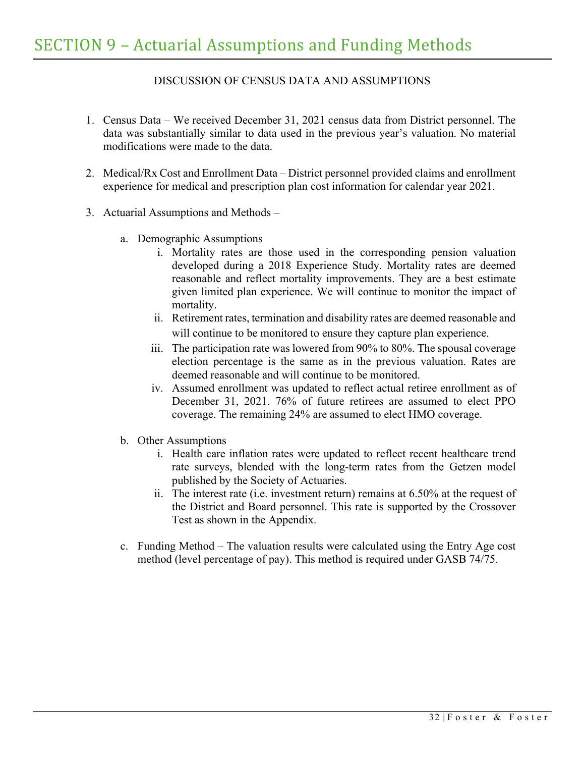# SECTION 9 – Actuarial Assumptions and Funding Methods

DISCUSSION OF CENSUS DATA AND ASSUMPTIONS

1. Census Data – We received December 31, 2021 census data from District personnel. The data was substantially similar to data used in the previous year's valuation. No material modifications were made to the data.

2. Medical/Rx Cost and Enrollment Data – District personnel provided claims and enrollment experience for medical and prescription plan cost information for calendar year 2021.

3. Actuarial Assumptions and Methods –

   a. Demographic Assumptions
      i. Mortality rates are those used in the corresponding pension valuation developed during a 2018 Experience Study. Mortality rates are deemed reasonable and reflect mortality improvements. They are a best estimate given limited plan experience. We will continue to monitor the impact of mortality.
      ii. Retirement rates, termination and disability rates are deemed reasonable and will continue to be monitored to ensure they capture plan experience.
      iii. The participation rate was lowered from 90% to 80%. The spousal coverage election percentage is the same as in the previous valuation. Rates are deemed reasonable and will continue to be monitored.
      iv. Assumed enrollment was updated to reflect actual retiree enrollment as of December 31, 2021. 76% of future retirees are assumed to elect PPO coverage. The remaining 24% are assumed to elect HMO coverage.

   b. Other Assumptions
      i. Health care inflation rates were updated to reflect recent healthcare trend rate surveys, blended with the long-term rates from the Getzen model published by the Society of Actuaries.
      ii. The interest rate (i.e. investment return) remains at 6.50% at the request of the District and Board personnel. This rate is supported by the Crossover Test as shown in the Appendix.

   c. Funding Method – The valuation results were calculated using the Entry Age cost method (level percentage of pay). This method is required under GASB 74/75.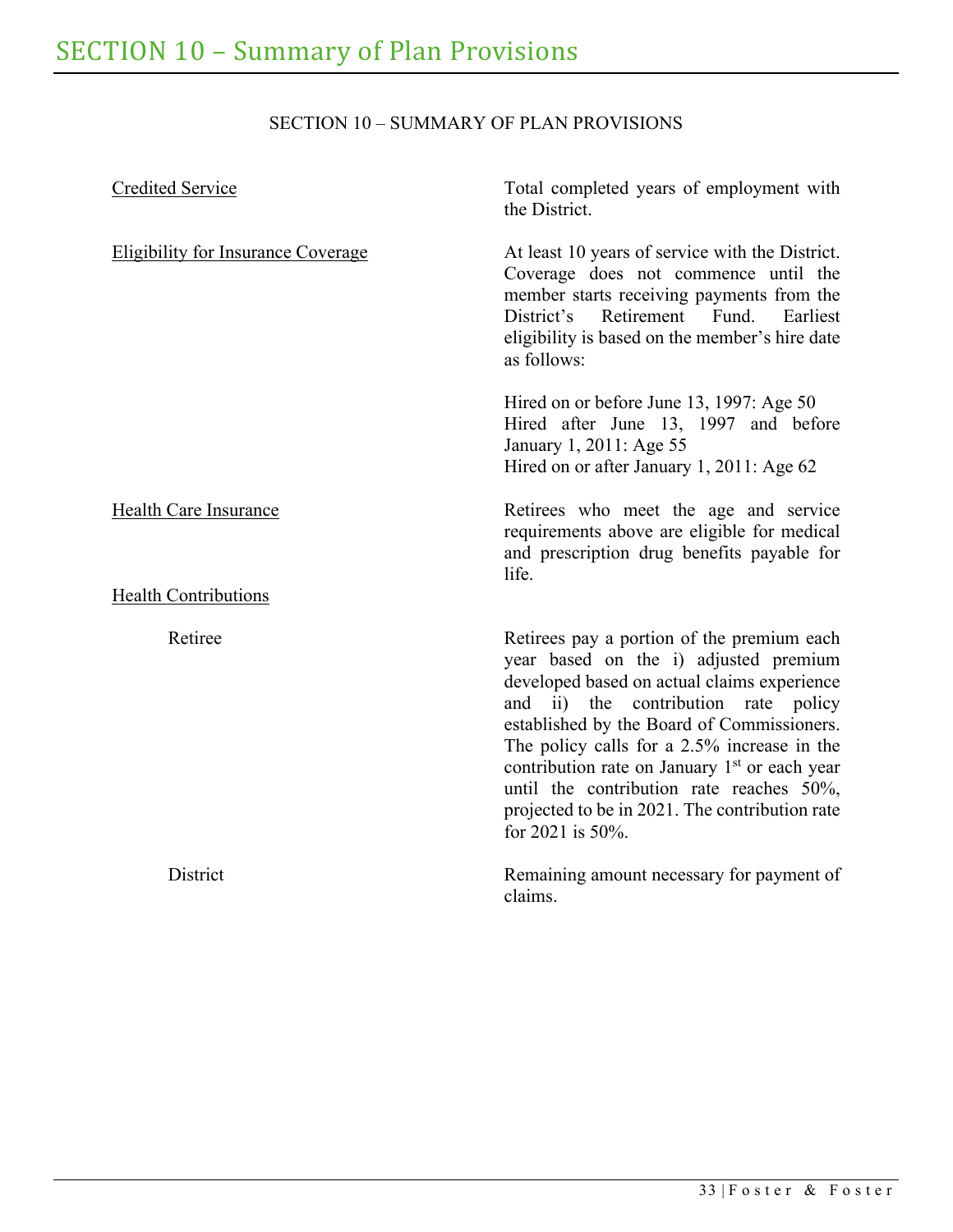# SECTION 10 – Summary of Plan Provisions

SECTION 10 – SUMMARY OF PLAN PROVISIONS

| | |
|---|---|
| Credited Service | Total completed years of employment with the District. |
| Eligibility for Insurance Coverage | At least 10 years of service with the District. Coverage does not commence until the member starts receiving payments from the District's Retirement Fund. Earliest eligibility is based on the member's hire date as follows:<br><br>Hired on or before June 13, 1997: Age 50<br>Hired after June 13, 1997 and before January 1, 2011: Age 55<br>Hired on or after January 1, 2011: Age 62 |
| Health Care Insurance | Retirees who meet the age and service requirements above are eligible for medical and prescription drug benefits payable for life. |
| Health Contributions | |
| Retiree | Retirees pay a portion of the premium each year based on the i) adjusted premium developed based on actual claims experience and ii) the contribution rate policy established by the Board of Commissioners. The policy calls for a 2.5% increase in the contribution rate on January 1st or each year until the contribution rate reaches 50%, projected to be in 2021. The contribution rate for 2021 is 50%. |
| District | Remaining amount necessary for payment of claims. |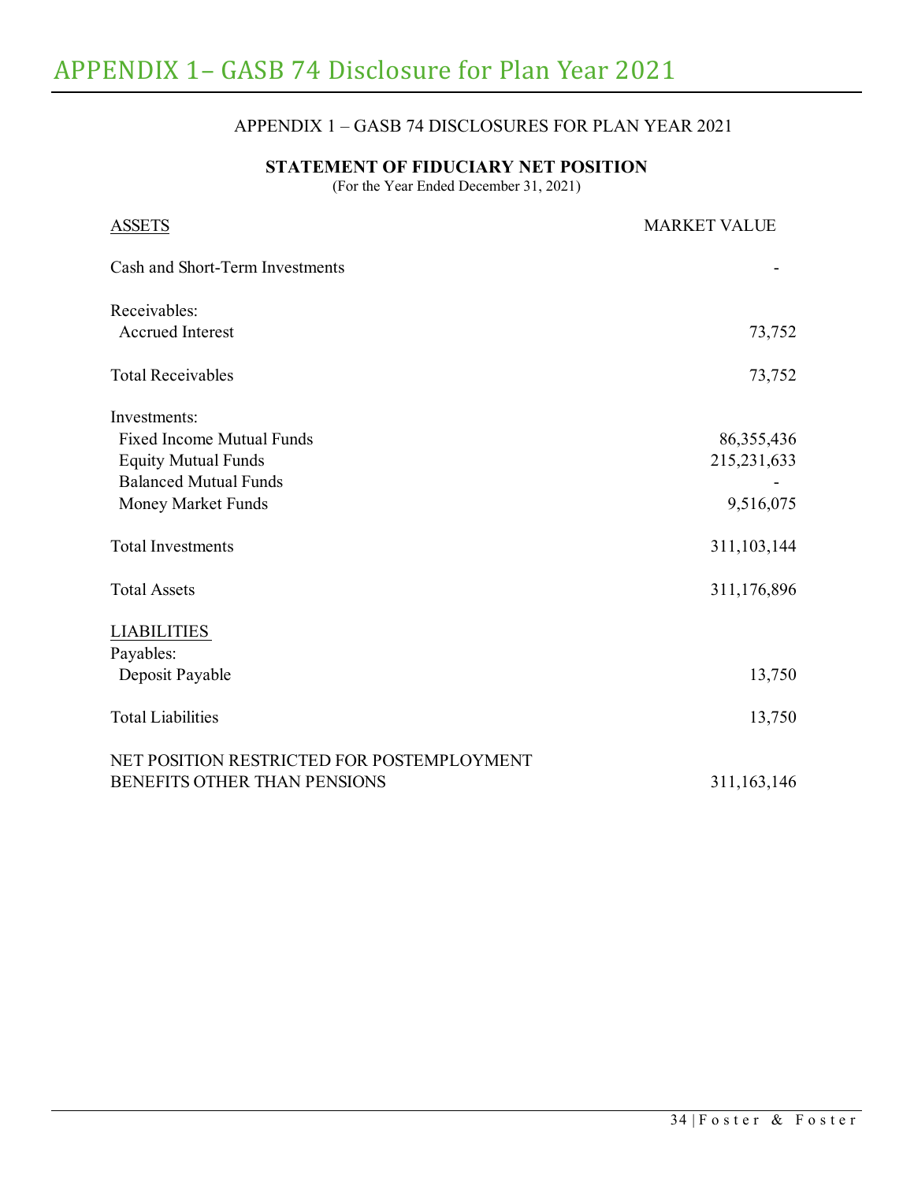# APPENDIX 1– GASB 74 Disclosure for Plan Year 2021

APPENDIX 1 – GASB 74 DISCLOSURES FOR PLAN YEAR 2021

**STATEMENT OF FIDUCIARY NET POSITION**

(For the Year Ended December 31, 2021)

| ASSETS | MARKET VALUE |
|---|---|
| Cash and Short-Term Investments | - |
| Receivables: | |
| Accrued Interest | 73,752 |
| Total Receivables | 73,752 |
| Investments: | |
| Fixed Income Mutual Funds | 86,355,436 |
| Equity Mutual Funds | 215,231,633 |
| Balanced Mutual Funds | - |
| Money Market Funds | 9,516,075 |
| Total Investments | 311,103,144 |
| Total Assets | 311,176,896 |
| LIABILITIES | |
| Payables: | |
| Deposit Payable | 13,750 |
| Total Liabilities | 13,750 |
| NET POSITION RESTRICTED FOR POSTEMPLOYMENT BENEFITS OTHER THAN PENSIONS | 311,163,146 |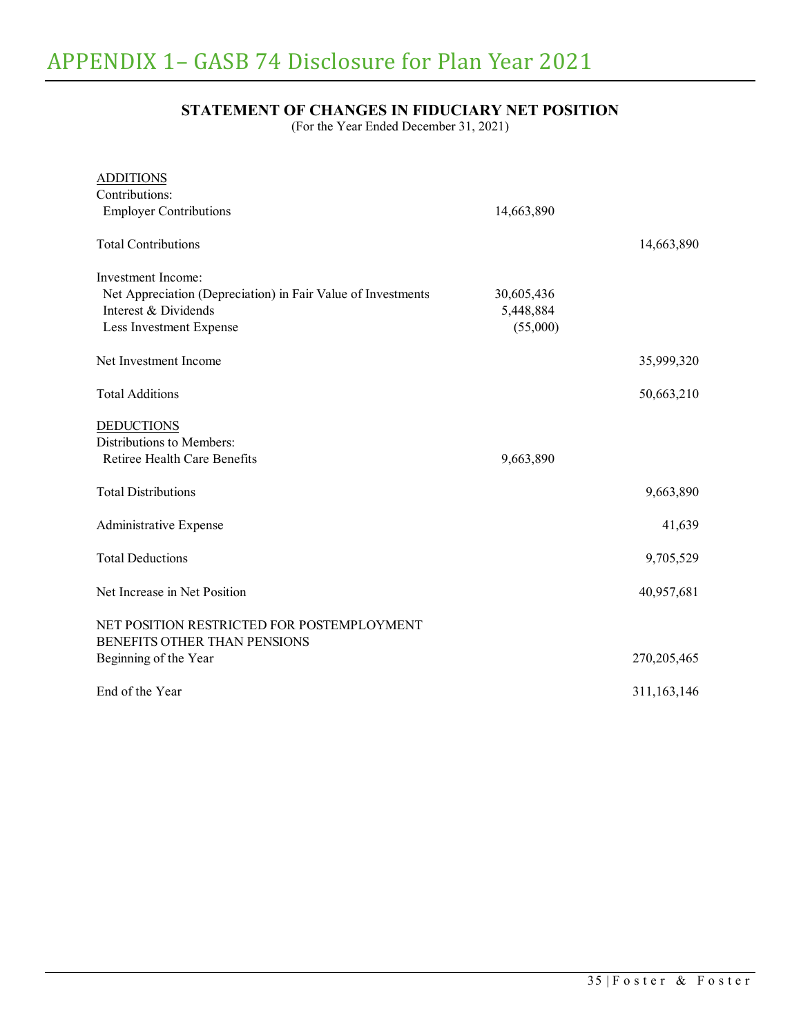# APPENDIX 1– GASB 74 Disclosure for Plan Year 2021

## STATEMENT OF CHANGES IN FIDUCIARY NET POSITION

(For the Year Ended December 31, 2021)

| | | |
|---|---|---|
| ADDITIONS | | |
| Contributions: | | |
| Employer Contributions | 14,663,890 | |
| Total Contributions | | 14,663,890 |
| Investment Income: | | |
| Net Appreciation (Depreciation) in Fair Value of Investments | 30,605,436 | |
| Interest & Dividends | 5,448,884 | |
| Less Investment Expense | (55,000) | |
| Net Investment Income | | 35,999,320 |
| Total Additions | | 50,663,210 |
| DEDUCTIONS | | |
| Distributions to Members: | | |
| Retiree Health Care Benefits | 9,663,890 | |
| Total Distributions | | 9,663,890 |
| Administrative Expense | | 41,639 |
| Total Deductions | | 9,705,529 |
| Net Increase in Net Position | | 40,957,681 |
| NET POSITION RESTRICTED FOR POSTEMPLOYMENT BENEFITS OTHER THAN PENSIONS | | |
| Beginning of the Year | | 270,205,465 |
| End of the Year | | 311,163,146 |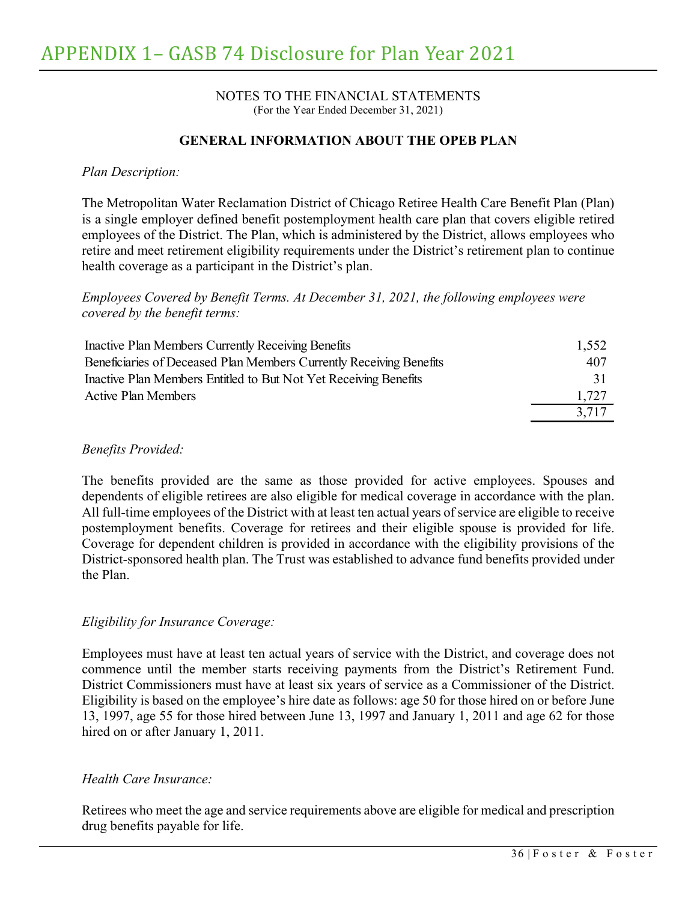# APPENDIX 1– GASB 74 Disclosure for Plan Year 2021

NOTES TO THE FINANCIAL STATEMENTS
(For the Year Ended December 31, 2021)

## GENERAL INFORMATION ABOUT THE OPEB PLAN

*Plan Description:*

The Metropolitan Water Reclamation District of Chicago Retiree Health Care Benefit Plan (Plan) is a single employer defined benefit postemployment health care plan that covers eligible retired employees of the District. The Plan, which is administered by the District, allows employees who retire and meet retirement eligibility requirements under the District's retirement plan to continue health coverage as a participant in the District's plan.

*Employees Covered by Benefit Terms. At December 31, 2021, the following employees were covered by the benefit terms:*

| | |
|---|---:|
| Inactive Plan Members Currently Receiving Benefits | 1,552 |
| Beneficiaries of Deceased Plan Members Currently Receiving Benefits | 407 |
| Inactive Plan Members Entitled to But Not Yet Receiving Benefits | 31 |
| Active Plan Members | 1,727 |
| | 3,717 |

*Benefits Provided:*

The benefits provided are the same as those provided for active employees. Spouses and dependents of eligible retirees are also eligible for medical coverage in accordance with the plan. All full-time employees of the District with at least ten actual years of service are eligible to receive postemployment benefits. Coverage for retirees and their eligible spouse is provided for life. Coverage for dependent children is provided in accordance with the eligibility provisions of the District-sponsored health plan. The Trust was established to advance fund benefits provided under the Plan.

*Eligibility for Insurance Coverage:*

Employees must have at least ten actual years of service with the District, and coverage does not commence until the member starts receiving payments from the District's Retirement Fund. District Commissioners must have at least six years of service as a Commissioner of the District. Eligibility is based on the employee's hire date as follows: age 50 for those hired on or before June 13, 1997, age 55 for those hired between June 13, 1997 and January 1, 2011 and age 62 for those hired on or after January 1, 2011.

*Health Care Insurance:*

Retirees who meet the age and service requirements above are eligible for medical and prescription drug benefits payable for life.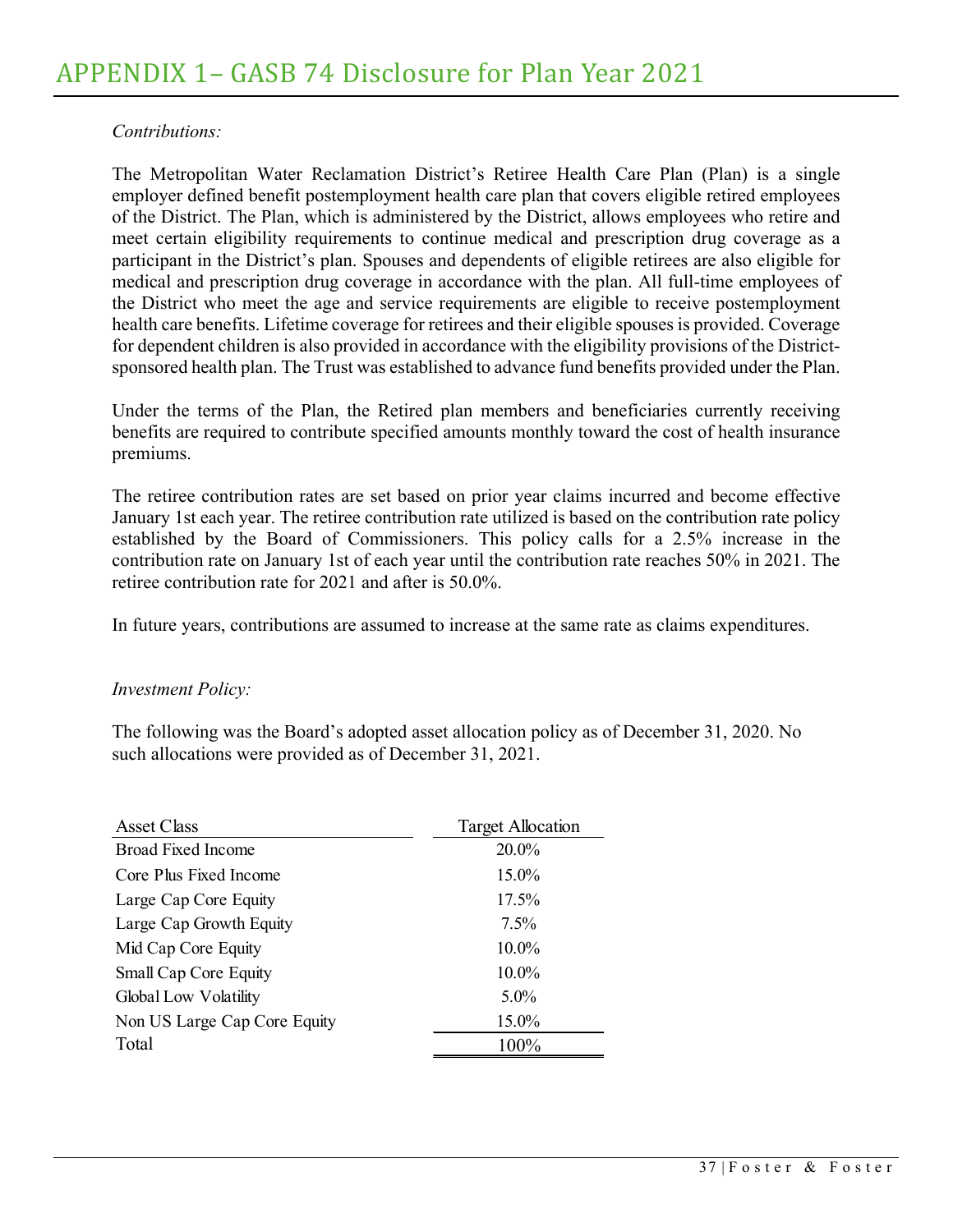# APPENDIX 1– GASB 74 Disclosure for Plan Year 2021

*Contributions:*

The Metropolitan Water Reclamation District's Retiree Health Care Plan (Plan) is a single employer defined benefit postemployment health care plan that covers eligible retired employees of the District. The Plan, which is administered by the District, allows employees who retire and meet certain eligibility requirements to continue medical and prescription drug coverage as a participant in the District's plan. Spouses and dependents of eligible retirees are also eligible for medical and prescription drug coverage in accordance with the plan. All full-time employees of the District who meet the age and service requirements are eligible to receive postemployment health care benefits. Lifetime coverage for retirees and their eligible spouses is provided. Coverage for dependent children is also provided in accordance with the eligibility provisions of the District-sponsored health plan. The Trust was established to advance fund benefits provided under the Plan.

Under the terms of the Plan, the Retired plan members and beneficiaries currently receiving benefits are required to contribute specified amounts monthly toward the cost of health insurance premiums.

The retiree contribution rates are set based on prior year claims incurred and become effective January 1st each year. The retiree contribution rate utilized is based on the contribution rate policy established by the Board of Commissioners. This policy calls for a 2.5% increase in the contribution rate on January 1st of each year until the contribution rate reaches 50% in 2021. The retiree contribution rate for 2021 and after is 50.0%.

In future years, contributions are assumed to increase at the same rate as claims expenditures.

*Investment Policy:*

The following was the Board's adopted asset allocation policy as of December 31, 2020. No such allocations were provided as of December 31, 2021.

| Asset Class | Target Allocation |
|---|---|
| Broad Fixed Income | 20.0% |
| Core Plus Fixed Income | 15.0% |
| Large Cap Core Equity | 17.5% |
| Large Cap Growth Equity | 7.5% |
| Mid Cap Core Equity | 10.0% |
| Small Cap Core Equity | 10.0% |
| Global Low Volatility | 5.0% |
| Non US Large Cap Core Equity | 15.0% |
| Total | 100% |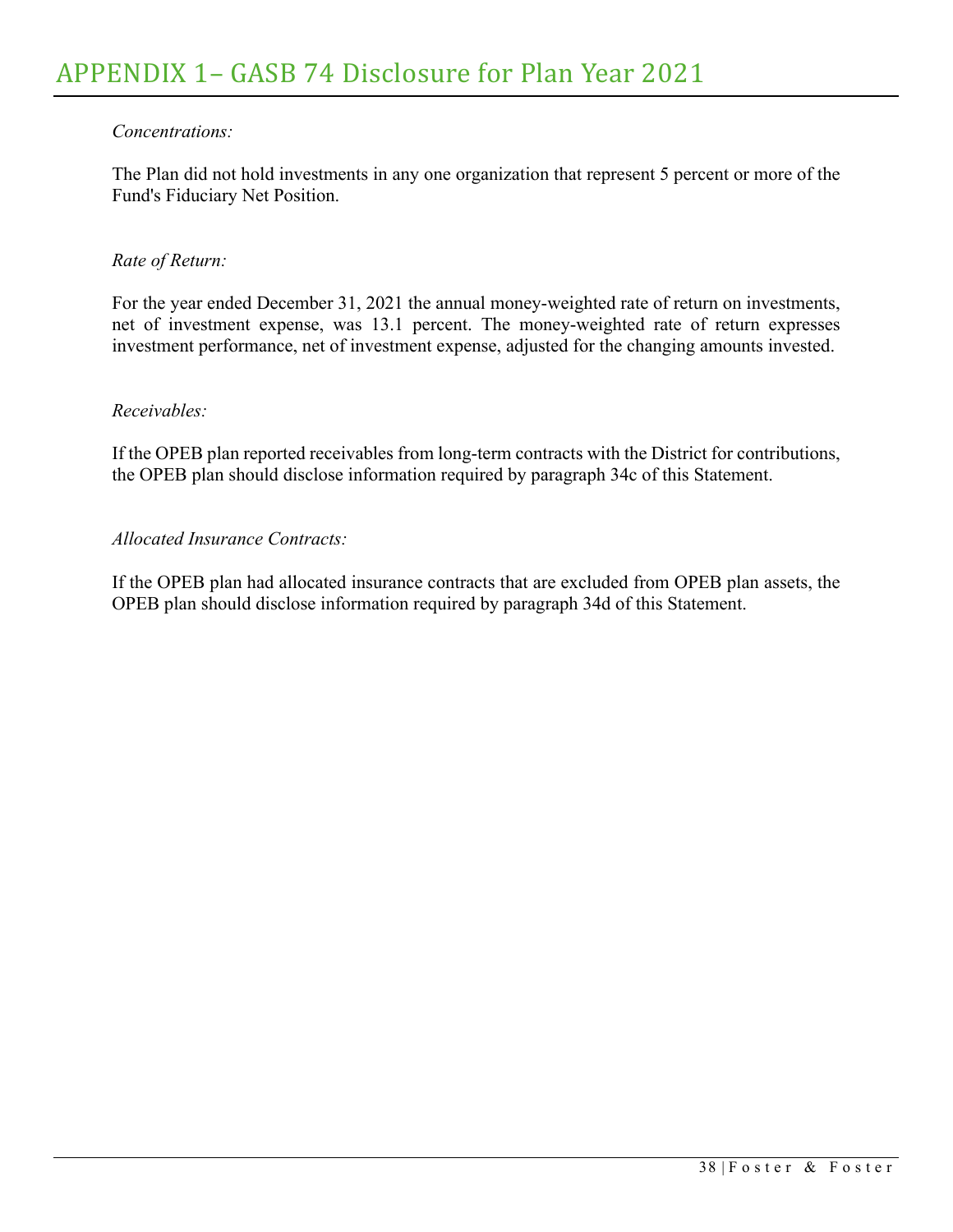# APPENDIX 1– GASB 74 Disclosure for Plan Year 2021

*Concentrations:*

The Plan did not hold investments in any one organization that represent 5 percent or more of the Fund's Fiduciary Net Position.

*Rate of Return:*

For the year ended December 31, 2021 the annual money-weighted rate of return on investments, net of investment expense, was 13.1 percent. The money-weighted rate of return expresses investment performance, net of investment expense, adjusted for the changing amounts invested.

*Receivables:*

If the OPEB plan reported receivables from long-term contracts with the District for contributions, the OPEB plan should disclose information required by paragraph 34c of this Statement.

*Allocated Insurance Contracts:*

If the OPEB plan had allocated insurance contracts that are excluded from OPEB plan assets, the OPEB plan should disclose information required by paragraph 34d of this Statement.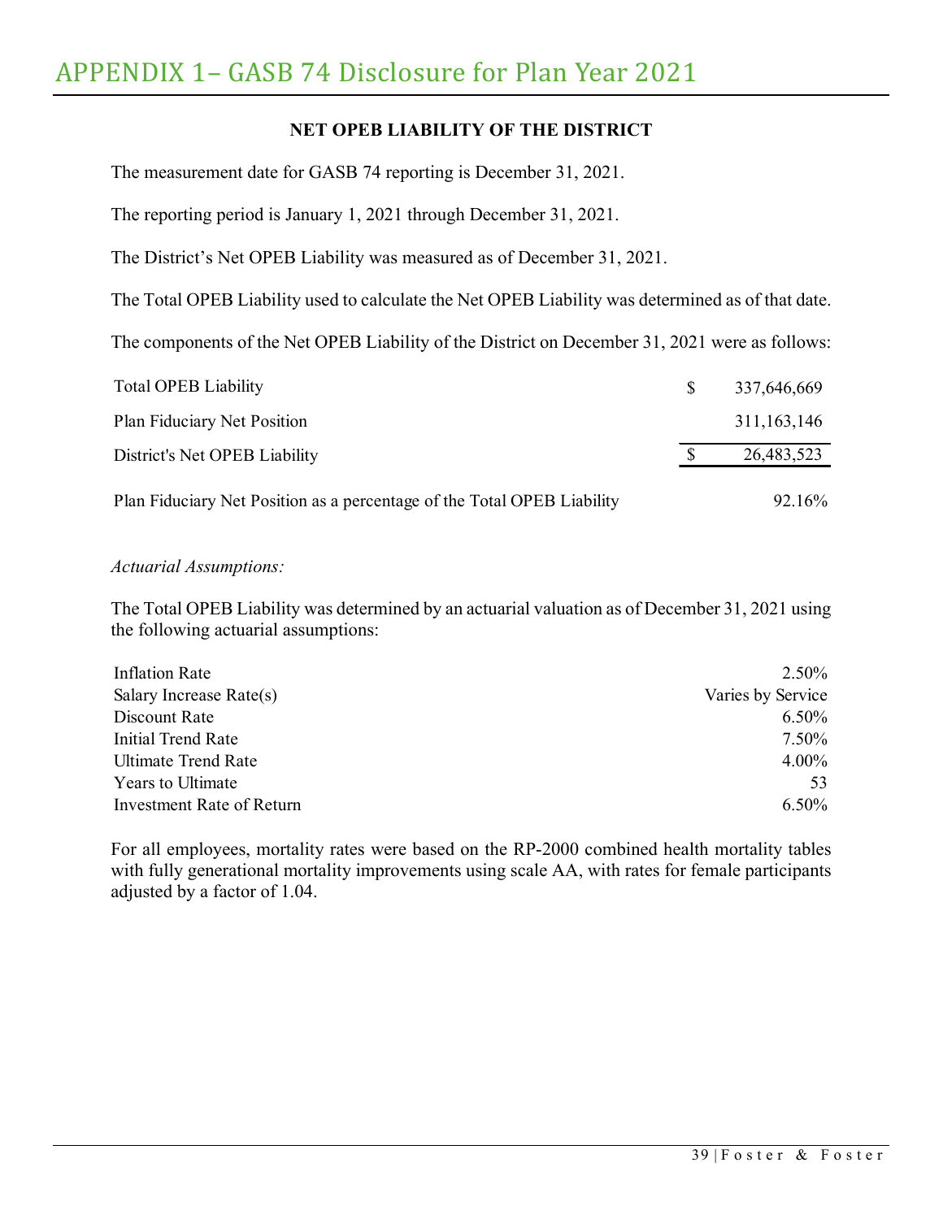# APPENDIX 1– GASB 74 Disclosure for Plan Year 2021

### NET OPEB LIABILITY OF THE DISTRICT

The measurement date for GASB 74 reporting is December 31, 2021.

The reporting period is January 1, 2021 through December 31, 2021.

The District's Net OPEB Liability was measured as of December 31, 2021.

The Total OPEB Liability used to calculate the Net OPEB Liability was determined as of that date.

The components of the Net OPEB Liability of the District on December 31, 2021 were as follows:

| | | |
|---|---|---|
| Total OPEB Liability | $ | 337,646,669 |
| Plan Fiduciary Net Position | | 311,163,146 |
| District's Net OPEB Liability | $ | 26,483,523 |
| Plan Fiduciary Net Position as a percentage of the Total OPEB Liability | | 92.16% |

*Actuarial Assumptions:*

The Total OPEB Liability was determined by an actuarial valuation as of December 31, 2021 using the following actuarial assumptions:

| | |
|---|---|
| Inflation Rate | 2.50% |
| Salary Increase Rate(s) | Varies by Service |
| Discount Rate | 6.50% |
| Initial Trend Rate | 7.50% |
| Ultimate Trend Rate | 4.00% |
| Years to Ultimate | 53 |
| Investment Rate of Return | 6.50% |

For all employees, mortality rates were based on the RP-2000 combined health mortality tables with fully generational mortality improvements using scale AA, with rates for female participants adjusted by a factor of 1.04.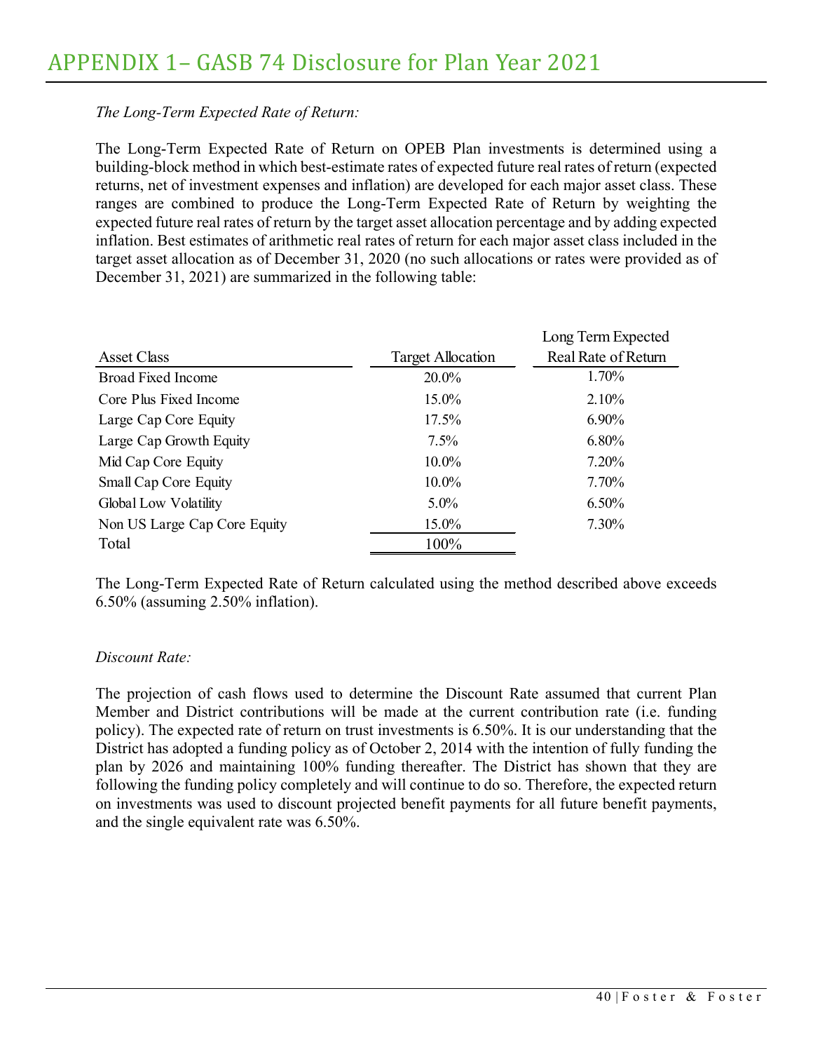# APPENDIX 1– GASB 74 Disclosure for Plan Year 2021

*The Long-Term Expected Rate of Return:*

The Long-Term Expected Rate of Return on OPEB Plan investments is determined using a building-block method in which best-estimate rates of expected future real rates of return (expected returns, net of investment expenses and inflation) are developed for each major asset class. These ranges are combined to produce the Long-Term Expected Rate of Return by weighting the expected future real rates of return by the target asset allocation percentage and by adding expected inflation. Best estimates of arithmetic real rates of return for each major asset class included in the target asset allocation as of December 31, 2020 (no such allocations or rates were provided as of December 31, 2021) are summarized in the following table:

| Asset Class | Target Allocation | Long Term Expected Real Rate of Return |
|---|---|---|
| Broad Fixed Income | 20.0% | 1.70% |
| Core Plus Fixed Income | 15.0% | 2.10% |
| Large Cap Core Equity | 17.5% | 6.90% |
| Large Cap Growth Equity | 7.5% | 6.80% |
| Mid Cap Core Equity | 10.0% | 7.20% |
| Small Cap Core Equity | 10.0% | 7.70% |
| Global Low Volatility | 5.0% | 6.50% |
| Non US Large Cap Core Equity | 15.0% | 7.30% |
| Total | 100% | |

The Long-Term Expected Rate of Return calculated using the method described above exceeds 6.50% (assuming 2.50% inflation).

*Discount Rate:*

The projection of cash flows used to determine the Discount Rate assumed that current Plan Member and District contributions will be made at the current contribution rate (i.e. funding policy). The expected rate of return on trust investments is 6.50%. It is our understanding that the District has adopted a funding policy as of October 2, 2014 with the intention of fully funding the plan by 2026 and maintaining 100% funding thereafter. The District has shown that they are following the funding policy completely and will continue to do so. Therefore, the expected return on investments was used to discount projected benefit payments for all future benefit payments, and the single equivalent rate was 6.50%.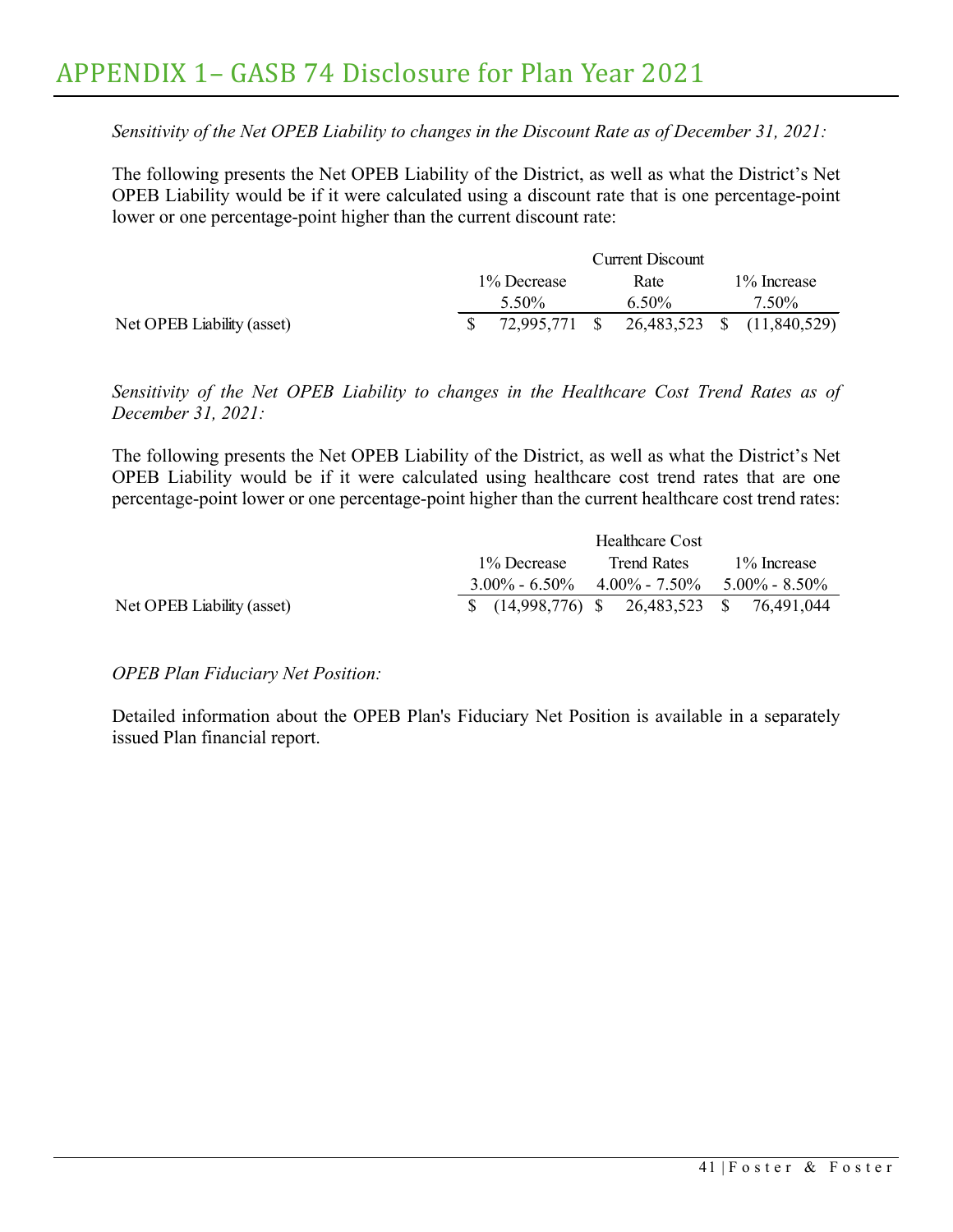# APPENDIX 1– GASB 74 Disclosure for Plan Year 2021

*Sensitivity of the Net OPEB Liability to changes in the Discount Rate as of December 31, 2021:*

The following presents the Net OPEB Liability of the District, as well as what the District's Net OPEB Liability would be if it were calculated using a discount rate that is one percentage-point lower or one percentage-point higher than the current discount rate:

| | 1% Decrease | Current Discount Rate | 1% Increase |
|---|---|---|---|
| | 5.50% | 6.50% | 7.50% |
| Net OPEB Liability (asset) | $ 72,995,771 | $ 26,483,523 | $ (11,840,529) |

*Sensitivity of the Net OPEB Liability to changes in the Healthcare Cost Trend Rates as of December 31, 2021:*

The following presents the Net OPEB Liability of the District, as well as what the District's Net OPEB Liability would be if it were calculated using healthcare cost trend rates that are one percentage-point lower or one percentage-point higher than the current healthcare cost trend rates:

| | 1% Decrease | Healthcare Cost Trend Rates | 1% Increase |
|---|---|---|---|
| | 3.00% - 6.50% | 4.00% - 7.50% | 5.00% - 8.50% |
| Net OPEB Liability (asset) | $ (14,998,776) | $ 26,483,523 | $ 76,491,044 |

*OPEB Plan Fiduciary Net Position:*

Detailed information about the OPEB Plan's Fiduciary Net Position is available in a separately issued Plan financial report.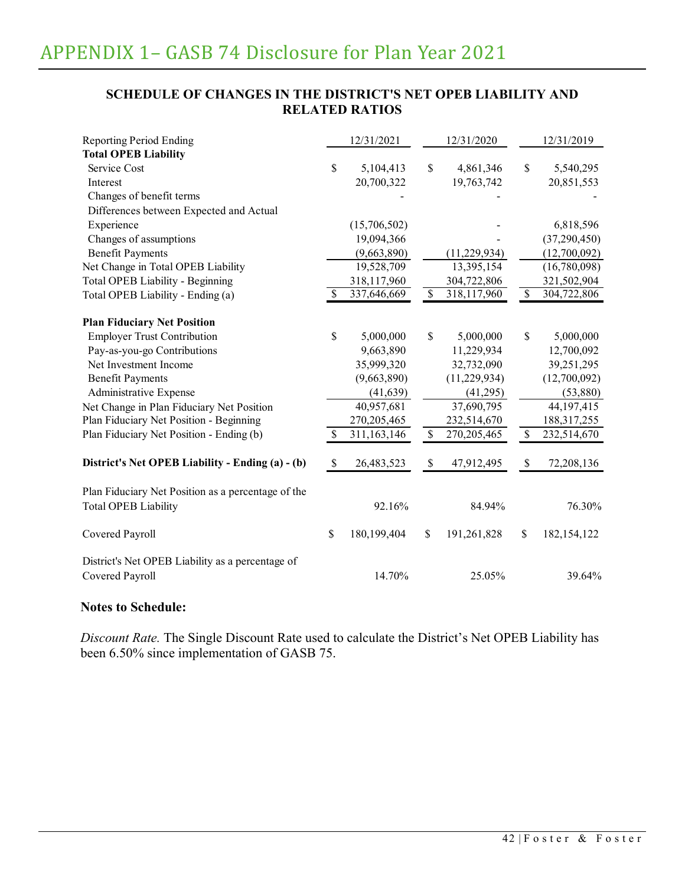# APPENDIX 1– GASB 74 Disclosure for Plan Year 2021

## SCHEDULE OF CHANGES IN THE DISTRICT'S NET OPEB LIABILITY AND RELATED RATIOS

| Reporting Period Ending | 12/31/2021 | 12/31/2020 | 12/31/2019 |
|---|---|---|---|
| **Total OPEB Liability** | | | |
| Service Cost | $ 5,104,413 | $ 4,861,346 | $ 5,540,295 |
| Interest | 20,700,322 | 19,763,742 | 20,851,553 |
| Changes of benefit terms | - | - | - |
| Differences between Expected and Actual Experience | (15,706,502) | - | 6,818,596 |
| Changes of assumptions | 19,094,366 | - | (37,290,450) |
| Benefit Payments | (9,663,890) | (11,229,934) | (12,700,092) |
| Net Change in Total OPEB Liability | 19,528,709 | 13,395,154 | (16,780,098) |
| Total OPEB Liability - Beginning | 318,117,960 | 304,722,806 | 321,502,904 |
| Total OPEB Liability - Ending (a) | $ 337,646,669 | $ 318,117,960 | $ 304,722,806 |
| | | | |
| **Plan Fiduciary Net Position** | | | |
| Employer Trust Contribution | $ 5,000,000 | $ 5,000,000 | $ 5,000,000 |
| Pay-as-you-go Contributions | 9,663,890 | 11,229,934 | 12,700,092 |
| Net Investment Income | 35,999,320 | 32,732,090 | 39,251,295 |
| Benefit Payments | (9,663,890) | (11,229,934) | (12,700,092) |
| Administrative Expense | (41,639) | (41,295) | (53,880) |
| Net Change in Plan Fiduciary Net Position | 40,957,681 | 37,690,795 | 44,197,415 |
| Plan Fiduciary Net Position - Beginning | 270,205,465 | 232,514,670 | 188,317,255 |
| Plan Fiduciary Net Position - Ending (b) | $ 311,163,146 | $ 270,205,465 | $ 232,514,670 |
| | | | |
| **District's Net OPEB Liability - Ending (a) - (b)** | $ 26,483,523 | $ 47,912,495 | $ 72,208,136 |
| | | | |
| Plan Fiduciary Net Position as a percentage of the Total OPEB Liability | 92.16% | 84.94% | 76.30% |
| | | | |
| Covered Payroll | $ 180,199,404 | $ 191,261,828 | $ 182,154,122 |
| | | | |
| District's Net OPEB Liability as a percentage of Covered Payroll | 14.70% | 25.05% | 39.64% |

**Notes to Schedule:**

*Discount Rate.* The Single Discount Rate used to calculate the District's Net OPEB Liability has been 6.50% since implementation of GASB 75.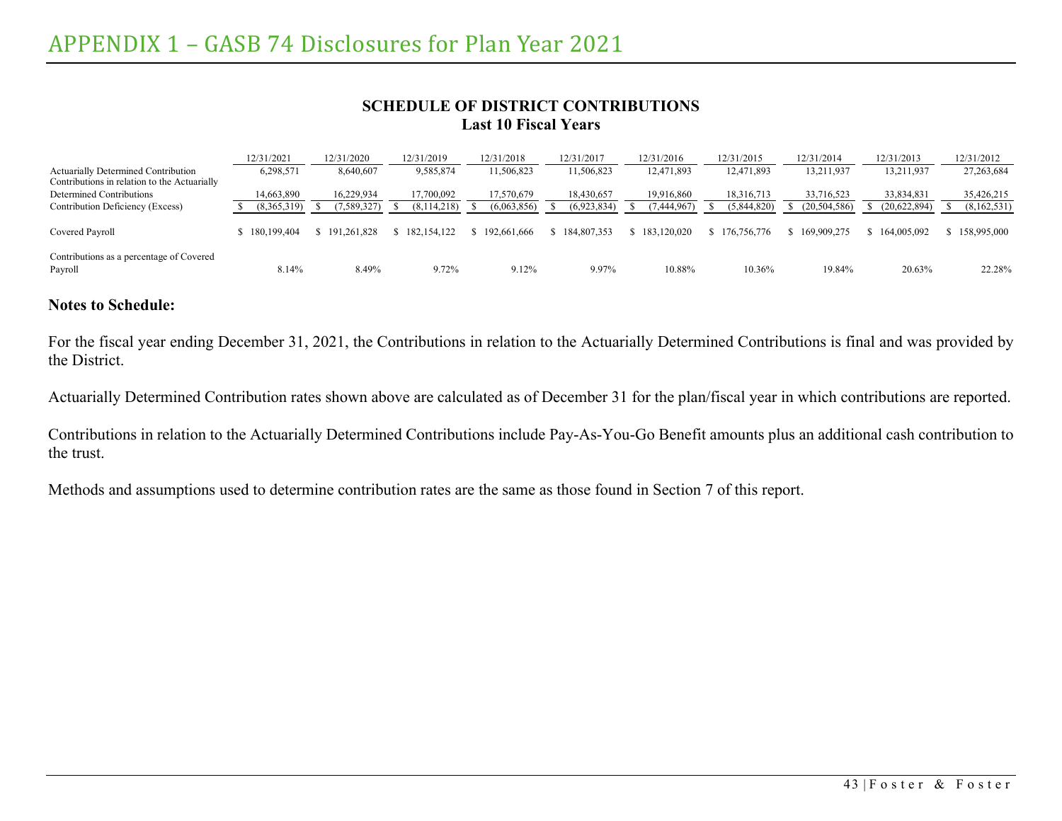# APPENDIX 1 – GASB 74 Disclosures for Plan Year 2021

**SCHEDULE OF DISTRICT CONTRIBUTIONS**
**Last 10 Fiscal Years**

| | 12/31/2021 | 12/31/2020 | 12/31/2019 | 12/31/2018 | 12/31/2017 | 12/31/2016 | 12/31/2015 | 12/31/2014 | 12/31/2013 | 12/31/2012 |
|---|---|---|---|---|---|---|---|---|---|---|
| Actuarially Determined Contribution | 6,298,571 | 8,640,607 | 9,585,874 | 11,506,823 | 11,506,823 | 12,471,893 | 12,471,893 | 13,211,937 | 13,211,937 | 27,263,684 |
| Contributions in relation to the Actuarially Determined Contributions | 14,663,890 | 16,229,934 | 17,700,092 | 17,570,679 | 18,430,657 | 19,916,860 | 18,316,713 | 33,716,523 | 33,834,831 | 35,426,215 |
| Contribution Deficiency (Excess) | $ (8,365,319) | $ (7,589,327) | $ (8,114,218) | $ (6,063,856) | $ (6,923,834) | $ (7,444,967) | $ (5,844,820) | $ (20,504,586) | $ (20,622,894) | $ (8,162,531) |
| Covered Payroll | $ 180,199,404 | $ 191,261,828 | $ 182,154,122 | $ 192,661,666 | $ 184,807,353 | $ 183,120,020 | $ 176,756,776 | $ 169,909,275 | $ 164,005,092 | $ 158,995,000 |
| Contributions as a percentage of Covered Payroll | 8.14% | 8.49% | 9.72% | 9.12% | 9.97% | 10.88% | 10.36% | 19.84% | 20.63% | 22.28% |

**Notes to Schedule:**

For the fiscal year ending December 31, 2021, the Contributions in relation to the Actuarially Determined Contributions is final and was provided by the District.

Actuarially Determined Contribution rates shown above are calculated as of December 31 for the plan/fiscal year in which contributions are reported.

Contributions in relation to the Actuarially Determined Contributions include Pay-As-You-Go Benefit amounts plus an additional cash contribution to the trust.

Methods and assumptions used to determine contribution rates are the same as those found in Section 7 of this report.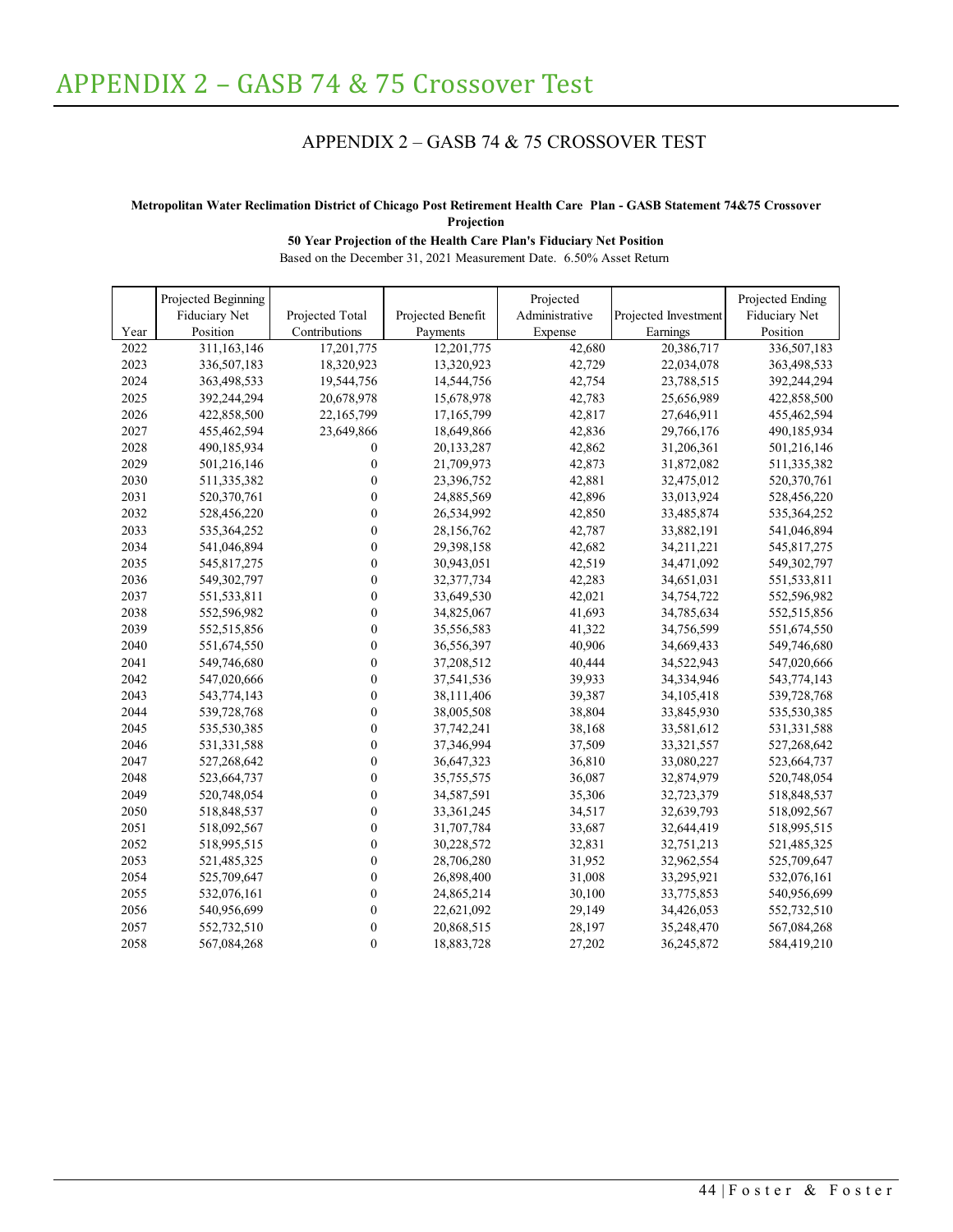# APPENDIX 2 – GASB 74 & 75 Crossover Test

## APPENDIX 2 – GASB 74 & 75 CROSSOVER TEST

**Metropolitan Water Reclamation District of Chicago Post Retirement Health Care Plan - GASB Statement 74&75 Crossover Projection**

**50 Year Projection of the Health Care Plan's Fiduciary Net Position**

Based on the December 31, 2021 Measurement Date. 6.50% Asset Return

| Year | Projected Beginning Fiduciary Net Position | Projected Total Contributions | Projected Benefit Payments | Projected Administrative Expense | Projected Investment Earnings | Projected Ending Fiduciary Net Position |
|---|---|---|---|---|---|---|
| 2022 | 311,163,146 | 17,201,775 | 12,201,775 | 42,680 | 20,386,717 | 336,507,183 |
| 2023 | 336,507,183 | 18,320,923 | 13,320,923 | 42,729 | 22,034,078 | 363,498,533 |
| 2024 | 363,498,533 | 19,544,756 | 14,544,756 | 42,754 | 23,788,515 | 392,244,294 |
| 2025 | 392,244,294 | 20,678,978 | 15,678,978 | 42,783 | 25,656,989 | 422,858,500 |
| 2026 | 422,858,500 | 22,165,799 | 17,165,799 | 42,817 | 27,646,911 | 455,462,594 |
| 2027 | 455,462,594 | 23,649,866 | 18,649,866 | 42,836 | 29,766,176 | 490,185,934 |
| 2028 | 490,185,934 | 0 | 20,133,287 | 42,862 | 31,206,361 | 501,216,146 |
| 2029 | 501,216,146 | 0 | 21,709,973 | 42,873 | 31,872,082 | 511,335,382 |
| 2030 | 511,335,382 | 0 | 23,396,752 | 42,881 | 32,475,012 | 520,370,761 |
| 2031 | 520,370,761 | 0 | 24,885,569 | 42,896 | 33,013,924 | 528,456,220 |
| 2032 | 528,456,220 | 0 | 26,534,992 | 42,850 | 33,485,874 | 535,364,252 |
| 2033 | 535,364,252 | 0 | 28,156,762 | 42,787 | 33,882,191 | 541,046,894 |
| 2034 | 541,046,894 | 0 | 29,398,158 | 42,682 | 34,211,221 | 545,817,275 |
| 2035 | 545,817,275 | 0 | 30,943,051 | 42,519 | 34,471,092 | 549,302,797 |
| 2036 | 549,302,797 | 0 | 32,377,734 | 42,283 | 34,651,031 | 551,533,811 |
| 2037 | 551,533,811 | 0 | 33,649,530 | 42,021 | 34,754,722 | 552,596,982 |
| 2038 | 552,596,982 | 0 | 34,825,067 | 41,693 | 34,785,634 | 552,515,856 |
| 2039 | 552,515,856 | 0 | 35,556,583 | 41,322 | 34,756,599 | 551,674,550 |
| 2040 | 551,674,550 | 0 | 36,556,397 | 40,906 | 34,669,433 | 549,746,680 |
| 2041 | 549,746,680 | 0 | 37,208,512 | 40,444 | 34,522,943 | 547,020,666 |
| 2042 | 547,020,666 | 0 | 37,541,536 | 39,933 | 34,334,946 | 543,774,143 |
| 2043 | 543,774,143 | 0 | 38,111,406 | 39,387 | 34,105,418 | 539,728,768 |
| 2044 | 539,728,768 | 0 | 38,005,508 | 38,804 | 33,845,930 | 535,530,385 |
| 2045 | 535,530,385 | 0 | 37,742,241 | 38,168 | 33,581,612 | 531,331,588 |
| 2046 | 531,331,588 | 0 | 37,346,994 | 37,509 | 33,321,557 | 527,268,642 |
| 2047 | 527,268,642 | 0 | 36,647,323 | 36,810 | 33,080,227 | 523,664,737 |
| 2048 | 523,664,737 | 0 | 35,755,575 | 36,087 | 32,874,979 | 520,748,054 |
| 2049 | 520,748,054 | 0 | 34,587,591 | 35,306 | 32,723,379 | 518,848,537 |
| 2050 | 518,848,537 | 0 | 33,361,245 | 34,517 | 32,639,793 | 518,092,567 |
| 2051 | 518,092,567 | 0 | 31,707,784 | 33,687 | 32,644,419 | 518,995,515 |
| 2052 | 518,995,515 | 0 | 30,228,572 | 32,831 | 32,751,213 | 521,485,325 |
| 2053 | 521,485,325 | 0 | 28,706,280 | 31,952 | 32,962,554 | 525,709,647 |
| 2054 | 525,709,647 | 0 | 26,898,400 | 31,008 | 33,295,921 | 532,076,161 |
| 2055 | 532,076,161 | 0 | 24,865,214 | 30,100 | 33,775,853 | 540,956,699 |
| 2056 | 540,956,699 | 0 | 22,621,092 | 29,149 | 34,426,053 | 552,732,510 |
| 2057 | 552,732,510 | 0 | 20,868,515 | 28,197 | 35,248,470 | 567,084,268 |
| 2058 | 567,084,268 | 0 | 18,883,728 | 27,202 | 36,245,872 | 584,419,210 |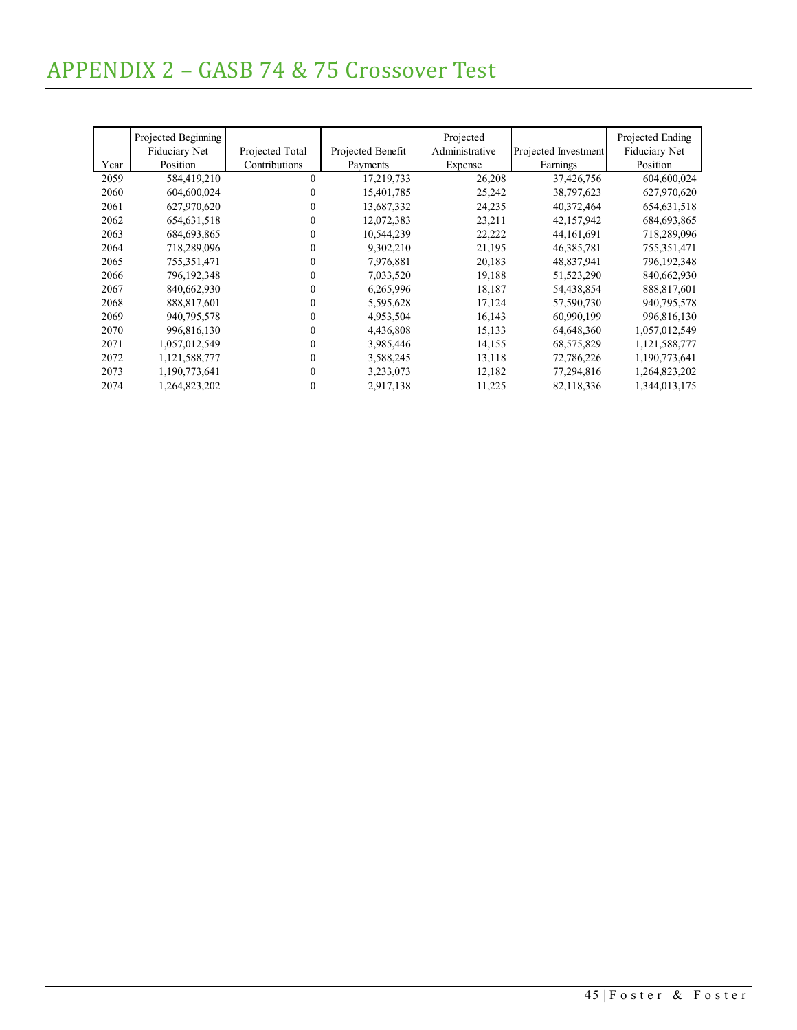# APPENDIX 2 – GASB 74 & 75 Crossover Test

| Year | Projected Beginning Fiduciary Net Position | Projected Total Contributions | Projected Benefit Payments | Projected Administrative Expense | Projected Investment Earnings | Projected Ending Fiduciary Net Position |
|---|---|---|---|---|---|---|
| 2059 | 584,419,210 | 0 | 17,219,733 | 26,208 | 37,426,756 | 604,600,024 |
| 2060 | 604,600,024 | 0 | 15,401,785 | 25,242 | 38,797,623 | 627,970,620 |
| 2061 | 627,970,620 | 0 | 13,687,332 | 24,235 | 40,372,464 | 654,631,518 |
| 2062 | 654,631,518 | 0 | 12,072,383 | 23,211 | 42,157,942 | 684,693,865 |
| 2063 | 684,693,865 | 0 | 10,544,239 | 22,222 | 44,161,691 | 718,289,096 |
| 2064 | 718,289,096 | 0 | 9,302,210 | 21,195 | 46,385,781 | 755,351,471 |
| 2065 | 755,351,471 | 0 | 7,976,881 | 20,183 | 48,837,941 | 796,192,348 |
| 2066 | 796,192,348 | 0 | 7,033,520 | 19,188 | 51,523,290 | 840,662,930 |
| 2067 | 840,662,930 | 0 | 6,265,996 | 18,187 | 54,438,854 | 888,817,601 |
| 2068 | 888,817,601 | 0 | 5,595,628 | 17,124 | 57,590,730 | 940,795,578 |
| 2069 | 940,795,578 | 0 | 4,953,504 | 16,143 | 60,990,199 | 996,816,130 |
| 2070 | 996,816,130 | 0 | 4,436,808 | 15,133 | 64,648,360 | 1,057,012,549 |
| 2071 | 1,057,012,549 | 0 | 3,985,446 | 14,155 | 68,575,829 | 1,121,588,777 |
| 2072 | 1,121,588,777 | 0 | 3,588,245 | 13,118 | 72,786,226 | 1,190,773,641 |
| 2073 | 1,190,773,641 | 0 | 3,233,073 | 12,182 | 77,294,816 | 1,264,823,202 |
| 2074 | 1,264,823,202 | 0 | 2,917,138 | 11,225 | 82,118,336 | 1,344,013,175 |